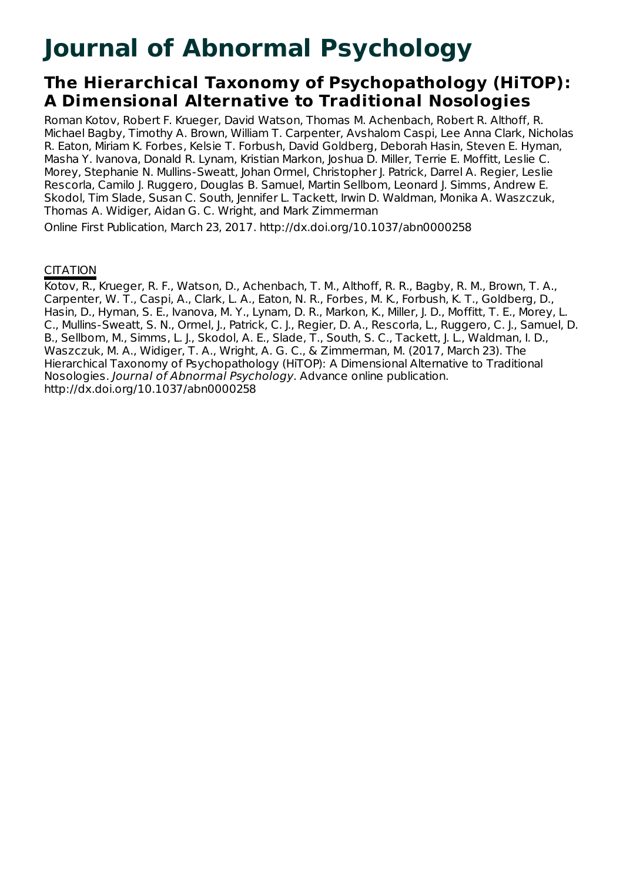# Journal of Abnormal Psychology

## The Hierarchical Taxonomy of Psychopathology (HiTOP): A Dimensional Alternative to Traditional Nosologies

Roman Kotov, Robert F. Krueger, David Watson, Thomas M. Achenbach, Robert R. Althoff, R. Michael Bagby, Timothy A. Brown, William T. Carpenter, Avshalom Caspi, Lee Anna Clark, Nicholas R. Eaton, Miriam K. Forbes, Kelsie T. Forbush, David Goldberg, Deborah Hasin, Steven E. Hyman, Masha Y. Ivanova, Donald R. Lynam, Kristian Markon, Joshua D. Miller, Terrie E. Moffitt, Leslie C. Morey, Stephanie N. Mullins-Sweatt, Johan Ormel, Christopher J. Patrick, Darrel A. Regier, Leslie Rescorla, Camilo J. Ruggero, Douglas B. Samuel, Martin Sellbom, Leonard J. Simms, Andrew E. Skodol, Tim Slade, Susan C. South, Jennifer L. Tackett, Irwin D. Waldman, Monika A. Waszczuk, Thomas A. Widiger, Aidan G. C. Wright, and Mark Zimmerman

Online First Publication, March 23, 2017. http://dx.doi.org/10.1037/abn0000258

CITATION

Kotov, R., Krueger, R. F., Watson, D., Achenbach, T. M., Althoff, R. R., Bagby, R. M., Brown, T. A., Carpenter, W. T., Caspi, A., Clark, L. A., Eaton, N. R., Forbes, M. K., Forbush, K. T., Goldberg, D., Hasin, D., Hyman, S. E., Ivanova, M. Y., Lynam, D. R., Markon, K., Miller, J. D., Moffitt, T. E., Morey, L. C., Mullins-Sweatt, S. N., Ormel, J., Patrick, C. J., Regier, D. A., Rescorla, L., Ruggero, C. J., Samuel, D. B., Sellbom, M., Simms, L. J., Skodol, A. E., Slade, T., South, S. C., Tackett, J. L., Waldman, I. D., Waszczuk, M. A., Widiger, T. A., Wright, A. G. C., & Zimmerman, M. (2017, March 23). The Hierarchical Taxonomy of Psychopathology (HiTOP): A Dimensional Alternative to Traditional Nosologies. *Journal of Abnormal Psychology*. Advance online publication. http://dx.doi.org/10.1037/abn0000258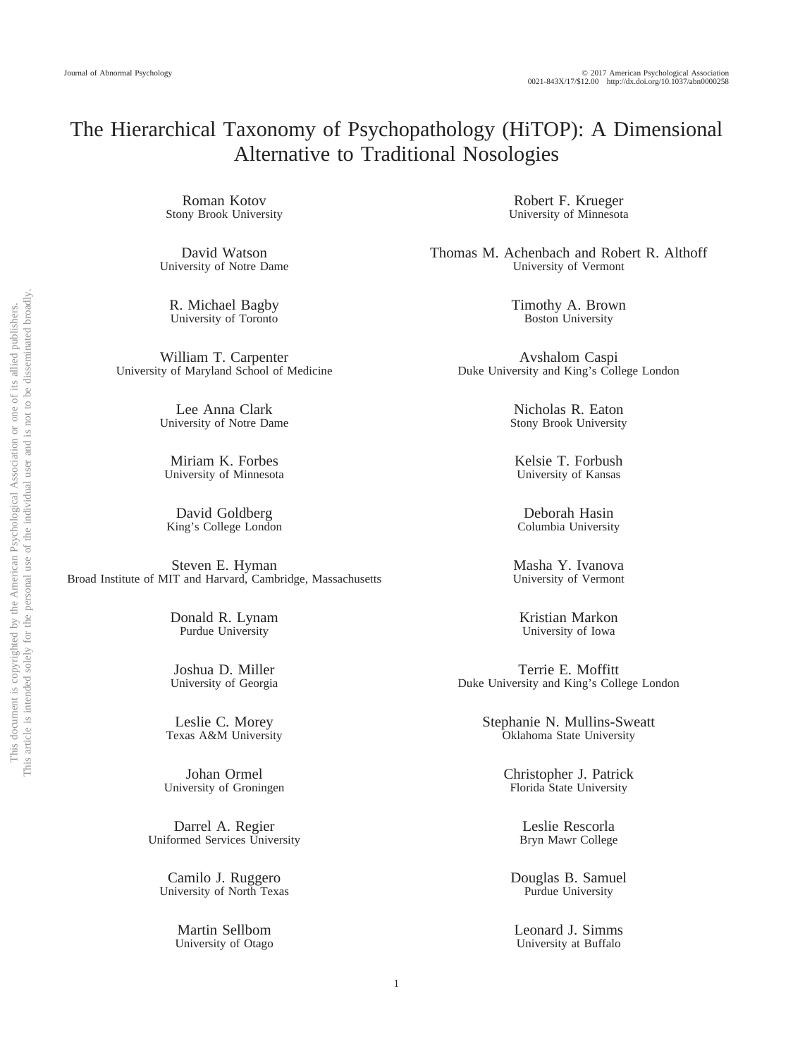# The Hierarchical Taxonomy of Psychopathology (HiTOP): A Dimensional Alternative to Traditional Nosologies

Roman Kotov
Stony Brook University

Robert F. Krueger
University of Minnesota

David Watson
University of Notre Dame

Thomas M. Achenbach and Robert R. Althoff
University of Vermont

R. Michael Bagby
University of Toronto

Timothy A. Brown
Boston University

William T. Carpenter
University of Maryland School of Medicine

Avshalom Caspi
Duke University and King's College London

Lee Anna Clark
University of Notre Dame

Nicholas R. Eaton
Stony Brook University

Miriam K. Forbes
University of Minnesota

Kelsie T. Forbush
University of Kansas

David Goldberg
King's College London

Deborah Hasin
Columbia University

Steven E. Hyman
Broad Institute of MIT and Harvard, Cambridge, Massachusetts

Masha Y. Ivanova
University of Vermont

Donald R. Lynam
Purdue University

Kristian Markon
University of Iowa

Joshua D. Miller
University of Georgia

Terrie E. Moffitt
Duke University and King's College London

Leslie C. Morey
Texas A&M University

Stephanie N. Mullins-Sweatt
Oklahoma State University

Johan Ormel
University of Groningen

Christopher J. Patrick
Florida State University

Darrel A. Regier
Uniformed Services University

Leslie Rescorla
Bryn Mawr College

Camilo J. Ruggero
University of North Texas

Douglas B. Samuel
Purdue University

Martin Sellbom
University of Otago

Leonard J. Simms
University at Buffalo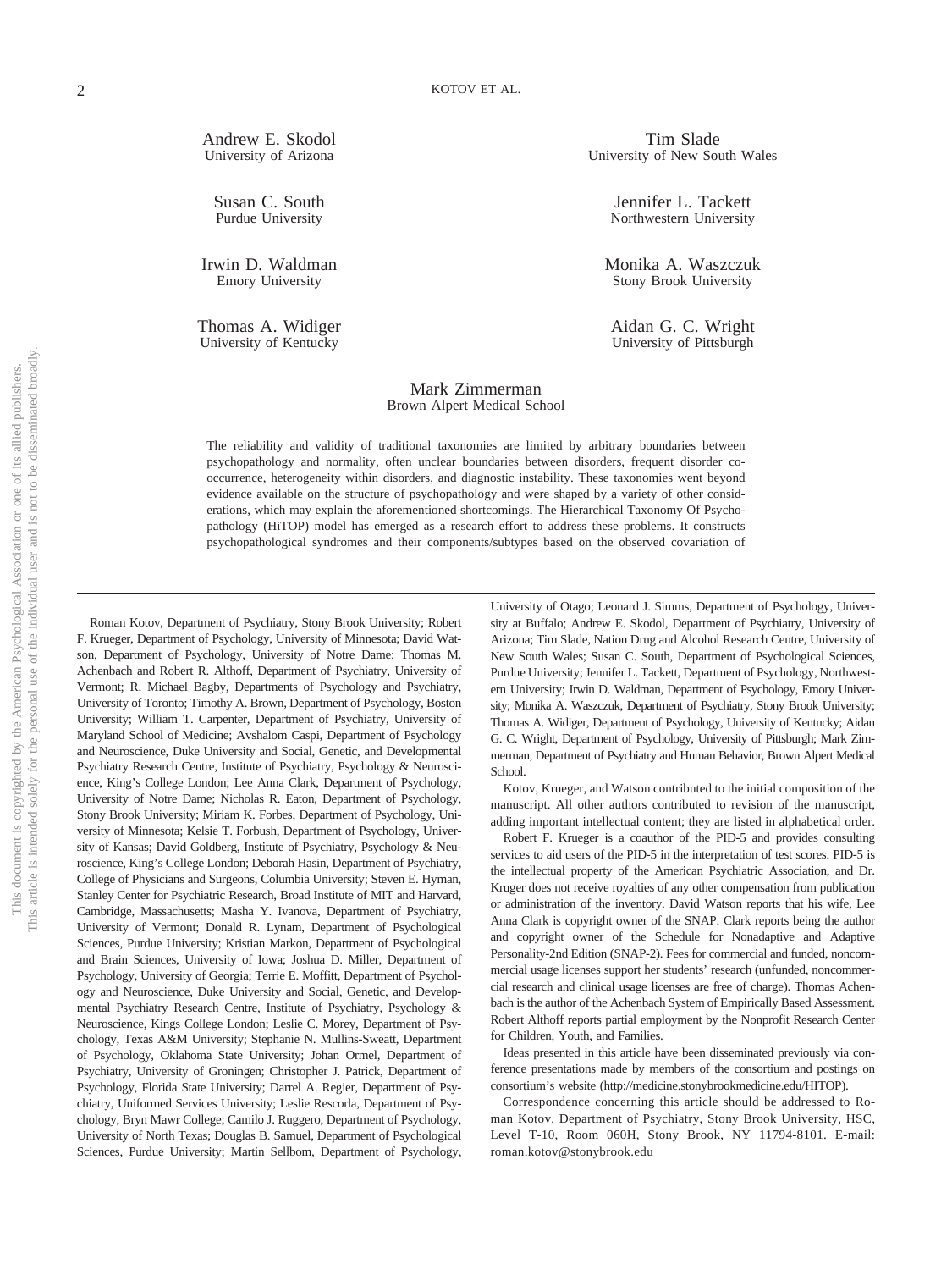Andrew E. Skodol
University of Arizona

Tim Slade
University of New South Wales

Susan C. South
Purdue University

Jennifer L. Tackett
Northwestern University

Irwin D. Waldman
Emory University

Monika A. Waszczuk
Stony Brook University

Thomas A. Widiger
University of Kentucky

Aidan G. C. Wright
University of Pittsburgh

Mark Zimmerman
Brown Alpert Medical School

The reliability and validity of traditional taxonomies are limited by arbitrary boundaries between psychopathology and normality, often unclear boundaries between disorders, frequent disorder co-occurrence, heterogeneity within disorders, and diagnostic instability. These taxonomies went beyond evidence available on the structure of psychopathology and were shaped by a variety of other considerations, which may explain the aforementioned shortcomings. The Hierarchical Taxonomy Of Psychopathology (HiTOP) model has emerged as a research effort to address these problems. It constructs psychopathological syndromes and their components/subtypes based on the observed covariation of

---

Roman Kotov, Department of Psychiatry, Stony Brook University; Robert F. Krueger, Department of Psychology, University of Minnesota; David Watson, Department of Psychology, University of Notre Dame; Thomas M. Achenbach and Robert R. Althoff, Department of Psychiatry, University of Vermont; R. Michael Bagby, Departments of Psychology and Psychiatry, University of Toronto; Timothy A. Brown, Department of Psychology, Boston University; William T. Carpenter, Department of Psychiatry, University of Maryland School of Medicine; Avshalom Caspi, Department of Psychology and Neuroscience, Duke University and Social, Genetic, and Developmental Psychiatry Research Centre, Institute of Psychiatry, Psychology & Neuroscience, King's College London; Lee Anna Clark, Department of Psychology, University of Notre Dame; Nicholas R. Eaton, Department of Psychology, Stony Brook University; Miriam K. Forbes, Department of Psychology, University of Minnesota; Kelsie T. Forbush, Department of Psychology, University of Kansas; David Goldberg, Institute of Psychiatry, Psychology & Neuroscience, King's College London; Deborah Hasin, Department of Psychiatry, College of Physicians and Surgeons, Columbia University; Steven E. Hyman, Stanley Center for Psychiatric Research, Broad Institute of MIT and Harvard, Cambridge, Massachusetts; Masha Y. Ivanova, Department of Psychiatry, University of Vermont; Donald R. Lynam, Department of Psychological Sciences, Purdue University; Kristian Markon, Department of Psychological and Brain Sciences, University of Iowa; Joshua D. Miller, Department of Psychology, University of Georgia; Terrie E. Moffitt, Department of Psychology and Neuroscience, Duke University and Social, Genetic, and Developmental Psychiatry Research Centre, Institute of Psychiatry, Psychology & Neuroscience, Kings College London; Leslie C. Morey, Department of Psychology, Texas A&M University; Stephanie N. Mullins-Sweatt, Department of Psychology, Oklahoma State University; Johan Ormel, Department of Psychiatry, University of Groningen; Christopher J. Patrick, Department of Psychology, Florida State University; Darrel A. Regier, Department of Psychiatry, Uniformed Services University; Leslie Rescorla, Department of Psychology, Bryn Mawr College; Camilo J. Ruggero, Department of Psychology, University of North Texas; Douglas B. Samuel, Department of Psychological Sciences, Purdue University; Martin Sellbom, Department of Psychology, University of Otago; Leonard J. Simms, Department of Psychology, University at Buffalo; Andrew E. Skodol, Department of Psychiatry, University of Arizona; Tim Slade, Nation Drug and Alcohol Research Centre, University of New South Wales; Susan C. South, Department of Psychological Sciences, Purdue University; Jennifer L. Tackett, Department of Psychology, Northwestern University; Irwin D. Waldman, Department of Psychology, Emory University; Monika A. Waszczuk, Department of Psychiatry, Stony Brook University; Thomas A. Widiger, Department of Psychology, University of Kentucky; Aidan G. C. Wright, Department of Psychology, University of Pittsburgh; Mark Zimmerman, Department of Psychiatry and Human Behavior, Brown Alpert Medical School.

Kotov, Krueger, and Watson contributed to the initial composition of the manuscript. All other authors contributed to revision of the manuscript, adding important intellectual content; they are listed in alphabetical order.

Robert F. Krueger is a coauthor of the PID-5 and provides consulting services to aid users of the PID-5 in the interpretation of test scores. PID-5 is the intellectual property of the American Psychiatric Association, and Dr. Kruger does not receive royalties of any other compensation from publication or administration of the inventory. David Watson reports that his wife, Lee Anna Clark is copyright owner of the SNAP. Clark reports being the author and copyright owner of the Schedule for Nonadaptive and Adaptive Personality-2nd Edition (SNAP-2). Fees for commercial and funded, noncommercial usage licenses support her students' research (unfunded, noncommercial research and clinical usage licenses are free of charge). Thomas Achenbach is the author of the Achenbach System of Empirically Based Assessment. Robert Althoff reports partial employment by the Nonprofit Research Center for Children, Youth, and Families.

Ideas presented in this article have been disseminated previously via conference presentations made by members of the consortium and postings on consortium's website (http://medicine.stonybrookmedicine.edu/HITOP).

Correspondence concerning this article should be addressed to Roman Kotov, Department of Psychiatry, Stony Brook University, HSC, Level T-10, Room 060H, Stony Brook, NY 11794-8101. E-mail: roman.kotov@stonybrook.edu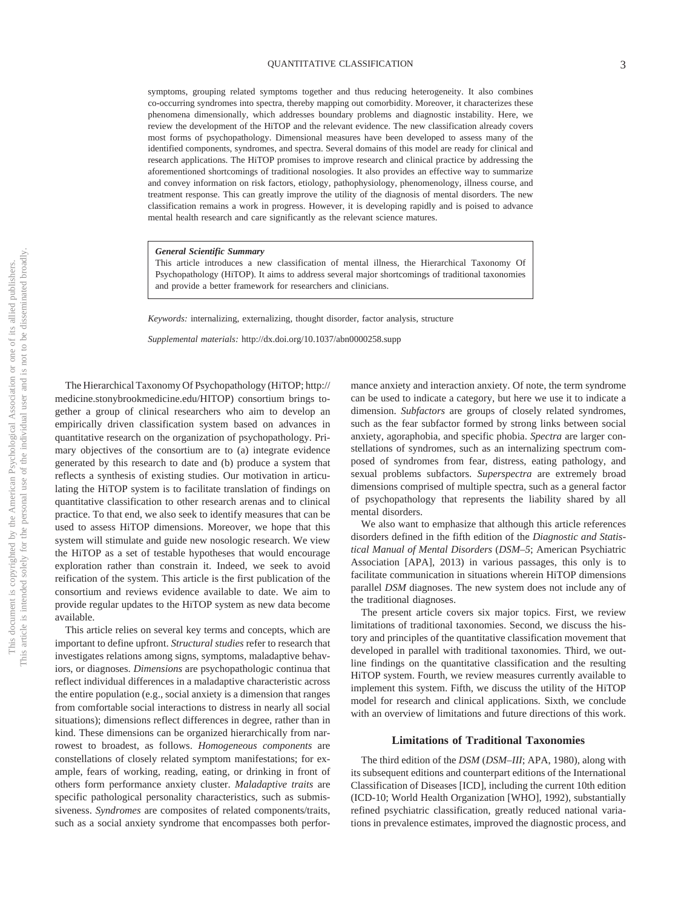symptoms, grouping related symptoms together and thus reducing heterogeneity. It also combines co-occurring syndromes into spectra, thereby mapping out comorbidity. Moreover, it characterizes these phenomena dimensionally, which addresses boundary problems and diagnostic instability. Here, we review the development of the HiTOP and the relevant evidence. The new classification already covers most forms of psychopathology. Dimensional measures have been developed to assess many of the identified components, syndromes, and spectra. Several domains of this model are ready for clinical and research applications. The HiTOP promises to improve research and clinical practice by addressing the aforementioned shortcomings of traditional nosologies. It also provides an effective way to summarize and convey information on risk factors, etiology, pathophysiology, phenomenology, illness course, and treatment response. This can greatly improve the utility of the diagnosis of mental disorders. The new classification remains a work in progress. However, it is developing rapidly and is poised to advance mental health research and care significantly as the relevant science matures.

***General Scientific Summary***

This article introduces a new classification of mental illness, the Hierarchical Taxonomy Of Psychopathology (HiTOP). It aims to address several major shortcomings of traditional taxonomies and provide a better framework for researchers and clinicians.

*Keywords:* internalizing, externalizing, thought disorder, factor analysis, structure

*Supplemental materials:* http://dx.doi.org/10.1037/abn0000258.supp

The Hierarchical Taxonomy Of Psychopathology (HiTOP; http://medicine.stonybrookmedicine.edu/HITOP) consortium brings together a group of clinical researchers who aim to develop an empirically driven classification system based on advances in quantitative research on the organization of psychopathology. Primary objectives of the consortium are to (a) integrate evidence generated by this research to date and (b) produce a system that reflects a synthesis of existing studies. Our motivation in articulating the HiTOP system is to facilitate translation of findings on quantitative classification to other research arenas and to clinical practice. To that end, we also seek to identify measures that can be used to assess HiTOP dimensions. Moreover, we hope that this system will stimulate and guide new nosologic research. We view the HiTOP as a set of testable hypotheses that would encourage exploration rather than constrain it. Indeed, we seek to avoid reification of the system. This article is the first publication of the consortium and reviews evidence available to date. We aim to provide regular updates to the HiTOP system as new data become available.

This article relies on several key terms and concepts, which are important to define upfront. *Structural studies* refer to research that investigates relations among signs, symptoms, maladaptive behaviors, or diagnoses. *Dimensions* are psychopathologic continua that reflect individual differences in a maladaptive characteristic across the entire population (e.g., social anxiety is a dimension that ranges from comfortable social interactions to distress in nearly all social situations); dimensions reflect differences in degree, rather than in kind. These dimensions can be organized hierarchically from narrowest to broadest, as follows. *Homogeneous components* are constellations of closely related symptom manifestations; for example, fears of working, reading, eating, or drinking in front of others form performance anxiety cluster. *Maladaptive traits* are specific pathological personality characteristics, such as submissiveness. *Syndromes* are composites of related components/traits, such as a social anxiety syndrome that encompasses both performance anxiety and interaction anxiety. Of note, the term syndrome can be used to indicate a category, but here we use it to indicate a dimension. *Subfactors* are groups of closely related syndromes, such as the fear subfactor formed by strong links between social anxiety, agoraphobia, and specific phobia. *Spectra* are larger constellations of syndromes, such as an internalizing spectrum composed of syndromes from fear, distress, eating pathology, and sexual problems subfactors. *Superspectra* are extremely broad dimensions comprised of multiple spectra, such as a general factor of psychopathology that represents the liability shared by all mental disorders.

We also want to emphasize that although this article references disorders defined in the fifth edition of the *Diagnostic and Statistical Manual of Mental Disorders* (*DSM–5*; American Psychiatric Association [APA], 2013) in various passages, this only is to facilitate communication in situations wherein HiTOP dimensions parallel *DSM* diagnoses. The new system does not include any of the traditional diagnoses.

The present article covers six major topics. First, we review limitations of traditional taxonomies. Second, we discuss the history and principles of the quantitative classification movement that developed in parallel with traditional taxonomies. Third, we outline findings on the quantitative classification and the resulting HiTOP system. Fourth, we review measures currently available to implement this system. Fifth, we discuss the utility of the HiTOP model for research and clinical applications. Sixth, we conclude with an overview of limitations and future directions of this work.

## Limitations of Traditional Taxonomies

The third edition of the *DSM* (*DSM–III*; APA, 1980), along with its subsequent editions and counterpart editions of the International Classification of Diseases [ICD], including the current 10th edition (ICD-10; World Health Organization [WHO], 1992), substantially refined psychiatric classification, greatly reduced national variations in prevalence estimates, improved the diagnostic process, and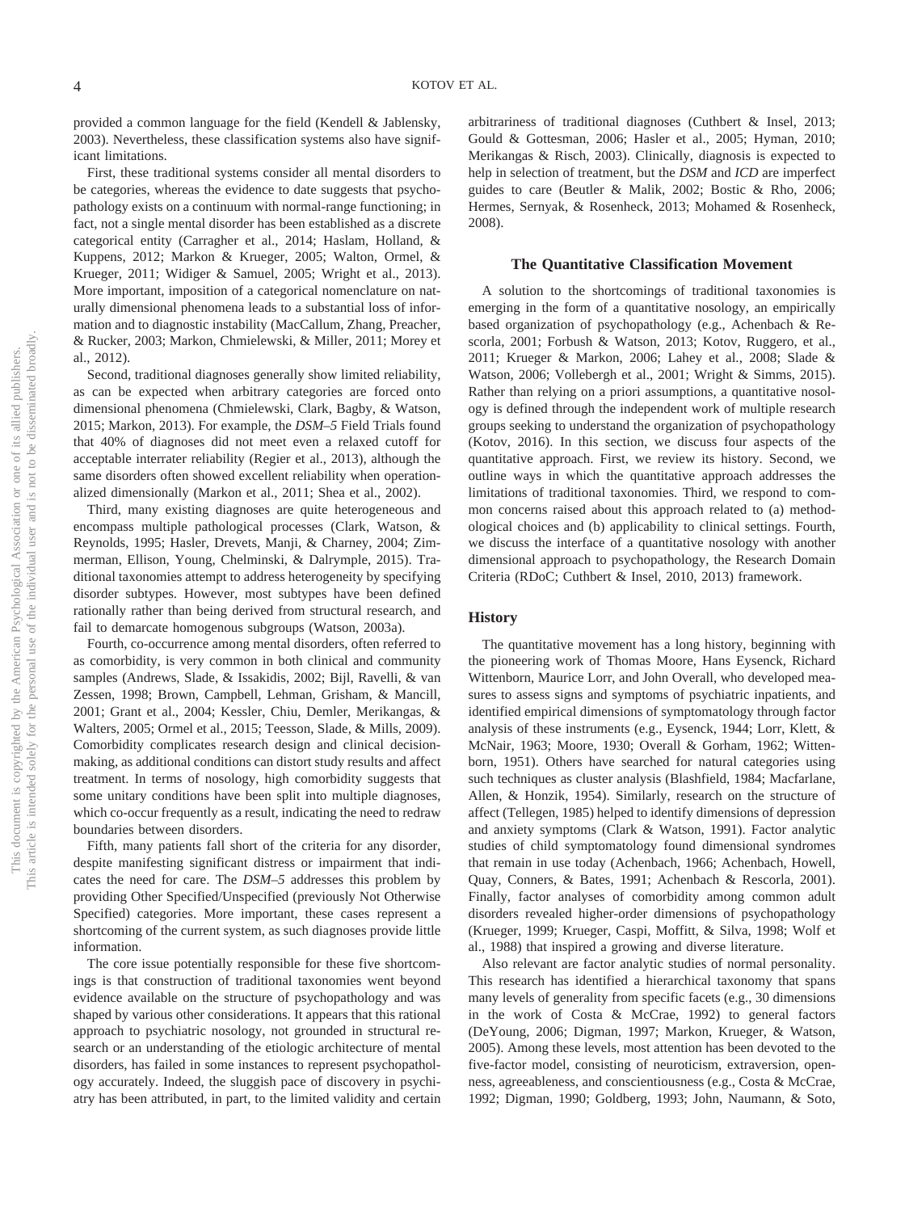provided a common language for the field (Kendell & Jablensky, 2003). Nevertheless, these classification systems also have significant limitations.

First, these traditional systems consider all mental disorders to be categories, whereas the evidence to date suggests that psychopathology exists on a continuum with normal-range functioning; in fact, not a single mental disorder has been established as a discrete categorical entity (Carragher et al., 2014; Haslam, Holland, & Kuppens, 2012; Markon & Krueger, 2005; Walton, Ormel, & Krueger, 2011; Widiger & Samuel, 2005; Wright et al., 2013). More important, imposition of a categorical nomenclature on naturally dimensional phenomena leads to a substantial loss of information and to diagnostic instability (MacCallum, Zhang, Preacher, & Rucker, 2003; Markon, Chmielewski, & Miller, 2011; Morey et al., 2012).

Second, traditional diagnoses generally show limited reliability, as can be expected when arbitrary categories are forced onto dimensional phenomena (Chmielewski, Clark, Bagby, & Watson, 2015; Markon, 2013). For example, the *DSM–5* Field Trials found that 40% of diagnoses did not meet even a relaxed cutoff for acceptable interrater reliability (Regier et al., 2013), although the same disorders often showed excellent reliability when operationalized dimensionally (Markon et al., 2011; Shea et al., 2002).

Third, many existing diagnoses are quite heterogeneous and encompass multiple pathological processes (Clark, Watson, & Reynolds, 1995; Hasler, Drevets, Manji, & Charney, 2004; Zimmerman, Ellison, Young, Chelminski, & Dalrymple, 2015). Traditional taxonomies attempt to address heterogeneity by specifying disorder subtypes. However, most subtypes have been defined rationally rather than being derived from structural research, and fail to demarcate homogenous subgroups (Watson, 2003a).

Fourth, co-occurrence among mental disorders, often referred to as comorbidity, is very common in both clinical and community samples (Andrews, Slade, & Issakidis, 2002; Bijl, Ravelli, & van Zessen, 1998; Brown, Campbell, Lehman, Grisham, & Mancill, 2001; Grant et al., 2004; Kessler, Chiu, Demler, Merikangas, & Walters, 2005; Ormel et al., 2015; Teesson, Slade, & Mills, 2009). Comorbidity complicates research design and clinical decision-making, as additional conditions can distort study results and affect treatment. In terms of nosology, high comorbidity suggests that some unitary conditions have been split into multiple diagnoses, which co-occur frequently as a result, indicating the need to redraw boundaries between disorders.

Fifth, many patients fall short of the criteria for any disorder, despite manifesting significant distress or impairment that indicates the need for care. The *DSM–5* addresses this problem by providing Other Specified/Unspecified (previously Not Otherwise Specified) categories. More important, these cases represent a shortcoming of the current system, as such diagnoses provide little information.

The core issue potentially responsible for these five shortcomings is that construction of traditional taxonomies went beyond evidence available on the structure of psychopathology and was shaped by various other considerations. It appears that this rational approach to psychiatric nosology, not grounded in structural research or an understanding of the etiologic architecture of mental disorders, has failed in some instances to represent psychopathology accurately. Indeed, the sluggish pace of discovery in psychiatry has been attributed, in part, to the limited validity and certain arbitrariness of traditional diagnoses (Cuthbert & Insel, 2013; Gould & Gottesman, 2006; Hasler et al., 2005; Hyman, 2010; Merikangas & Risch, 2003). Clinically, diagnosis is expected to help in selection of treatment, but the *DSM* and *ICD* are imperfect guides to care (Beutler & Malik, 2002; Bostic & Rho, 2006; Hermes, Sernyak, & Rosenheck, 2013; Mohamed & Rosenheck, 2008).

## The Quantitative Classification Movement

A solution to the shortcomings of traditional taxonomies is emerging in the form of a quantitative nosology, an empirically based organization of psychopathology (e.g., Achenbach & Rescorla, 2001; Forbush & Watson, 2013; Kotov, Ruggero, et al., 2011; Krueger & Markon, 2006; Lahey et al., 2008; Slade & Watson, 2006; Vollebergh et al., 2001; Wright & Simms, 2015). Rather than relying on a priori assumptions, a quantitative nosology is defined through the independent work of multiple research groups seeking to understand the organization of psychopathology (Kotov, 2016). In this section, we discuss four aspects of the quantitative approach. First, we review its history. Second, we outline ways in which the quantitative approach addresses the limitations of traditional taxonomies. Third, we respond to common concerns raised about this approach related to (a) methodological choices and (b) applicability to clinical settings. Fourth, we discuss the interface of a quantitative nosology with another dimensional approach to psychopathology, the Research Domain Criteria (RDoC; Cuthbert & Insel, 2010, 2013) framework.

### History

The quantitative movement has a long history, beginning with the pioneering work of Thomas Moore, Hans Eysenck, Richard Wittenborn, Maurice Lorr, and John Overall, who developed measures to assess signs and symptoms of psychiatric inpatients, and identified empirical dimensions of symptomatology through factor analysis of these instruments (e.g., Eysenck, 1944; Lorr, Klett, & McNair, 1963; Moore, 1930; Overall & Gorham, 1962; Wittenborn, 1951). Others have searched for natural categories using such techniques as cluster analysis (Blashfield, 1984; Macfarlane, Allen, & Honzik, 1954). Similarly, research on the structure of affect (Tellegen, 1985) helped to identify dimensions of depression and anxiety symptoms (Clark & Watson, 1991). Factor analytic studies of child symptomatology found dimensional syndromes that remain in use today (Achenbach, 1966; Achenbach, Howell, Quay, Conners, & Bates, 1991; Achenbach & Rescorla, 2001). Finally, factor analyses of comorbidity among common adult disorders revealed higher-order dimensions of psychopathology (Krueger, 1999; Krueger, Caspi, Moffitt, & Silva, 1998; Wolf et al., 1988) that inspired a growing and diverse literature.

Also relevant are factor analytic studies of normal personality. This research has identified a hierarchical taxonomy that spans many levels of generality from specific facets (e.g., 30 dimensions in the work of Costa & McCrae, 1992) to general factors (DeYoung, 2006; Digman, 1997; Markon, Krueger, & Watson, 2005). Among these levels, most attention has been devoted to the five-factor model, consisting of neuroticism, extraversion, openness, agreeableness, and conscientiousness (e.g., Costa & McCrae, 1992; Digman, 1990; Goldberg, 1993; John, Naumann, & Soto,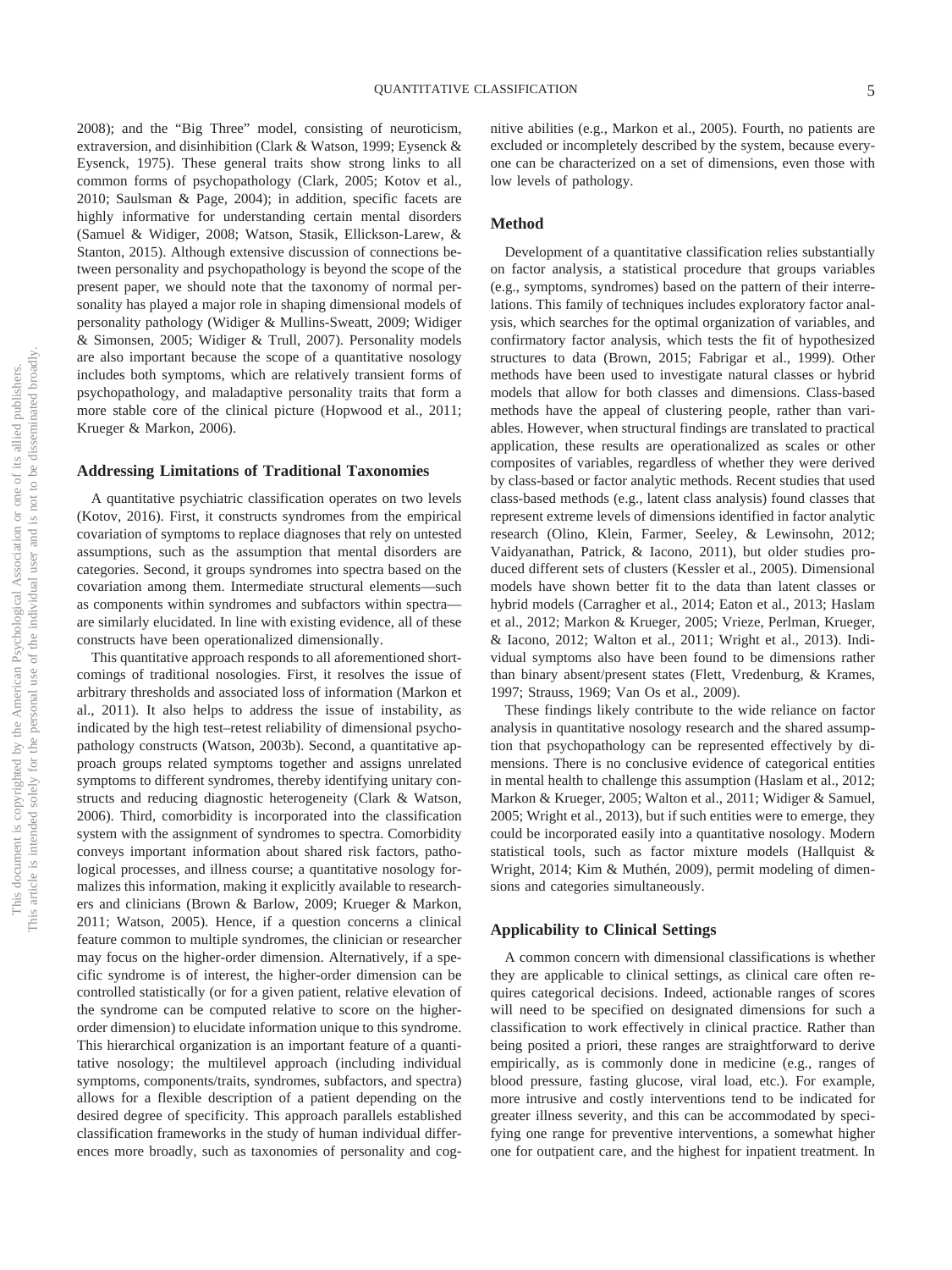2008); and the "Big Three" model, consisting of neuroticism, extraversion, and disinhibition (Clark & Watson, 1999; Eysenck & Eysenck, 1975). These general traits show strong links to all common forms of psychopathology (Clark, 2005; Kotov et al., 2010; Saulsman & Page, 2004); in addition, specific facets are highly informative for understanding certain mental disorders (Samuel & Widiger, 2008; Watson, Stasik, Ellickson-Larew, & Stanton, 2015). Although extensive discussion of connections between personality and psychopathology is beyond the scope of the present paper, we should note that the taxonomy of normal personality has played a major role in shaping dimensional models of personality pathology (Widiger & Mullins-Sweatt, 2009; Widiger & Simonsen, 2005; Widiger & Trull, 2007). Personality models are also important because the scope of a quantitative nosology includes both symptoms, which are relatively transient forms of psychopathology, and maladaptive personality traits that form a more stable core of the clinical picture (Hopwood et al., 2011; Krueger & Markon, 2006).

### Addressing Limitations of Traditional Taxonomies

A quantitative psychiatric classification operates on two levels (Kotov, 2016). First, it constructs syndromes from the empirical covariation of symptoms to replace diagnoses that rely on untested assumptions, such as the assumption that mental disorders are categories. Second, it groups syndromes into spectra based on the covariation among them. Intermediate structural elements—such as components within syndromes and subfactors within spectra—are similarly elucidated. In line with existing evidence, all of these constructs have been operationalized dimensionally.

This quantitative approach responds to all aforementioned shortcomings of traditional nosologies. First, it resolves the issue of arbitrary thresholds and associated loss of information (Markon et al., 2011). It also helps to address the issue of instability, as indicated by the high test–retest reliability of dimensional psychopathology constructs (Watson, 2003b). Second, a quantitative approach groups related symptoms together and assigns unrelated symptoms to different syndromes, thereby identifying unitary constructs and reducing diagnostic heterogeneity (Clark & Watson, 2006). Third, comorbidity is incorporated into the classification system with the assignment of syndromes to spectra. Comorbidity conveys important information about shared risk factors, pathological processes, and illness course; a quantitative nosology formalizes this information, making it explicitly available to researchers and clinicians (Brown & Barlow, 2009; Krueger & Markon, 2011; Watson, 2005). Hence, if a question concerns a clinical feature common to multiple syndromes, the clinician or researcher may focus on the higher-order dimension. Alternatively, if a specific syndrome is of interest, the higher-order dimension can be controlled statistically (or for a given patient, relative elevation of the syndrome can be computed relative to score on the higher-order dimension) to elucidate information unique to this syndrome. This hierarchical organization is an important feature of a quantitative nosology; the multilevel approach (including individual symptoms, components/traits, syndromes, subfactors, and spectra) allows for a flexible description of a patient depending on the desired degree of specificity. This approach parallels established classification frameworks in the study of human individual differences more broadly, such as taxonomies of personality and cognitive abilities (e.g., Markon et al., 2005). Fourth, no patients are excluded or incompletely described by the system, because everyone can be characterized on a set of dimensions, even those with low levels of pathology.

### Method

Development of a quantitative classification relies substantially on factor analysis, a statistical procedure that groups variables (e.g., symptoms, syndromes) based on the pattern of their interrelations. This family of techniques includes exploratory factor analysis, which searches for the optimal organization of variables, and confirmatory factor analysis, which tests the fit of hypothesized structures to data (Brown, 2015; Fabrigar et al., 1999). Other methods have been used to investigate natural classes or hybrid models that allow for both classes and dimensions. Class-based methods have the appeal of clustering people, rather than variables. However, when structural findings are translated to practical application, these results are operationalized as scales or other composites of variables, regardless of whether they were derived by class-based or factor analytic methods. Recent studies that used class-based methods (e.g., latent class analysis) found classes that represent extreme levels of dimensions identified in factor analytic research (Olino, Klein, Farmer, Seeley, & Lewinsohn, 2012; Vaidyanathan, Patrick, & Iacono, 2011), but older studies produced different sets of clusters (Kessler et al., 2005). Dimensional models have shown better fit to the data than latent classes or hybrid models (Carragher et al., 2014; Eaton et al., 2013; Haslam et al., 2012; Markon & Krueger, 2005; Vrieze, Perlman, Krueger, & Iacono, 2012; Walton et al., 2011; Wright et al., 2013). Individual symptoms also have been found to be dimensions rather than binary absent/present states (Flett, Vredenburg, & Krames, 1997; Strauss, 1969; Van Os et al., 2009).

These findings likely contribute to the wide reliance on factor analysis in quantitative nosology research and the shared assumption that psychopathology can be represented effectively by dimensions. There is no conclusive evidence of categorical entities in mental health to challenge this assumption (Haslam et al., 2012; Markon & Krueger, 2005; Walton et al., 2011; Widiger & Samuel, 2005; Wright et al., 2013), but if such entities were to emerge, they could be incorporated easily into a quantitative nosology. Modern statistical tools, such as factor mixture models (Hallquist & Wright, 2014; Kim & Muthén, 2009), permit modeling of dimensions and categories simultaneously.

### Applicability to Clinical Settings

A common concern with dimensional classifications is whether they are applicable to clinical settings, as clinical care often requires categorical decisions. Indeed, actionable ranges of scores will need to be specified on designated dimensions for such a classification to work effectively in clinical practice. Rather than being posited a priori, these ranges are straightforward to derive empirically, as is commonly done in medicine (e.g., ranges of blood pressure, fasting glucose, viral load, etc.). For example, more intrusive and costly interventions tend to be indicated for greater illness severity, and this can be accommodated by specifying one range for preventive interventions, a somewhat higher one for outpatient care, and the highest for inpatient treatment. In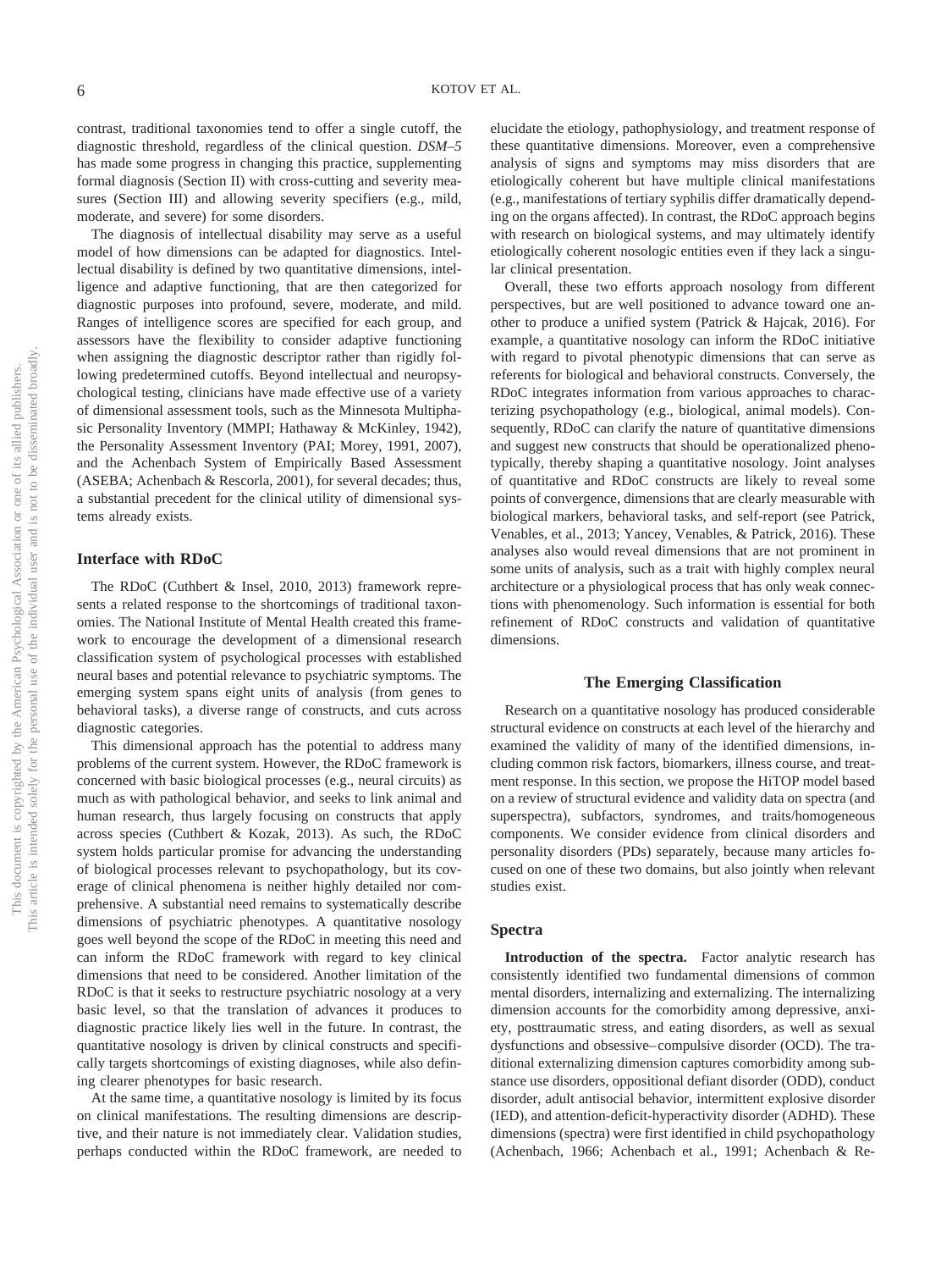contrast, traditional taxonomies tend to offer a single cutoff, the diagnostic threshold, regardless of the clinical question. *DSM–5* has made some progress in changing this practice, supplementing formal diagnosis (Section II) with cross-cutting and severity measures (Section III) and allowing severity specifiers (e.g., mild, moderate, and severe) for some disorders.

The diagnosis of intellectual disability may serve as a useful model of how dimensions can be adapted for diagnostics. Intellectual disability is defined by two quantitative dimensions, intelligence and adaptive functioning, that are then categorized for diagnostic purposes into profound, severe, moderate, and mild. Ranges of intelligence scores are specified for each group, and assessors have the flexibility to consider adaptive functioning when assigning the diagnostic descriptor rather than rigidly following predetermined cutoffs. Beyond intellectual and neuropsychological testing, clinicians have made effective use of a variety of dimensional assessment tools, such as the Minnesota Multiphasic Personality Inventory (MMPI; Hathaway & McKinley, 1942), the Personality Assessment Inventory (PAI; Morey, 1991, 2007), and the Achenbach System of Empirically Based Assessment (ASEBA; Achenbach & Rescorla, 2001), for several decades; thus, a substantial precedent for the clinical utility of dimensional systems already exists.

## Interface with RDoC

The RDoC (Cuthbert & Insel, 2010, 2013) framework represents a related response to the shortcomings of traditional taxonomies. The National Institute of Mental Health created this framework to encourage the development of a dimensional research classification system of psychological processes with established neural bases and potential relevance to psychiatric symptoms. The emerging system spans eight units of analysis (from genes to behavioral tasks), a diverse range of constructs, and cuts across diagnostic categories.

This dimensional approach has the potential to address many problems of the current system. However, the RDoC framework is concerned with basic biological processes (e.g., neural circuits) as much as with pathological behavior, and seeks to link animal and human research, thus largely focusing on constructs that apply across species (Cuthbert & Kozak, 2013). As such, the RDoC system holds particular promise for advancing the understanding of biological processes relevant to psychopathology, but its coverage of clinical phenomena is neither highly detailed nor comprehensive. A substantial need remains to systematically describe dimensions of psychiatric phenotypes. A quantitative nosology goes well beyond the scope of the RDoC in meeting this need and can inform the RDoC framework with regard to key clinical dimensions that need to be considered. Another limitation of the RDoC is that it seeks to restructure psychiatric nosology at a very basic level, so that the translation of advances it produces to diagnostic practice likely lies well in the future. In contrast, the quantitative nosology is driven by clinical constructs and specifically targets shortcomings of existing diagnoses, while also defining clearer phenotypes for basic research.

At the same time, a quantitative nosology is limited by its focus on clinical manifestations. The resulting dimensions are descriptive, and their nature is not immediately clear. Validation studies, perhaps conducted within the RDoC framework, are needed to elucidate the etiology, pathophysiology, and treatment response of these quantitative dimensions. Moreover, even a comprehensive analysis of signs and symptoms may miss disorders that are etiologically coherent but have multiple clinical manifestations (e.g., manifestations of tertiary syphilis differ dramatically depending on the organs affected). In contrast, the RDoC approach begins with research on biological systems, and may ultimately identify etiologically coherent nosologic entities even if they lack a singular clinical presentation.

Overall, these two efforts approach nosology from different perspectives, but are well positioned to advance toward one another to produce a unified system (Patrick & Hajcak, 2016). For example, a quantitative nosology can inform the RDoC initiative with regard to pivotal phenotypic dimensions that can serve as referents for biological and behavioral constructs. Conversely, the RDoC integrates information from various approaches to characterizing psychopathology (e.g., biological, animal models). Consequently, RDoC can clarify the nature of quantitative dimensions and suggest new constructs that should be operationalized phenotypically, thereby shaping a quantitative nosology. Joint analyses of quantitative and RDoC constructs are likely to reveal some points of convergence, dimensions that are clearly measurable with biological markers, behavioral tasks, and self-report (see Patrick, Venables, et al., 2013; Yancey, Venables, & Patrick, 2016). These analyses also would reveal dimensions that are not prominent in some units of analysis, such as a trait with highly complex neural architecture or a physiological process that has only weak connections with phenomenology. Such information is essential for both refinement of RDoC constructs and validation of quantitative dimensions.

# The Emerging Classification

Research on a quantitative nosology has produced considerable structural evidence on constructs at each level of the hierarchy and examined the validity of many of the identified dimensions, including common risk factors, biomarkers, illness course, and treatment response. In this section, we propose the HiTOP model based on a review of structural evidence and validity data on spectra (and superspectra), subfactors, syndromes, and traits/homogeneous components. We consider evidence from clinical disorders and personality disorders (PDs) separately, because many articles focused on one of these two domains, but also jointly when relevant studies exist.

## Spectra

**Introduction of the spectra.** Factor analytic research has consistently identified two fundamental dimensions of common mental disorders, internalizing and externalizing. The internalizing dimension accounts for the comorbidity among depressive, anxiety, posttraumatic stress, and eating disorders, as well as sexual dysfunctions and obsessive–compulsive disorder (OCD). The traditional externalizing dimension captures comorbidity among substance use disorders, oppositional defiant disorder (ODD), conduct disorder, adult antisocial behavior, intermittent explosive disorder (IED), and attention-deficit-hyperactivity disorder (ADHD). These dimensions (spectra) were first identified in child psychopathology (Achenbach, 1966; Achenbach et al., 1991; Achenbach & Re-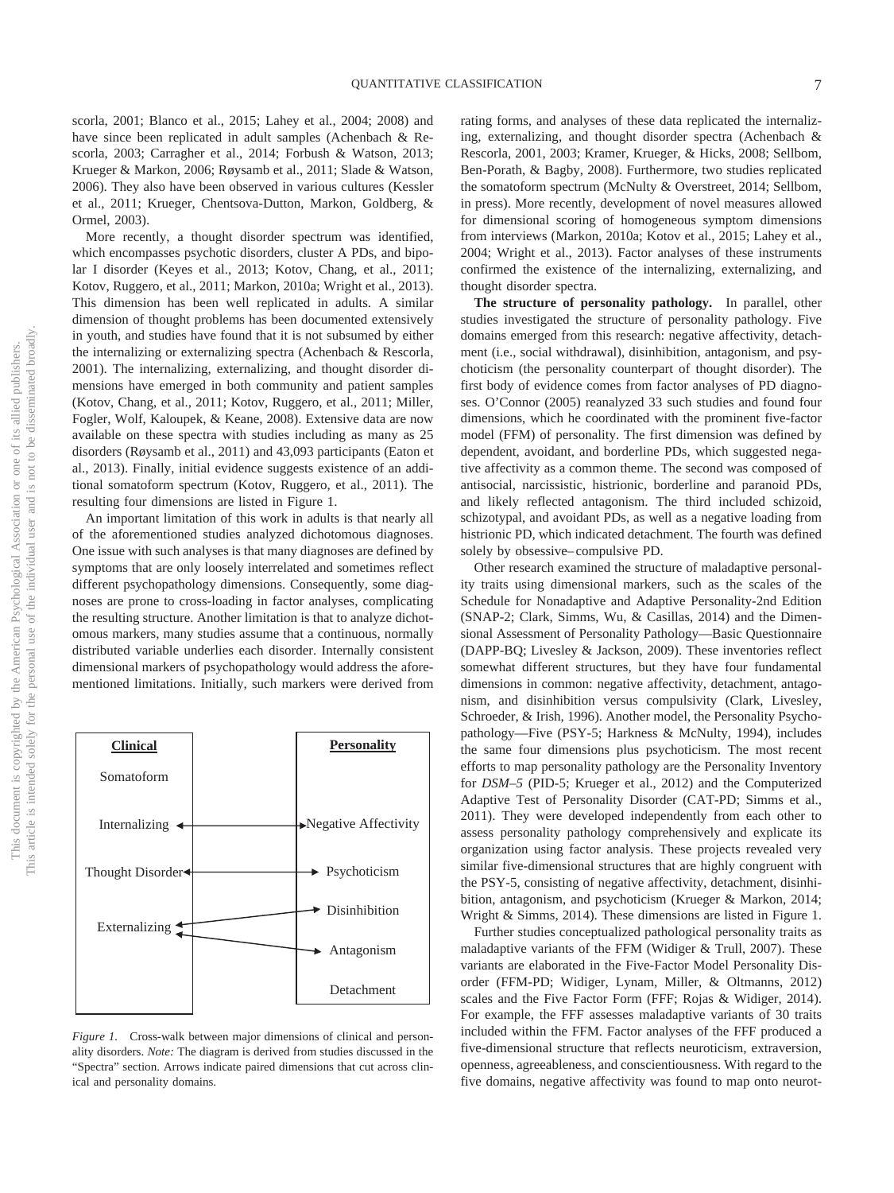scorla, 2001; Blanco et al., 2015; Lahey et al., 2004; 2008) and have since been replicated in adult samples (Achenbach & Rescorla, 2003; Carragher et al., 2014; Forbush & Watson, 2013; Krueger & Markon, 2006; Røysamb et al., 2011; Slade & Watson, 2006). They also have been observed in various cultures (Kessler et al., 2011; Krueger, Chentsova-Dutton, Markon, Goldberg, & Ormel, 2003).

More recently, a thought disorder spectrum was identified, which encompasses psychotic disorders, cluster A PDs, and bipolar I disorder (Keyes et al., 2013; Kotov, Chang, et al., 2011; Kotov, Ruggero, et al., 2011; Markon, 2010a; Wright et al., 2013). This dimension has been well replicated in adults. A similar dimension of thought problems has been documented extensively in youth, and studies have found that it is not subsumed by either the internalizing or externalizing spectra (Achenbach & Rescorla, 2001). The internalizing, externalizing, and thought disorder dimensions have emerged in both community and patient samples (Kotov, Chang, et al., 2011; Kotov, Ruggero, et al., 2011; Miller, Fogler, Wolf, Kaloupek, & Keane, 2008). Extensive data are now available on these spectra with studies including as many as 25 disorders (Røysamb et al., 2011) and 43,093 participants (Eaton et al., 2013). Finally, initial evidence suggests existence of an additional somatoform spectrum (Kotov, Ruggero, et al., 2011). The resulting four dimensions are listed in Figure 1.

An important limitation of this work in adults is that nearly all of the aforementioned studies analyzed dichotomous diagnoses. One issue with such analyses is that many diagnoses are defined by symptoms that are only loosely interrelated and sometimes reflect different psychopathology dimensions. Consequently, some diagnoses are prone to cross-loading in factor analyses, complicating the resulting structure. Another limitation is that to analyze dichotomous markers, many studies assume that a continuous, normally distributed variable underlies each disorder. Internally consistent dimensional markers of psychopathology would address the aforementioned limitations. Initially, such markers were derived from

| **Clinical** | | **Personality** |
|---|---|---|
| Somatoform | | |
| Internalizing | ↔ | Negative Affectivity |
| Thought Disorder | ↔ | Psychoticism |
| Externalizing | ↔ | Disinhibition |
| Externalizing | ↔ | Antagonism |
| | | Detachment |

*Figure 1.* Cross-walk between major dimensions of clinical and personality disorders. *Note:* The diagram is derived from studies discussed in the "Spectra" section. Arrows indicate paired dimensions that cut across clinical and personality domains.

rating forms, and analyses of these data replicated the internalizing, externalizing, and thought disorder spectra (Achenbach & Rescorla, 2001, 2003; Kramer, Krueger, & Hicks, 2008; Sellbom, Ben-Porath, & Bagby, 2008). Furthermore, two studies replicated the somatoform spectrum (McNulty & Overstreet, 2014; Sellbom, in press). More recently, development of novel measures allowed for dimensional scoring of homogeneous symptom dimensions from interviews (Markon, 2010a; Kotov et al., 2015; Lahey et al., 2004; Wright et al., 2013). Factor analyses of these instruments confirmed the existence of the internalizing, externalizing, and thought disorder spectra.

**The structure of personality pathology.** In parallel, other studies investigated the structure of personality pathology. Five domains emerged from this research: negative affectivity, detachment (i.e., social withdrawal), disinhibition, antagonism, and psychoticism (the personality counterpart of thought disorder). The first body of evidence comes from factor analyses of PD diagnoses. O'Connor (2005) reanalyzed 33 such studies and found four dimensions, which he coordinated with the prominent five-factor model (FFM) of personality. The first dimension was defined by dependent, avoidant, and borderline PDs, which suggested negative affectivity as a common theme. The second was composed of antisocial, narcissistic, histrionic, borderline and paranoid PDs, and likely reflected antagonism. The third included schizoid, schizotypal, and avoidant PDs, as well as a negative loading from histrionic PD, which indicated detachment. The fourth was defined solely by obsessive–compulsive PD.

Other research examined the structure of maladaptive personality traits using dimensional markers, such as the scales of the Schedule for Nonadaptive and Adaptive Personality-2nd Edition (SNAP-2; Clark, Simms, Wu, & Casillas, 2014) and the Dimensional Assessment of Personality Pathology—Basic Questionnaire (DAPP-BQ; Livesley & Jackson, 2009). These inventories reflect somewhat different structures, but they have four fundamental dimensions in common: negative affectivity, detachment, antagonism, and disinhibition versus compulsivity (Clark, Livesley, Schroeder, & Irish, 1996). Another model, the Personality Psychopathology—Five (PSY-5; Harkness & McNulty, 1994), includes the same four dimensions plus psychoticism. The most recent efforts to map personality pathology are the Personality Inventory for *DSM–5* (PID-5; Krueger et al., 2012) and the Computerized Adaptive Test of Personality Disorder (CAT-PD; Simms et al., 2011). They were developed independently from each other to assess personality pathology comprehensively and explicate its organization using factor analysis. These projects revealed very similar five-dimensional structures that are highly congruent with the PSY-5, consisting of negative affectivity, detachment, disinhibition, antagonism, and psychoticism (Krueger & Markon, 2014; Wright & Simms, 2014). These dimensions are listed in Figure 1.

Further studies conceptualized pathological personality traits as maladaptive variants of the FFM (Widiger & Trull, 2007). These variants are elaborated in the Five-Factor Model Personality Disorder (FFM-PD; Widiger, Lynam, Miller, & Oltmanns, 2012) scales and the Five Factor Form (FFF; Rojas & Widiger, 2014). For example, the FFF assesses maladaptive variants of 30 traits included within the FFM. Factor analyses of the FFF produced a five-dimensional structure that reflects neuroticism, extraversion, openness, agreeableness, and conscientiousness. With regard to the five domains, negative affectivity was found to map onto neurot-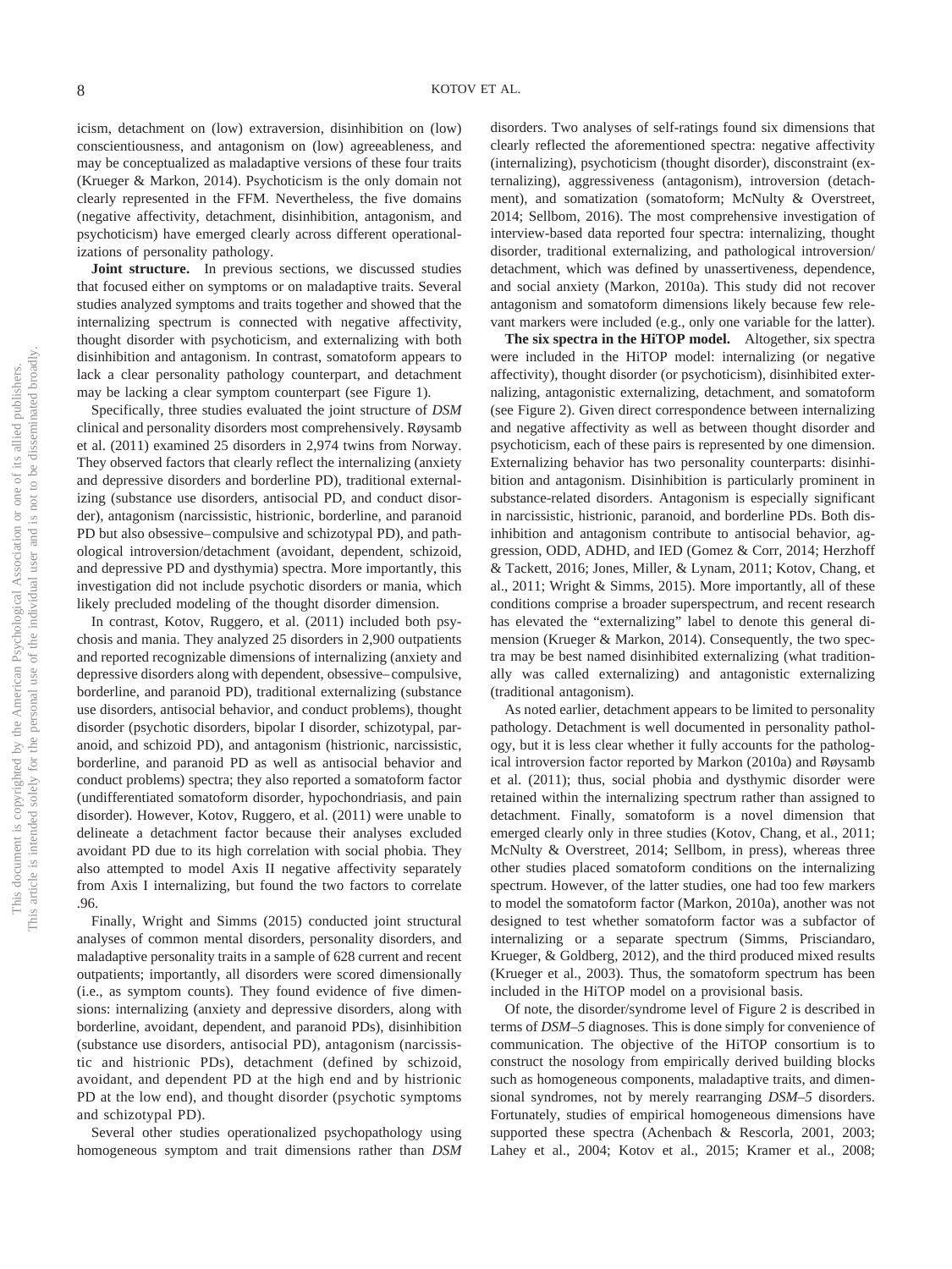icism, detachment on (low) extraversion, disinhibition on (low) conscientiousness, and antagonism on (low) agreeableness, and may be conceptualized as maladaptive versions of these four traits (Krueger & Markon, 2014). Psychoticism is the only domain not clearly represented in the FFM. Nevertheless, the five domains (negative affectivity, detachment, disinhibition, antagonism, and psychoticism) have emerged clearly across different operationalizations of personality pathology.

**Joint structure.** In previous sections, we discussed studies that focused either on symptoms or on maladaptive traits. Several studies analyzed symptoms and traits together and showed that the internalizing spectrum is connected with negative affectivity, thought disorder with psychoticism, and externalizing with both disinhibition and antagonism. In contrast, somatoform appears to lack a clear personality pathology counterpart, and detachment may be lacking a clear symptom counterpart (see Figure 1).

Specifically, three studies evaluated the joint structure of *DSM* clinical and personality disorders most comprehensively. Røysamb et al. (2011) examined 25 disorders in 2,974 twins from Norway. They observed factors that clearly reflect the internalizing (anxiety and depressive disorders and borderline PD), traditional externalizing (substance use disorders, antisocial PD, and conduct disorder), antagonism (narcissistic, histrionic, borderline, and paranoid PD but also obsessive–compulsive and schizotypal PD), and pathological introversion/detachment (avoidant, dependent, schizoid, and depressive PD and dysthymia) spectra. More importantly, this investigation did not include psychotic disorders or mania, which likely precluded modeling of the thought disorder dimension.

In contrast, Kotov, Ruggero, et al. (2011) included both psychosis and mania. They analyzed 25 disorders in 2,900 outpatients and reported recognizable dimensions of internalizing (anxiety and depressive disorders along with dependent, obsessive–compulsive, borderline, and paranoid PD), traditional externalizing (substance use disorders, antisocial behavior, and conduct problems), thought disorder (psychotic disorders, bipolar I disorder, schizotypal, paranoid, and schizoid PD), and antagonism (histrionic, narcissistic, borderline, and paranoid PD as well as antisocial behavior and conduct problems) spectra; they also reported a somatoform factor (undifferentiated somatoform disorder, hypochondriasis, and pain disorder). However, Kotov, Ruggero, et al. (2011) were unable to delineate a detachment factor because their analyses excluded avoidant PD due to its high correlation with social phobia. They also attempted to model Axis II negative affectivity separately from Axis I internalizing, but found the two factors to correlate .96.

Finally, Wright and Simms (2015) conducted joint structural analyses of common mental disorders, personality disorders, and maladaptive personality traits in a sample of 628 current and recent outpatients; importantly, all disorders were scored dimensionally (i.e., as symptom counts). They found evidence of five dimensions: internalizing (anxiety and depressive disorders, along with borderline, avoidant, dependent, and paranoid PDs), disinhibition (substance use disorders, antisocial PD), antagonism (narcissistic and histrionic PDs), detachment (defined by schizoid, avoidant, and dependent PD at the high end and by histrionic PD at the low end), and thought disorder (psychotic symptoms and schizotypal PD).

Several other studies operationalized psychopathology using homogeneous symptom and trait dimensions rather than *DSM* disorders. Two analyses of self-ratings found six dimensions that clearly reflected the aforementioned spectra: negative affectivity (internalizing), psychoticism (thought disorder), disconstraint (externalizing), aggressiveness (antagonism), introversion (detachment), and somatization (somatoform; McNulty & Overstreet, 2014; Sellbom, 2016). The most comprehensive investigation of interview-based data reported four spectra: internalizing, thought disorder, traditional externalizing, and pathological introversion/detachment, which was defined by unassertiveness, dependence, and social anxiety (Markon, 2010a). This study did not recover antagonism and somatoform dimensions likely because few relevant markers were included (e.g., only one variable for the latter).

**The six spectra in the HiTOP model.** Altogether, six spectra were included in the HiTOP model: internalizing (or negative affectivity), thought disorder (or psychoticism), disinhibited externalizing, antagonistic externalizing, detachment, and somatoform (see Figure 2). Given direct correspondence between internalizing and negative affectivity as well as between thought disorder and psychoticism, each of these pairs is represented by one dimension. Externalizing behavior has two personality counterparts: disinhibition and antagonism. Disinhibition is particularly prominent in substance-related disorders. Antagonism is especially significant in narcissistic, histrionic, paranoid, and borderline PDs. Both disinhibition and antagonism contribute to antisocial behavior, aggression, ODD, ADHD, and IED (Gomez & Corr, 2014; Herzhoff & Tackett, 2016; Jones, Miller, & Lynam, 2011; Kotov, Chang, et al., 2011; Wright & Simms, 2015). More importantly, all of these conditions comprise a broader superspectrum, and recent research has elevated the "externalizing" label to denote this general dimension (Krueger & Markon, 2014). Consequently, the two spectra may be best named disinhibited externalizing (what traditionally was called externalizing) and antagonistic externalizing (traditional antagonism).

As noted earlier, detachment appears to be limited to personality pathology. Detachment is well documented in personality pathology, but it is less clear whether it fully accounts for the pathological introversion factor reported by Markon (2010a) and Røysamb et al. (2011); thus, social phobia and dysthymic disorder were retained within the internalizing spectrum rather than assigned to detachment. Finally, somatoform is a novel dimension that emerged clearly only in three studies (Kotov, Chang, et al., 2011; McNulty & Overstreet, 2014; Sellbom, in press), whereas three other studies placed somatoform conditions on the internalizing spectrum. However, of the latter studies, one had too few markers to model the somatoform factor (Markon, 2010a), another was not designed to test whether somatoform factor was a subfactor of internalizing or a separate spectrum (Simms, Prisciandaro, Krueger, & Goldberg, 2012), and the third produced mixed results (Krueger et al., 2003). Thus, the somatoform spectrum has been included in the HiTOP model on a provisional basis.

Of note, the disorder/syndrome level of Figure 2 is described in terms of *DSM–5* diagnoses. This is done simply for convenience of communication. The objective of the HiTOP consortium is to construct the nosology from empirically derived building blocks such as homogeneous components, maladaptive traits, and dimensional syndromes, not by merely rearranging *DSM–5* disorders. Fortunately, studies of empirical homogeneous dimensions have supported these spectra (Achenbach & Rescorla, 2001, 2003; Lahey et al., 2004; Kotov et al., 2015; Kramer et al., 2008;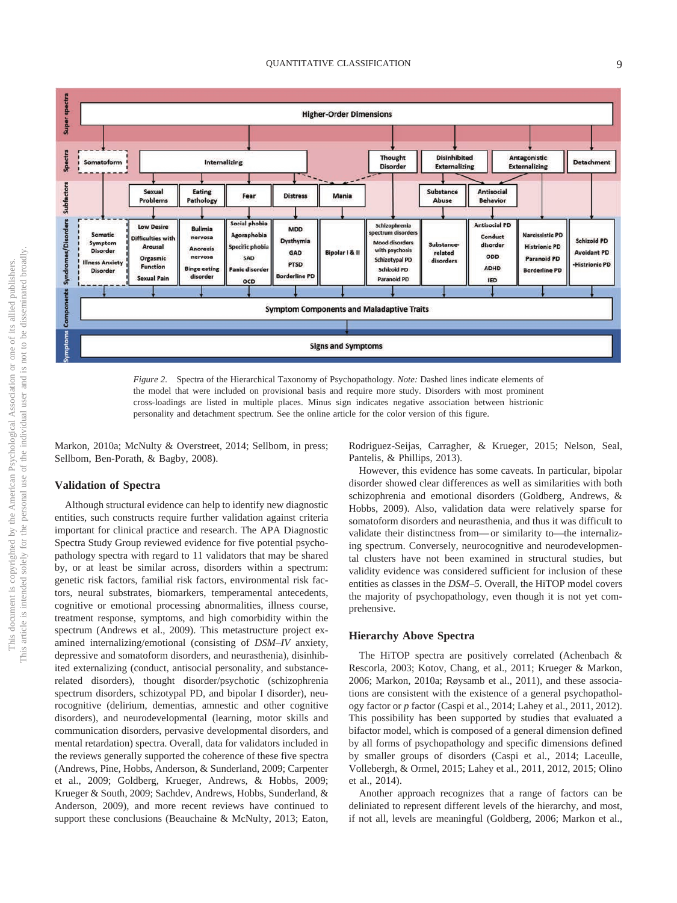*Figure 2.* Spectra of the Hierarchical Taxonomy of Psychopathology. *Note:* Dashed lines indicate elements of the model that were included on provisional basis and require more study. Disorders with most prominent cross-loadings are listed in multiple places. Minus sign indicates negative association between histrionic personality and detachment spectrum. See the online article for the color version of this figure.

Markon, 2010a; McNulty & Overstreet, 2014; Sellbom, in press; Sellbom, Ben-Porath, & Bagby, 2008).

## Validation of Spectra

Although structural evidence can help to identify new diagnostic entities, such constructs require further validation against criteria important for clinical practice and research. The APA Diagnostic Spectra Study Group reviewed evidence for five potential psychopathology spectra with regard to 11 validators that may be shared by, or at least be similar across, disorders within a spectrum: genetic risk factors, familial risk factors, environmental risk factors, neural substrates, biomarkers, temperamental antecedents, cognitive or emotional processing abnormalities, illness course, treatment response, symptoms, and high comorbidity within the spectrum (Andrews et al., 2009). This metastructure project examined internalizing/emotional (consisting of *DSM–IV* anxiety, depressive and somatoform disorders, and neurasthenia), disinhibited externalizing (conduct, antisocial personality, and substance-related disorders), thought disorder/psychotic (schizophrenia spectrum disorders, schizotypal PD, and bipolar I disorder), neurocognitive (delirium, dementias, amnestic and other cognitive disorders), and neurodevelopmental (learning, motor skills and communication disorders, pervasive developmental disorders, and mental retardation) spectra. Overall, data for validators included in the reviews generally supported the coherence of these five spectra (Andrews, Pine, Hobbs, Anderson, & Sunderland, 2009; Carpenter et al., 2009; Goldberg, Krueger, Andrews, & Hobbs, 2009; Krueger & South, 2009; Sachdev, Andrews, Hobbs, Sunderland, & Anderson, 2009), and more recent reviews have continued to support these conclusions (Beauchaine & McNulty, 2013; Eaton, Rodriguez-Seijas, Carragher, & Krueger, 2015; Nelson, Seal, Pantelis, & Phillips, 2013).

However, this evidence has some caveats. In particular, bipolar disorder showed clear differences as well as similarities with both schizophrenia and emotional disorders (Goldberg, Andrews, & Hobbs, 2009). Also, validation data were relatively sparse for somatoform disorders and neurasthenia, and thus it was difficult to validate their distinctness from—or similarity to—the internalizing spectrum. Conversely, neurocognitive and neurodevelopmental clusters have not been examined in structural studies, but validity evidence was considered sufficient for inclusion of these entities as classes in the *DSM–5*. Overall, the HiTOP model covers the majority of psychopathology, even though it is not yet comprehensive.

## Hierarchy Above Spectra

The HiTOP spectra are positively correlated (Achenbach & Rescorla, 2003; Kotov, Chang, et al., 2011; Krueger & Markon, 2006; Markon, 2010a; Røysamb et al., 2011), and these associations are consistent with the existence of a general psychopathology factor or *p* factor (Caspi et al., 2014; Lahey et al., 2011, 2012). This possibility has been supported by studies that evaluated a bifactor model, which is composed of a general dimension defined by all forms of psychopathology and specific dimensions defined by smaller groups of disorders (Caspi et al., 2014; Laceulle, Vollebergh, & Ormel, 2015; Lahey et al., 2011, 2012, 2015; Olino et al., 2014).

Another approach recognizes that a range of factors can be deliniated to represent different levels of the hierarchy, and most, if not all, levels are meaningful (Goldberg, 2006; Markon et al.,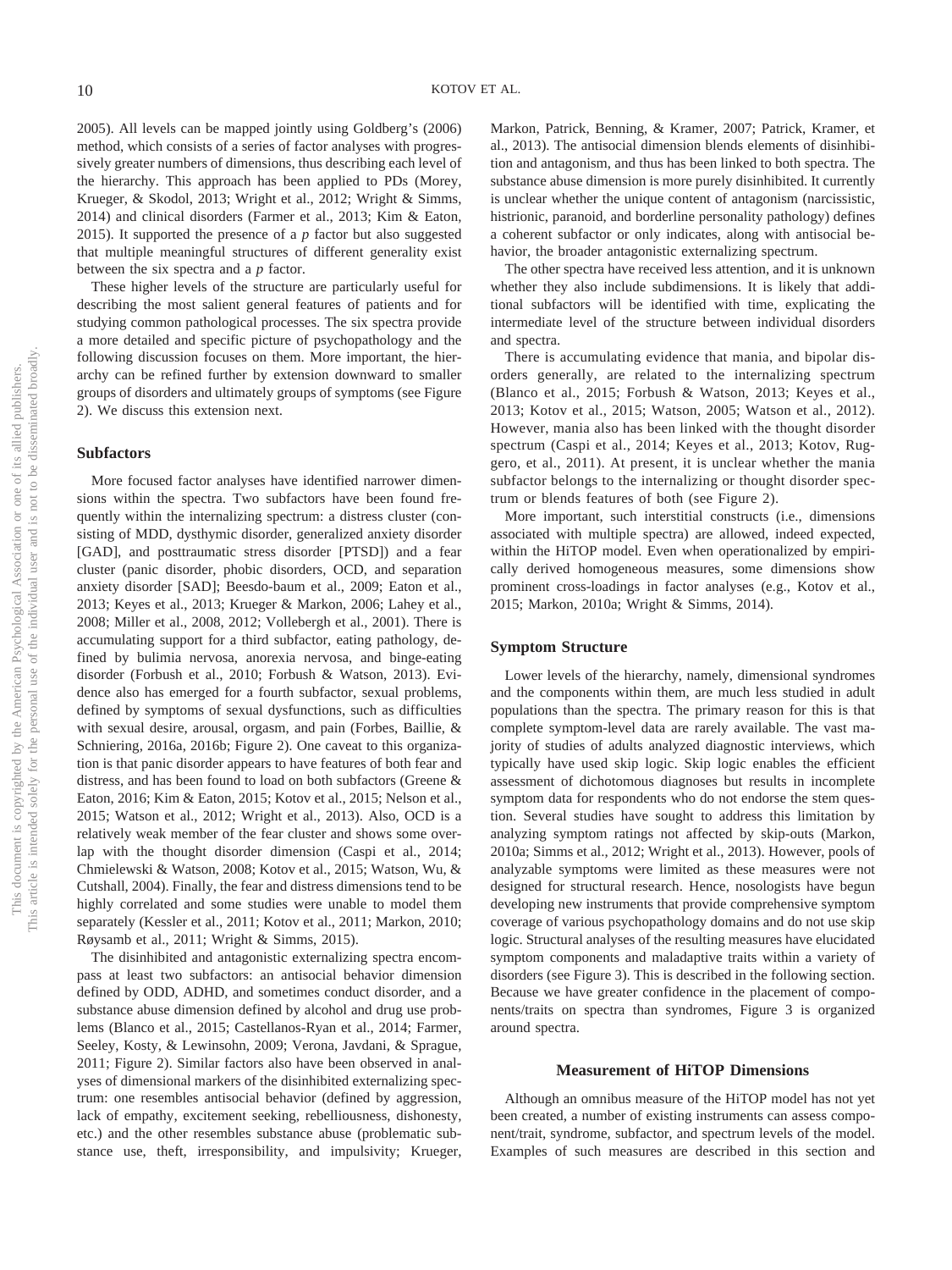2005). All levels can be mapped jointly using Goldberg's (2006) method, which consists of a series of factor analyses with progressively greater numbers of dimensions, thus describing each level of the hierarchy. This approach has been applied to PDs (Morey, Krueger, & Skodol, 2013; Wright et al., 2012; Wright & Simms, 2014) and clinical disorders (Farmer et al., 2013; Kim & Eaton, 2015). It supported the presence of a *p* factor but also suggested that multiple meaningful structures of different generality exist between the six spectra and a *p* factor.

These higher levels of the structure are particularly useful for describing the most salient general features of patients and for studying common pathological processes. The six spectra provide a more detailed and specific picture of psychopathology and the following discussion focuses on them. More important, the hierarchy can be refined further by extension downward to smaller groups of disorders and ultimately groups of symptoms (see Figure 2). We discuss this extension next.

### Subfactors

More focused factor analyses have identified narrower dimensions within the spectra. Two subfactors have been found frequently within the internalizing spectrum: a distress cluster (consisting of MDD, dysthymic disorder, generalized anxiety disorder [GAD], and posttraumatic stress disorder [PTSD]) and a fear cluster (panic disorder, phobic disorders, OCD, and separation anxiety disorder [SAD]; Beesdo-baum et al., 2009; Eaton et al., 2013; Keyes et al., 2013; Krueger & Markon, 2006; Lahey et al., 2008; Miller et al., 2008, 2012; Vollebergh et al., 2001). There is accumulating support for a third subfactor, eating pathology, defined by bulimia nervosa, anorexia nervosa, and binge-eating disorder (Forbush et al., 2010; Forbush & Watson, 2013). Evidence also has emerged for a fourth subfactor, sexual problems, defined by symptoms of sexual dysfunctions, such as difficulties with sexual desire, arousal, orgasm, and pain (Forbes, Baillie, & Schniering, 2016a, 2016b; Figure 2). One caveat to this organization is that panic disorder appears to have features of both fear and distress, and has been found to load on both subfactors (Greene & Eaton, 2016; Kim & Eaton, 2015; Kotov et al., 2015; Nelson et al., 2015; Watson et al., 2012; Wright et al., 2013). Also, OCD is a relatively weak member of the fear cluster and shows some overlap with the thought disorder dimension (Caspi et al., 2014; Chmielewski & Watson, 2008; Kotov et al., 2015; Watson, Wu, & Cutshall, 2004). Finally, the fear and distress dimensions tend to be highly correlated and some studies were unable to model them separately (Kessler et al., 2011; Kotov et al., 2011; Markon, 2010; Røysamb et al., 2011; Wright & Simms, 2015).

The disinhibited and antagonistic externalizing spectra encompass at least two subfactors: an antisocial behavior dimension defined by ODD, ADHD, and sometimes conduct disorder, and a substance abuse dimension defined by alcohol and drug use problems (Blanco et al., 2015; Castellanos-Ryan et al., 2014; Farmer, Seeley, Kosty, & Lewinsohn, 2009; Verona, Javdani, & Sprague, 2011; Figure 2). Similar factors also have been observed in analyses of dimensional markers of the disinhibited externalizing spectrum: one resembles antisocial behavior (defined by aggression, lack of empathy, excitement seeking, rebelliousness, dishonesty, etc.) and the other resembles substance abuse (problematic substance use, theft, irresponsibility, and impulsivity; Krueger, Markon, Patrick, Benning, & Kramer, 2007; Patrick, Kramer, et al., 2013). The antisocial dimension blends elements of disinhibition and antagonism, and thus has been linked to both spectra. The substance abuse dimension is more purely disinhibited. It currently is unclear whether the unique content of antagonism (narcissistic, histrionic, paranoid, and borderline personality pathology) defines a coherent subfactor or only indicates, along with antisocial behavior, the broader antagonistic externalizing spectrum.

The other spectra have received less attention, and it is unknown whether they also include subdimensions. It is likely that additional subfactors will be identified with time, explicating the intermediate level of the structure between individual disorders and spectra.

There is accumulating evidence that mania, and bipolar disorders generally, are related to the internalizing spectrum (Blanco et al., 2015; Forbush & Watson, 2013; Keyes et al., 2013; Kotov et al., 2015; Watson, 2005; Watson et al., 2012). However, mania also has been linked with the thought disorder spectrum (Caspi et al., 2014; Keyes et al., 2013; Kotov, Ruggero, et al., 2011). At present, it is unclear whether the mania subfactor belongs to the internalizing or thought disorder spectrum or blends features of both (see Figure 2).

More important, such interstitial constructs (i.e., dimensions associated with multiple spectra) are allowed, indeed expected, within the HiTOP model. Even when operationalized by empirically derived homogeneous measures, some dimensions show prominent cross-loadings in factor analyses (e.g., Kotov et al., 2015; Markon, 2010a; Wright & Simms, 2014).

### Symptom Structure

Lower levels of the hierarchy, namely, dimensional syndromes and the components within them, are much less studied in adult populations than the spectra. The primary reason for this is that complete symptom-level data are rarely available. The vast majority of studies of adults analyzed diagnostic interviews, which typically have used skip logic. Skip logic enables the efficient assessment of dichotomous diagnoses but results in incomplete symptom data for respondents who do not endorse the stem question. Several studies have sought to address this limitation by analyzing symptom ratings not affected by skip-outs (Markon, 2010a; Simms et al., 2012; Wright et al., 2013). However, pools of analyzable symptoms were limited as these measures were not designed for structural research. Hence, nosologists have begun developing new instruments that provide comprehensive symptom coverage of various psychopathology domains and do not use skip logic. Structural analyses of the resulting measures have elucidated symptom components and maladaptive traits within a variety of disorders (see Figure 3). This is described in the following section. Because we have greater confidence in the placement of components/traits on spectra than syndromes, Figure 3 is organized around spectra.

## Measurement of HiTOP Dimensions

Although an omnibus measure of the HiTOP model has not yet been created, a number of existing instruments can assess component/trait, syndrome, subfactor, and spectrum levels of the model. Examples of such measures are described in this section and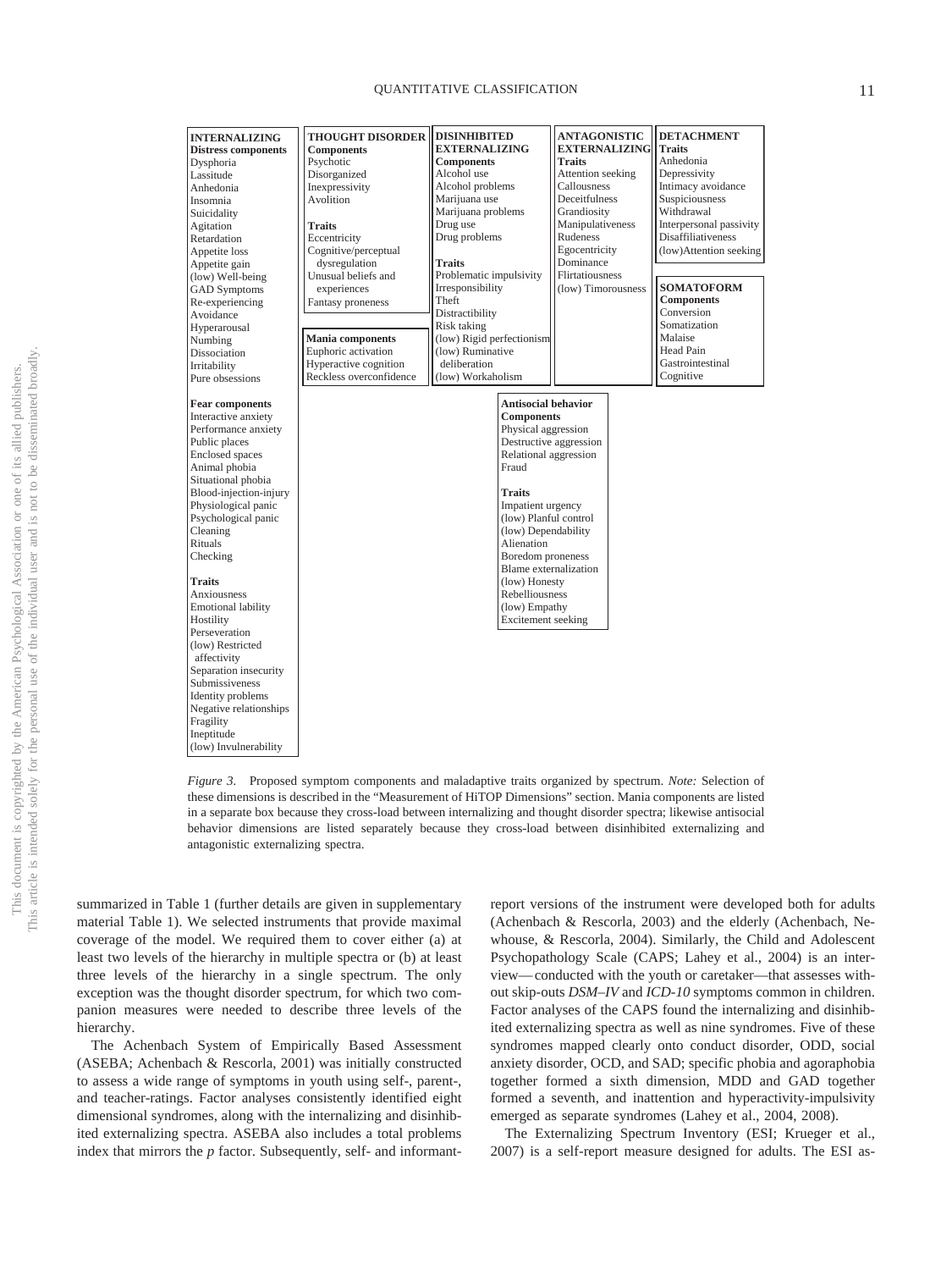| INTERNALIZING | THOUGHT DISORDER | DISINHIBITED EXTERNALIZING | ANTAGONISTIC EXTERNALIZING | DETACHMENT |
|---|---|---|---|---|
| **Distress components** | **Components** | **Components** | **Traits** | **Traits** |
| Dysphoria | Psychotic | Alcohol use | Attention seeking | Anhedonia |
| Lassitude | Disorganized | Alcohol problems | Callousness | Depressivity |
| Anhedonia | Inexpressivity | Marijuana use | Deceitfulness | Intimacy avoidance |
| Insomnia | Avolition | Marijuana problems | Grandiosity | Suspiciousness |
| Suicidality | | Drug use | Manipulativeness | Withdrawal |
| Agitation | **Traits** | Drug problems | Rudeness | Interpersonal passivity |
| Retardation | Eccentricity | | Egocentricity | Disaffiliativeness |
| Appetite loss | Cognitive/perceptual dysregulation | **Traits** | Dominance | (low)Attention seeking |
| Appetite gain | Unusual beliefs and experiences | Problematic impulsivity | Flirtatiousness | |
| (low) Well-being | Fantasy proneness | Irresponsibility | (low) Timorousness | **SOMATOFORM** |
| GAD Symptoms | | Theft | | **Components** |
| Re-experiencing | **Mania components** | Distractibility | | Conversion |
| Avoidance | Euphoric activation | Risk taking | | Somatization |
| Hyperarousal | Hyperactive cognition | (low) Rigid perfectionism | | Malaise |
| Numbing | Reckless overconfidence | (low) Ruminative deliberation | | Head Pain |
| Dissociation | | (low) Workaholism | | Gastrointestinal |
| Irritability | | | | Cognitive |
| Pure obsessions | | | | |
| | | | | |
| **Fear components** | | **Antisocial behavior** | | |
| Interactive anxiety | | **Components** | | |
| Performance anxiety | | Physical aggression | | |
| Public places | | Destructive aggression | | |
| Enclosed spaces | | Relational aggression | | |
| Animal phobia | | Fraud | | |
| Situational phobia | | | | |
| Blood-injection-injury | | **Traits** | | |
| Physiological panic | | Impatient urgency | | |
| Psychological panic | | (low) Planful control | | |
| Cleaning | | (low) Dependability | | |
| Rituals | | Alienation | | |
| Checking | | Boredom proneness | | |
| | | Blame externalization | | |
| **Traits** | | (low) Honesty | | |
| Anxiousness | | Rebelliousness | | |
| Emotional lability | | (low) Empathy | | |
| Hostility | | Excitement seeking | | |
| Perseveration | | | | |
| (low) Restricted affectivity | | | | |
| Separation insecurity | | | | |
| Submissiveness | | | | |
| Identity problems | | | | |
| Negative relationships | | | | |
| Fragility | | | | |
| Ineptitude | | | | |
| (low) Invulnerability | | | | |

*Figure 3.* Proposed symptom components and maladaptive traits organized by spectrum. *Note:* Selection of these dimensions is described in the "Measurement of HiTOP Dimensions" section. Mania components are listed in a separate box because they cross-load between internalizing and thought disorder spectra; likewise antisocial behavior dimensions are listed separately because they cross-load between disinhibited externalizing and antagonistic externalizing spectra.

summarized in Table 1 (further details are given in supplementary material Table 1). We selected instruments that provide maximal coverage of the model. We required them to cover either (a) at least two levels of the hierarchy in multiple spectra or (b) at least three levels of the hierarchy in a single spectrum. The only exception was the thought disorder spectrum, for which two companion measures were needed to describe three levels of the hierarchy.

The Achenbach System of Empirically Based Assessment (ASEBA; Achenbach & Rescorla, 2001) was initially constructed to assess a wide range of symptoms in youth using self-, parent-, and teacher-ratings. Factor analyses consistently identified eight dimensional syndromes, along with the internalizing and disinhibited externalizing spectra. ASEBA also includes a total problems index that mirrors the *p* factor. Subsequently, self- and informant-report versions of the instrument were developed both for adults (Achenbach & Rescorla, 2003) and the elderly (Achenbach, Newhouse, & Rescorla, 2004). Similarly, the Child and Adolescent Psychopathology Scale (CAPS; Lahey et al., 2004) is an interview—conducted with the youth or caretaker—that assesses without skip-outs *DSM–IV* and *ICD-10* symptoms common in children. Factor analyses of the CAPS found the internalizing and disinhibited externalizing spectra as well as nine syndromes. Five of these syndromes mapped clearly onto conduct disorder, ODD, social anxiety disorder, OCD, and SAD; specific phobia and agoraphobia together formed a sixth dimension, MDD and GAD together formed a seventh, and inattention and hyperactivity-impulsivity emerged as separate syndromes (Lahey et al., 2004, 2008).

The Externalizing Spectrum Inventory (ESI; Krueger et al., 2007) is a self-report measure designed for adults. The ESI as-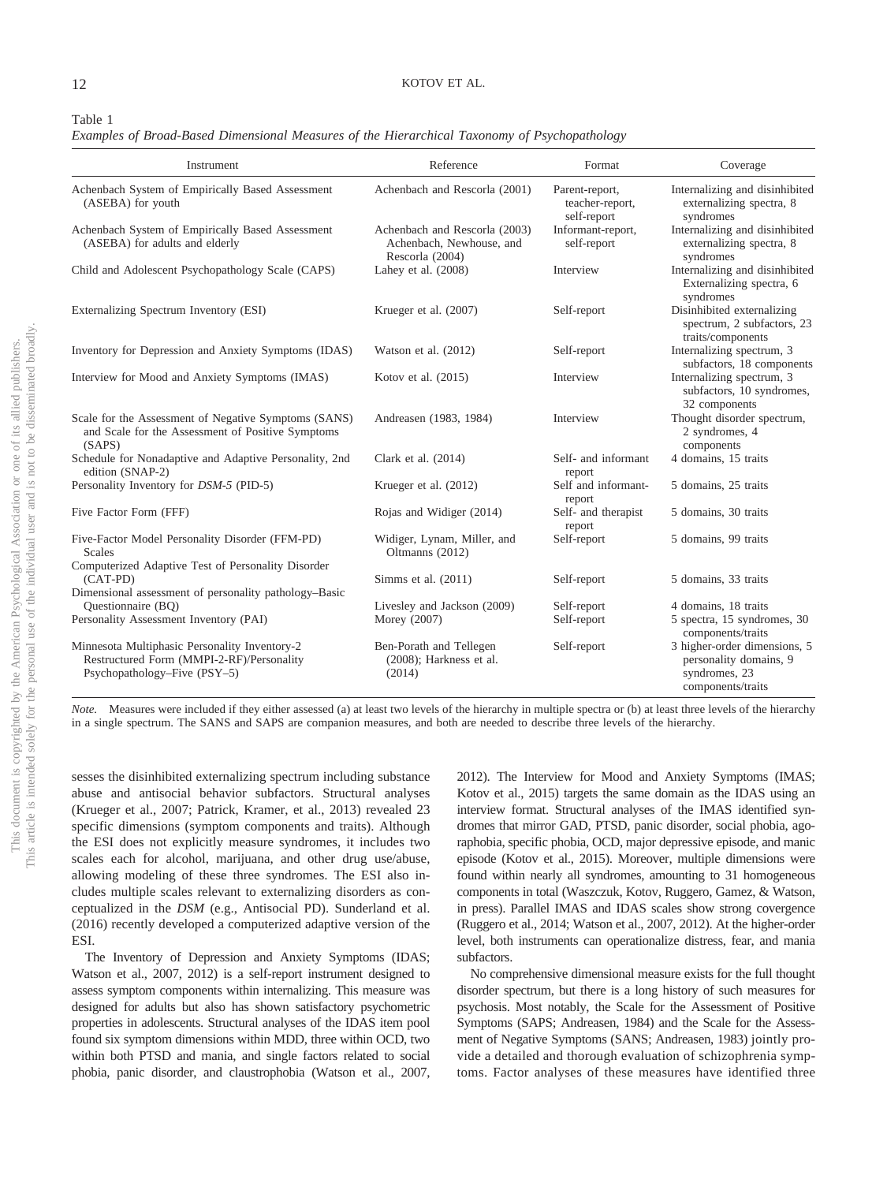Table 1
*Examples of Broad-Based Dimensional Measures of the Hierarchical Taxonomy of Psychopathology*

| Instrument | Reference | Format | Coverage |
|---|---|---|---|
| Achenbach System of Empirically Based Assessment (ASEBA) for youth | Achenbach and Rescorla (2001) | Parent-report, teacher-report, self-report | Internalizing and disinhibited externalizing spectra, 8 syndromes |
| Achenbach System of Empirically Based Assessment (ASEBA) for adults and elderly | Achenbach and Rescorla (2003) Achenbach, Newhouse, and Rescorla (2004) | Informant-report, self-report | Internalizing and disinhibited externalizing spectra, 8 syndromes |
| Child and Adolescent Psychopathology Scale (CAPS) | Lahey et al. (2008) | Interview | Internalizing and disinhibited Externalizing spectra, 6 syndromes |
| Externalizing Spectrum Inventory (ESI) | Krueger et al. (2007) | Self-report | Disinhibited externalizing spectrum, 2 subfactors, 23 traits/components |
| Inventory for Depression and Anxiety Symptoms (IDAS) | Watson et al. (2012) | Self-report | Internalizing spectrum, 3 subfactors, 18 components |
| Interview for Mood and Anxiety Symptoms (IMAS) | Kotov et al. (2015) | Interview | Internalizing spectrum, 3 subfactors, 10 syndromes, 32 components |
| Scale for the Assessment of Negative Symptoms (SANS) and Scale for the Assessment of Positive Symptoms (SAPS) | Andreasen (1983, 1984) | Interview | Thought disorder spectrum, 2 syndromes, 4 components |
| Schedule for Nonadaptive and Adaptive Personality, 2nd edition (SNAP-2) | Clark et al. (2014) | Self- and informant report | 4 domains, 15 traits |
| Personality Inventory for *DSM-5* (PID-5) | Krueger et al. (2012) | Self and informant-report | 5 domains, 25 traits |
| Five Factor Form (FFF) | Rojas and Widiger (2014) | Self- and therapist report | 5 domains, 30 traits |
| Five-Factor Model Personality Disorder (FFM-PD) Scales | Widiger, Lynam, Miller, and Oltmanns (2012) | Self-report | 5 domains, 99 traits |
| Computerized Adaptive Test of Personality Disorder (CAT-PD) | Simms et al. (2011) | Self-report | 5 domains, 33 traits |
| Dimensional assessment of personality pathology–Basic Questionnaire (BQ) | Livesley and Jackson (2009) | Self-report | 4 domains, 18 traits |
| Personality Assessment Inventory (PAI) | Morey (2007) | Self-report | 5 spectra, 15 syndromes, 30 components/traits |
| Minnesota Multiphasic Personality Inventory-2 Restructured Form (MMPI-2-RF)/Personality Psychopathology–Five (PSY–5) | Ben-Porath and Tellegen (2008); Harkness et al. (2014) | Self-report | 3 higher-order dimensions, 5 personality domains, 9 syndromes, 23 components/traits |

*Note.* Measures were included if they either assessed (a) at least two levels of the hierarchy in multiple spectra or (b) at least three levels of the hierarchy in a single spectrum. The SANS and SAPS are companion measures, and both are needed to describe three levels of the hierarchy.

sesses the disinhibited externalizing spectrum including substance abuse and antisocial behavior subfactors. Structural analyses (Krueger et al., 2007; Patrick, Kramer, et al., 2013) revealed 23 specific dimensions (symptom components and traits). Although the ESI does not explicitly measure syndromes, it includes two scales each for alcohol, marijuana, and other drug use/abuse, allowing modeling of these three syndromes. The ESI also includes multiple scales relevant to externalizing disorders as conceptualized in the *DSM* (e.g., Antisocial PD). Sunderland et al. (2016) recently developed a computerized adaptive version of the ESI.

The Inventory of Depression and Anxiety Symptoms (IDAS; Watson et al., 2007, 2012) is a self-report instrument designed to assess symptom components within internalizing. This measure was designed for adults but also has shown satisfactory psychometric properties in adolescents. Structural analyses of the IDAS item pool found six symptom dimensions within MDD, three within OCD, two within both PTSD and mania, and single factors related to social phobia, panic disorder, and claustrophobia (Watson et al., 2007, 2012). The Interview for Mood and Anxiety Symptoms (IMAS; Kotov et al., 2015) targets the same domain as the IDAS using an interview format. Structural analyses of the IMAS identified syndromes that mirror GAD, PTSD, panic disorder, social phobia, agoraphobia, specific phobia, OCD, major depressive episode, and manic episode (Kotov et al., 2015). Moreover, multiple dimensions were found within nearly all syndromes, amounting to 31 homogeneous components in total (Waszczuk, Kotov, Ruggero, Gamez, & Watson, in press). Parallel IMAS and IDAS scales show strong covergence (Ruggero et al., 2014; Watson et al., 2007, 2012). At the higher-order level, both instruments can operationalize distress, fear, and mania subfactors.

No comprehensive dimensional measure exists for the full thought disorder spectrum, but there is a long history of such measures for psychosis. Most notably, the Scale for the Assessment of Positive Symptoms (SAPS; Andreasen, 1984) and the Scale for the Assessment of Negative Symptoms (SANS; Andreasen, 1983) jointly provide a detailed and thorough evaluation of schizophrenia symptoms. Factor analyses of these measures have identified three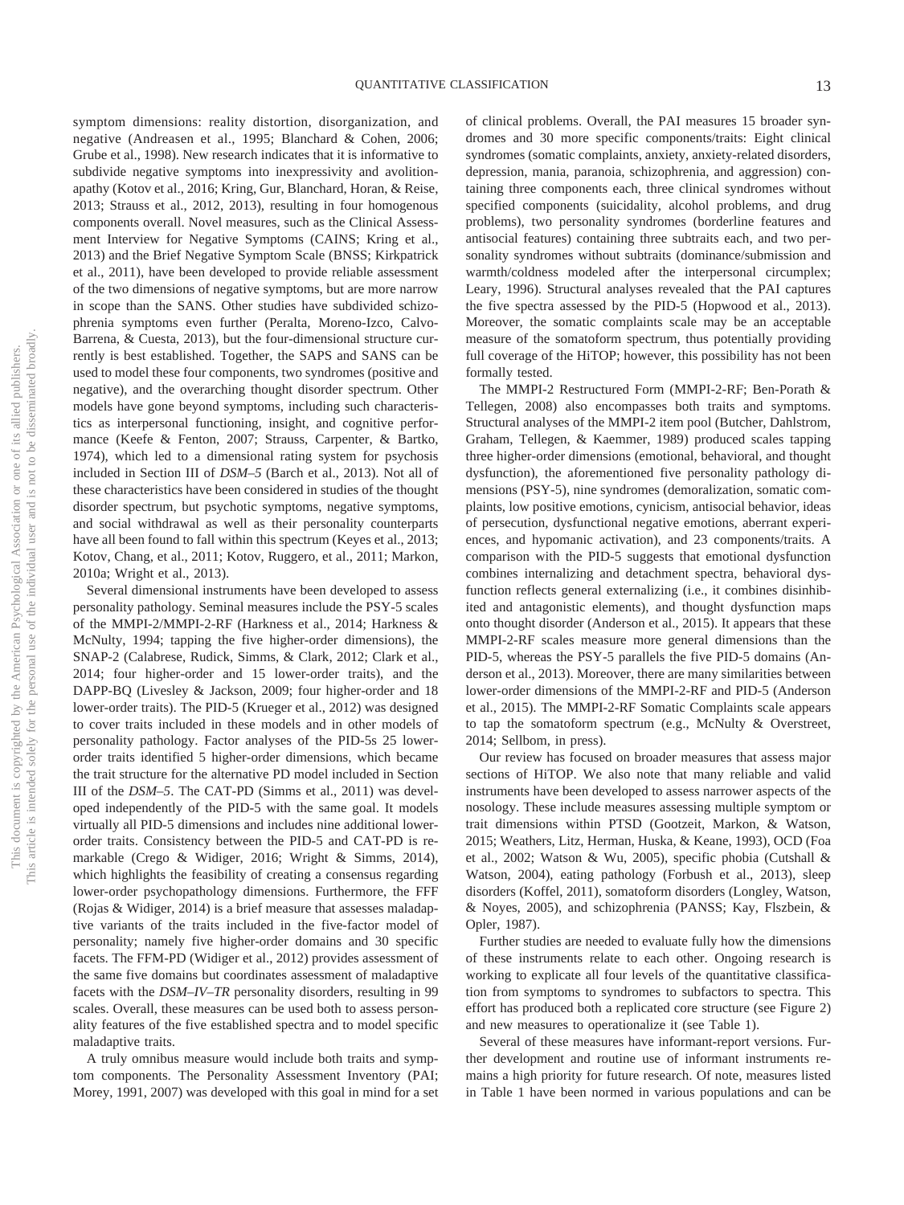symptom dimensions: reality distortion, disorganization, and negative (Andreasen et al., 1995; Blanchard & Cohen, 2006; Grube et al., 1998). New research indicates that it is informative to subdivide negative symptoms into inexpressivity and avolition-apathy (Kotov et al., 2016; Kring, Gur, Blanchard, Horan, & Reise, 2013; Strauss et al., 2012, 2013), resulting in four homogenous components overall. Novel measures, such as the Clinical Assessment Interview for Negative Symptoms (CAINS; Kring et al., 2013) and the Brief Negative Symptom Scale (BNSS; Kirkpatrick et al., 2011), have been developed to provide reliable assessment of the two dimensions of negative symptoms, but are more narrow in scope than the SANS. Other studies have subdivided schizophrenia symptoms even further (Peralta, Moreno-Izco, Calvo-Barrena, & Cuesta, 2013), but the four-dimensional structure currently is best established. Together, the SAPS and SANS can be used to model these four components, two syndromes (positive and negative), and the overarching thought disorder spectrum. Other models have gone beyond symptoms, including such characteristics as interpersonal functioning, insight, and cognitive performance (Keefe & Fenton, 2007; Strauss, Carpenter, & Bartko, 1974), which led to a dimensional rating system for psychosis included in Section III of *DSM–5* (Barch et al., 2013). Not all of these characteristics have been considered in studies of the thought disorder spectrum, but psychotic symptoms, negative symptoms, and social withdrawal as well as their personality counterparts have all been found to fall within this spectrum (Keyes et al., 2013; Kotov, Chang, et al., 2011; Kotov, Ruggero, et al., 2011; Markon, 2010a; Wright et al., 2013).

Several dimensional instruments have been developed to assess personality pathology. Seminal measures include the PSY-5 scales of the MMPI-2/MMPI-2-RF (Harkness et al., 2014; Harkness & McNulty, 1994; tapping the five higher-order dimensions), the SNAP-2 (Calabrese, Rudick, Simms, & Clark, 2012; Clark et al., 2014; four higher-order and 15 lower-order traits), and the DAPP-BQ (Livesley & Jackson, 2009; four higher-order and 18 lower-order traits). The PID-5 (Krueger et al., 2012) was designed to cover traits included in these models and in other models of personality pathology. Factor analyses of the PID-5s 25 lower-order traits identified 5 higher-order dimensions, which became the trait structure for the alternative PD model included in Section III of the *DSM–5*. The CAT-PD (Simms et al., 2011) was developed independently of the PID-5 with the same goal. It models virtually all PID-5 dimensions and includes nine additional lower-order traits. Consistency between the PID-5 and CAT-PD is remarkable (Crego & Widiger, 2016; Wright & Simms, 2014), which highlights the feasibility of creating a consensus regarding lower-order psychopathology dimensions. Furthermore, the FFF (Rojas & Widiger, 2014) is a brief measure that assesses maladaptive variants of the traits included in the five-factor model of personality; namely five higher-order domains and 30 specific facets. The FFM-PD (Widiger et al., 2012) provides assessment of the same five domains but coordinates assessment of maladaptive facets with the *DSM–IV–TR* personality disorders, resulting in 99 scales. Overall, these measures can be used both to assess personality features of the five established spectra and to model specific maladaptive traits.

A truly omnibus measure would include both traits and symptom components. The Personality Assessment Inventory (PAI; Morey, 1991, 2007) was developed with this goal in mind for a set of clinical problems. Overall, the PAI measures 15 broader syndromes and 30 more specific components/traits: Eight clinical syndromes (somatic complaints, anxiety, anxiety-related disorders, depression, mania, paranoia, schizophrenia, and aggression) containing three components each, three clinical syndromes without specified components (suicidality, alcohol problems, and drug problems), two personality syndromes (borderline features and antisocial features) containing three subtraits each, and two personality syndromes without subtraits (dominance/submission and warmth/coldness modeled after the interpersonal circumplex; Leary, 1996). Structural analyses revealed that the PAI captures the five spectra assessed by the PID-5 (Hopwood et al., 2013). Moreover, the somatic complaints scale may be an acceptable measure of the somatoform spectrum, thus potentially providing full coverage of the HiTOP; however, this possibility has not been formally tested.

The MMPI-2 Restructured Form (MMPI-2-RF; Ben-Porath & Tellegen, 2008) also encompasses both traits and symptoms. Structural analyses of the MMPI-2 item pool (Butcher, Dahlstrom, Graham, Tellegen, & Kaemmer, 1989) produced scales tapping three higher-order dimensions (emotional, behavioral, and thought dysfunction), the aforementioned five personality pathology dimensions (PSY-5), nine syndromes (demoralization, somatic complaints, low positive emotions, cynicism, antisocial behavior, ideas of persecution, dysfunctional negative emotions, aberrant experiences, and hypomanic activation), and 23 components/traits. A comparison with the PID-5 suggests that emotional dysfunction combines internalizing and detachment spectra, behavioral dysfunction reflects general externalizing (i.e., it combines disinhibited and antagonistic elements), and thought dysfunction maps onto thought disorder (Anderson et al., 2015). It appears that these MMPI-2-RF scales measure more general dimensions than the PID-5, whereas the PSY-5 parallels the five PID-5 domains (Anderson et al., 2013). Moreover, there are many similarities between lower-order dimensions of the MMPI-2-RF and PID-5 (Anderson et al., 2015). The MMPI-2-RF Somatic Complaints scale appears to tap the somatoform spectrum (e.g., McNulty & Overstreet, 2014; Sellbom, in press).

Our review has focused on broader measures that assess major sections of HiTOP. We also note that many reliable and valid instruments have been developed to assess narrower aspects of the nosology. These include measures assessing multiple symptom or trait dimensions within PTSD (Gootzeit, Markon, & Watson, 2015; Weathers, Litz, Herman, Huska, & Keane, 1993), OCD (Foa et al., 2002; Watson & Wu, 2005), specific phobia (Cutshall & Watson, 2004), eating pathology (Forbush et al., 2013), sleep disorders (Koffel, 2011), somatoform disorders (Longley, Watson, & Noyes, 2005), and schizophrenia (PANSS; Kay, Flszbein, & Opler, 1987).

Further studies are needed to evaluate fully how the dimensions of these instruments relate to each other. Ongoing research is working to explicate all four levels of the quantitative classification from symptoms to syndromes to subfactors to spectra. This effort has produced both a replicated core structure (see Figure 2) and new measures to operationalize it (see Table 1).

Several of these measures have informant-report versions. Further development and routine use of informant instruments remains a high priority for future research. Of note, measures listed in Table 1 have been normed in various populations and can be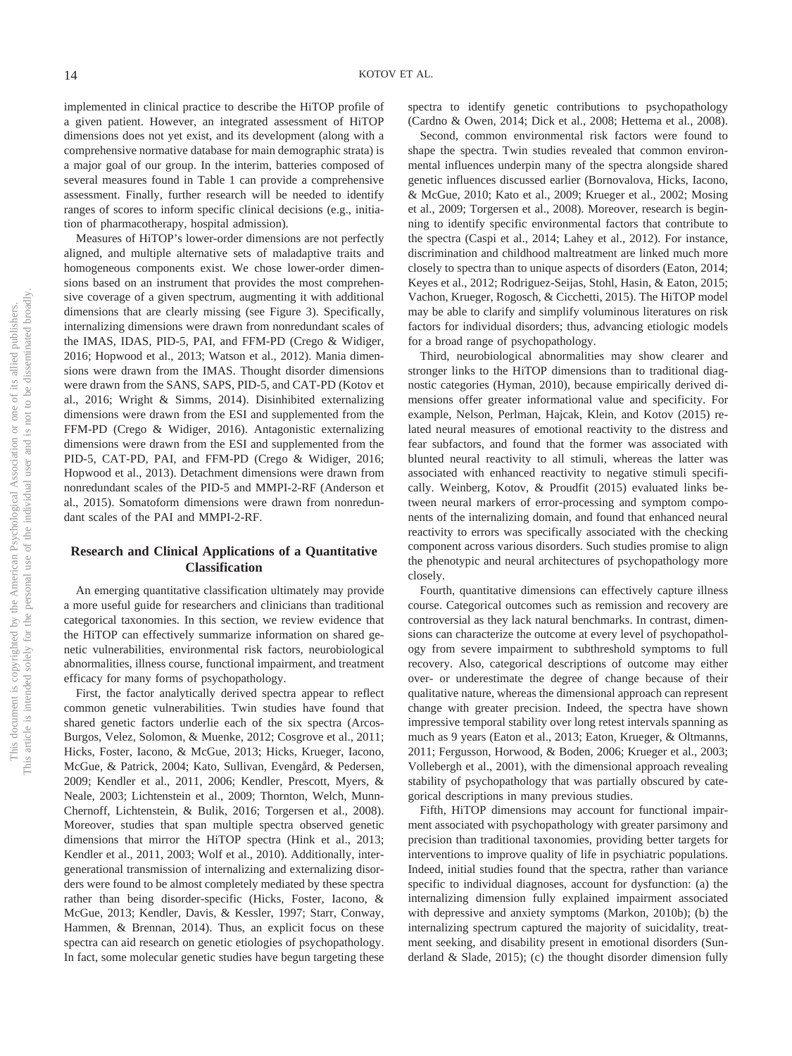implemented in clinical practice to describe the HiTOP profile of a given patient. However, an integrated assessment of HiTOP dimensions does not yet exist, and its development (along with a comprehensive normative database for main demographic strata) is a major goal of our group. In the interim, batteries composed of several measures found in Table 1 can provide a comprehensive assessment. Finally, further research will be needed to identify ranges of scores to inform specific clinical decisions (e.g., initiation of pharmacotherapy, hospital admission).

Measures of HiTOP's lower-order dimensions are not perfectly aligned, and multiple alternative sets of maladaptive traits and homogeneous components exist. We chose lower-order dimensions based on an instrument that provides the most comprehensive coverage of a given spectrum, augmenting it with additional dimensions that are clearly missing (see Figure 3). Specifically, internalizing dimensions were drawn from nonredundant scales of the IMAS, IDAS, PID-5, PAI, and FFM-PD (Crego & Widiger, 2016; Hopwood et al., 2013; Watson et al., 2012). Mania dimensions were drawn from the IMAS. Thought disorder dimensions were drawn from the SANS, SAPS, PID-5, and CAT-PD (Kotov et al., 2016; Wright & Simms, 2014). Disinhibited externalizing dimensions were drawn from the ESI and supplemented from the FFM-PD (Crego & Widiger, 2016). Antagonistic externalizing dimensions were drawn from the ESI and supplemented from the PID-5, CAT-PD, PAI, and FFM-PD (Crego & Widiger, 2016; Hopwood et al., 2013). Detachment dimensions were drawn from nonredundant scales of the PID-5 and MMPI-2-RF (Anderson et al., 2015). Somatoform dimensions were drawn from nonredundant scales of the PAI and MMPI-2-RF.

## Research and Clinical Applications of a Quantitative Classification

An emerging quantitative classification ultimately may provide a more useful guide for researchers and clinicians than traditional categorical taxonomies. In this section, we review evidence that the HiTOP can effectively summarize information on shared genetic vulnerabilities, environmental risk factors, neurobiological abnormalities, illness course, functional impairment, and treatment efficacy for many forms of psychopathology.

First, the factor analytically derived spectra appear to reflect common genetic vulnerabilities. Twin studies have found that shared genetic factors underlie each of the six spectra (Arcos-Burgos, Velez, Solomon, & Muenke, 2012; Cosgrove et al., 2011; Hicks, Foster, Iacono, & McGue, 2013; Hicks, Krueger, Iacono, McGue, & Patrick, 2004; Kato, Sullivan, Evengård, & Pedersen, 2009; Kendler et al., 2011, 2006; Kendler, Prescott, Myers, & Neale, 2003; Lichtenstein et al., 2009; Thornton, Welch, Munn-Chernoff, Lichtenstein, & Bulik, 2016; Torgersen et al., 2008). Moreover, studies that span multiple spectra observed genetic dimensions that mirror the HiTOP spectra (Hink et al., 2013; Kendler et al., 2011, 2003; Wolf et al., 2010). Additionally, intergenerational transmission of internalizing and externalizing disorders were found to be almost completely mediated by these spectra rather than being disorder-specific (Hicks, Foster, Iacono, & McGue, 2013; Kendler, Davis, & Kessler, 1997; Starr, Conway, Hammen, & Brennan, 2014). Thus, an explicit focus on these spectra can aid research on genetic etiologies of psychopathology. In fact, some molecular genetic studies have begun targeting these spectra to identify genetic contributions to psychopathology (Cardno & Owen, 2014; Dick et al., 2008; Hettema et al., 2008).

Second, common environmental risk factors were found to shape the spectra. Twin studies revealed that common environmental influences underpin many of the spectra alongside shared genetic influences discussed earlier (Bornovalova, Hicks, Iacono, & McGue, 2010; Kato et al., 2009; Krueger et al., 2002; Mosing et al., 2009; Torgersen et al., 2008). Moreover, research is beginning to identify specific environmental factors that contribute to the spectra (Caspi et al., 2014; Lahey et al., 2012). For instance, discrimination and childhood maltreatment are linked much more closely to spectra than to unique aspects of disorders (Eaton, 2014; Keyes et al., 2012; Rodriguez-Seijas, Stohl, Hasin, & Eaton, 2015; Vachon, Krueger, Rogosch, & Cicchetti, 2015). The HiTOP model may be able to clarify and simplify voluminous literatures on risk factors for individual disorders; thus, advancing etiologic models for a broad range of psychopathology.

Third, neurobiological abnormalities may show clearer and stronger links to the HiTOP dimensions than to traditional diagnostic categories (Hyman, 2010), because empirically derived dimensions offer greater informational value and specificity. For example, Nelson, Perlman, Hajcak, Klein, and Kotov (2015) related neural measures of emotional reactivity to the distress and fear subfactors, and found that the former was associated with blunted neural reactivity to all stimuli, whereas the latter was associated with enhanced reactivity to negative stimuli specifically. Weinberg, Kotov, & Proudfit (2015) evaluated links between neural markers of error-processing and symptom components of the internalizing domain, and found that enhanced neural reactivity to errors was specifically associated with the checking component across various disorders. Such studies promise to align the phenotypic and neural architectures of psychopathology more closely.

Fourth, quantitative dimensions can effectively capture illness course. Categorical outcomes such as remission and recovery are controversial as they lack natural benchmarks. In contrast, dimensions can characterize the outcome at every level of psychopathology from severe impairment to subthreshold symptoms to full recovery. Also, categorical descriptions of outcome may either over- or underestimate the degree of change because of their qualitative nature, whereas the dimensional approach can represent change with greater precision. Indeed, the spectra have shown impressive temporal stability over long retest intervals spanning as much as 9 years (Eaton et al., 2013; Eaton, Krueger, & Oltmanns, 2011; Fergusson, Horwood, & Boden, 2006; Krueger et al., 2003; Vollebergh et al., 2001), with the dimensional approach revealing stability of psychopathology that was partially obscured by categorical descriptions in many previous studies.

Fifth, HiTOP dimensions may account for functional impairment associated with psychopathology with greater parsimony and precision than traditional taxonomies, providing better targets for interventions to improve quality of life in psychiatric populations. Indeed, initial studies found that the spectra, rather than variance specific to individual diagnoses, account for dysfunction: (a) the internalizing dimension fully explained impairment associated with depressive and anxiety symptoms (Markon, 2010b); (b) the internalizing spectrum captured the majority of suicidality, treatment seeking, and disability present in emotional disorders (Sunderland & Slade, 2015); (c) the thought disorder dimension fully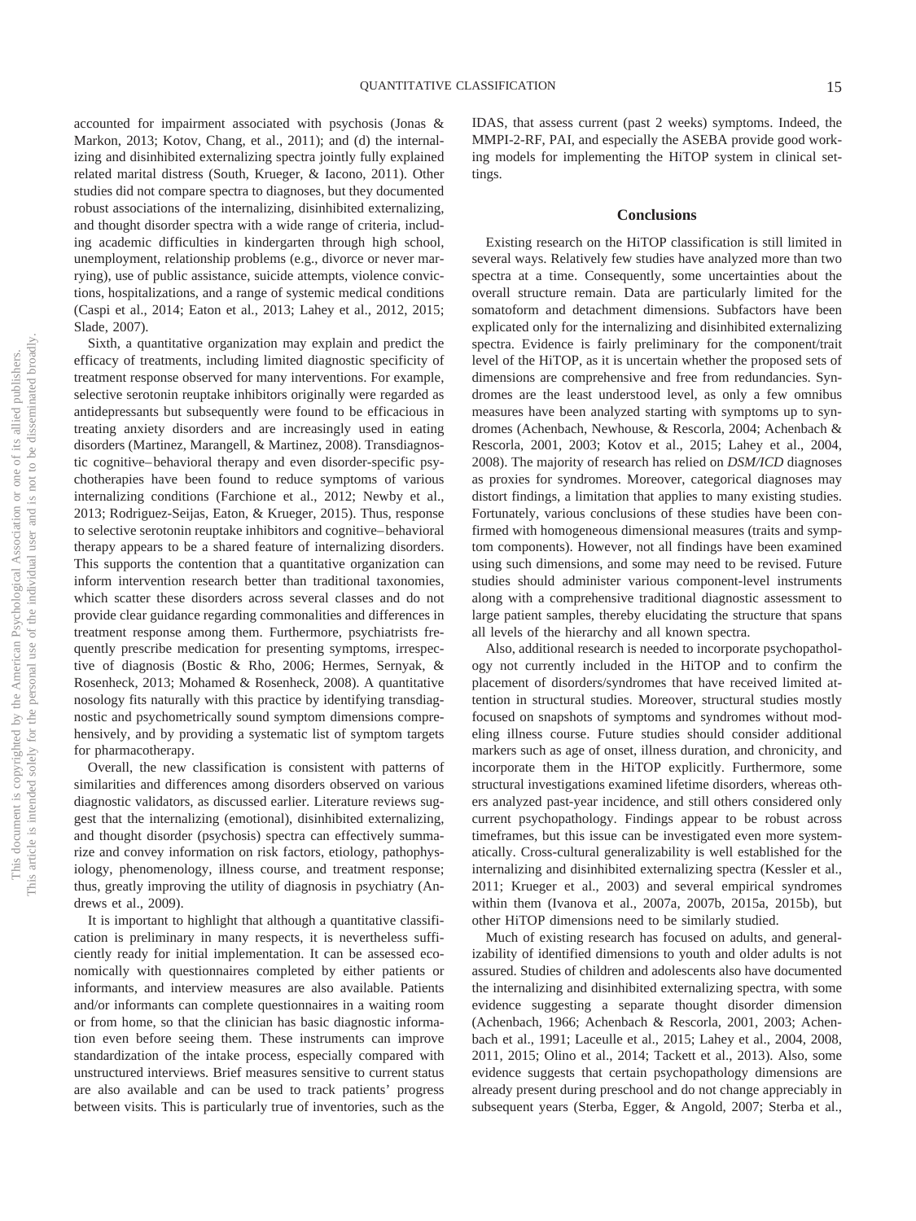accounted for impairment associated with psychosis (Jonas & Markon, 2013; Kotov, Chang, et al., 2011); and (d) the internalizing and disinhibited externalizing spectra jointly fully explained related marital distress (South, Krueger, & Iacono, 2011). Other studies did not compare spectra to diagnoses, but they documented robust associations of the internalizing, disinhibited externalizing, and thought disorder spectra with a wide range of criteria, including academic difficulties in kindergarten through high school, unemployment, relationship problems (e.g., divorce or never marrying), use of public assistance, suicide attempts, violence convictions, hospitalizations, and a range of systemic medical conditions (Caspi et al., 2014; Eaton et al., 2013; Lahey et al., 2012, 2015; Slade, 2007).

Sixth, a quantitative organization may explain and predict the efficacy of treatments, including limited diagnostic specificity of treatment response observed for many interventions. For example, selective serotonin reuptake inhibitors originally were regarded as antidepressants but subsequently were found to be efficacious in treating anxiety disorders and are increasingly used in eating disorders (Martinez, Marangell, & Martinez, 2008). Transdiagnostic cognitive–behavioral therapy and even disorder-specific psychotherapies have been found to reduce symptoms of various internalizing conditions (Farchione et al., 2012; Newby et al., 2013; Rodriguez-Seijas, Eaton, & Krueger, 2015). Thus, response to selective serotonin reuptake inhibitors and cognitive–behavioral therapy appears to be a shared feature of internalizing disorders. This supports the contention that a quantitative organization can inform intervention research better than traditional taxonomies, which scatter these disorders across several classes and do not provide clear guidance regarding commonalities and differences in treatment response among them. Furthermore, psychiatrists frequently prescribe medication for presenting symptoms, irrespective of diagnosis (Bostic & Rho, 2006; Hermes, Sernyak, & Rosenheck, 2013; Mohamed & Rosenheck, 2008). A quantitative nosology fits naturally with this practice by identifying transdiagnostic and psychometrically sound symptom dimensions comprehensively, and by providing a systematic list of symptom targets for pharmacotherapy.

Overall, the new classification is consistent with patterns of similarities and differences among disorders observed on various diagnostic validators, as discussed earlier. Literature reviews suggest that the internalizing (emotional), disinhibited externalizing, and thought disorder (psychosis) spectra can effectively summarize and convey information on risk factors, etiology, pathophysiology, phenomenology, illness course, and treatment response; thus, greatly improving the utility of diagnosis in psychiatry (Andrews et al., 2009).

It is important to highlight that although a quantitative classification is preliminary in many respects, it is nevertheless sufficiently ready for initial implementation. It can be assessed economically with questionnaires completed by either patients or informants, and interview measures are also available. Patients and/or informants can complete questionnaires in a waiting room or from home, so that the clinician has basic diagnostic information even before seeing them. These instruments can improve standardization of the intake process, especially compared with unstructured interviews. Brief measures sensitive to current status are also available and can be used to track patients' progress between visits. This is particularly true of inventories, such as the IDAS, that assess current (past 2 weeks) symptoms. Indeed, the MMPI-2-RF, PAI, and especially the ASEBA provide good working models for implementing the HiTOP system in clinical settings.

## Conclusions

Existing research on the HiTOP classification is still limited in several ways. Relatively few studies have analyzed more than two spectra at a time. Consequently, some uncertainties about the overall structure remain. Data are particularly limited for the somatoform and detachment dimensions. Subfactors have been explicated only for the internalizing and disinhibited externalizing spectra. Evidence is fairly preliminary for the component/trait level of the HiTOP, as it is uncertain whether the proposed sets of dimensions are comprehensive and free from redundancies. Syndromes are the least understood level, as only a few omnibus measures have been analyzed starting with symptoms up to syndromes (Achenbach, Newhouse, & Rescorla, 2004; Achenbach & Rescorla, 2001, 2003; Kotov et al., 2015; Lahey et al., 2004, 2008). The majority of research has relied on *DSM/ICD* diagnoses as proxies for syndromes. Moreover, categorical diagnoses may distort findings, a limitation that applies to many existing studies. Fortunately, various conclusions of these studies have been confirmed with homogeneous dimensional measures (traits and symptom components). However, not all findings have been examined using such dimensions, and some may need to be revised. Future studies should administer various component-level instruments along with a comprehensive traditional diagnostic assessment to large patient samples, thereby elucidating the structure that spans all levels of the hierarchy and all known spectra.

Also, additional research is needed to incorporate psychopathology not currently included in the HiTOP and to confirm the placement of disorders/syndromes that have received limited attention in structural studies. Moreover, structural studies mostly focused on snapshots of symptoms and syndromes without modeling illness course. Future studies should consider additional markers such as age of onset, illness duration, and chronicity, and incorporate them in the HiTOP explicitly. Furthermore, some structural investigations examined lifetime disorders, whereas others analyzed past-year incidence, and still others considered only current psychopathology. Findings appear to be robust across timeframes, but this issue can be investigated even more systematically. Cross-cultural generalizability is well established for the internalizing and disinhibited externalizing spectra (Kessler et al., 2011; Krueger et al., 2003) and several empirical syndromes within them (Ivanova et al., 2007a, 2007b, 2015a, 2015b), but other HiTOP dimensions need to be similarly studied.

Much of existing research has focused on adults, and generalizability of identified dimensions to youth and older adults is not assured. Studies of children and adolescents also have documented the internalizing and disinhibited externalizing spectra, with some evidence suggesting a separate thought disorder dimension (Achenbach, 1966; Achenbach & Rescorla, 2001, 2003; Achenbach et al., 1991; Laceulle et al., 2015; Lahey et al., 2004, 2008, 2011, 2015; Olino et al., 2014; Tackett et al., 2013). Also, some evidence suggests that certain psychopathology dimensions are already present during preschool and do not change appreciably in subsequent years (Sterba, Egger, & Angold, 2007; Sterba et al.,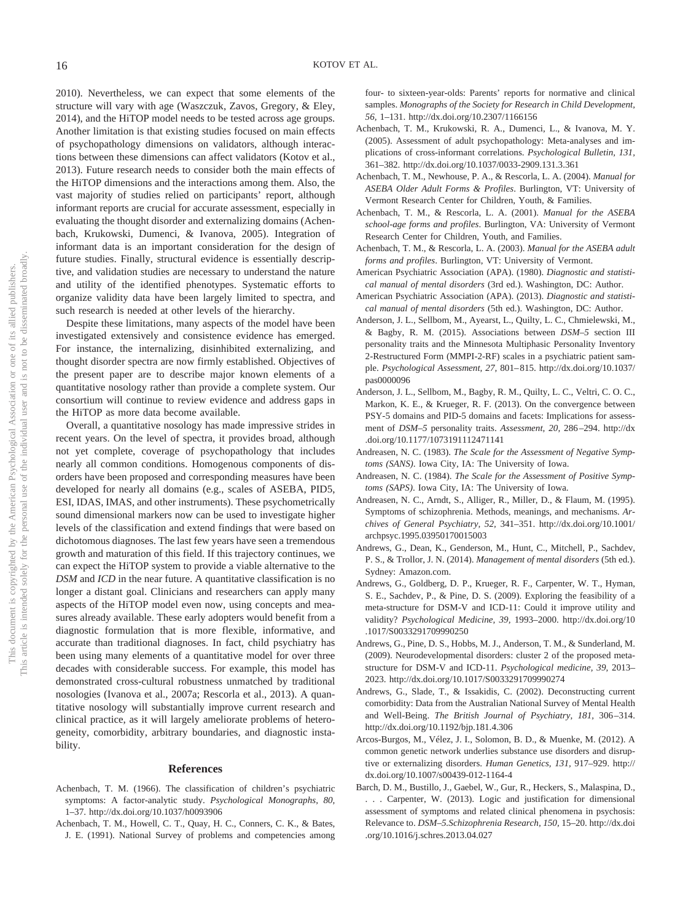2010). Nevertheless, we can expect that some elements of the structure will vary with age (Waszczuk, Zavos, Gregory, & Eley, 2014), and the HiTOP model needs to be tested across age groups. Another limitation is that existing studies focused on main effects of psychopathology dimensions on validators, although interactions between these dimensions can affect validators (Kotov et al., 2013). Future research needs to consider both the main effects of the HiTOP dimensions and the interactions among them. Also, the vast majority of studies relied on participants' report, although informant reports are crucial for accurate assessment, especially in evaluating the thought disorder and externalizing domains (Achenbach, Krukowski, Dumenci, & Ivanova, 2005). Integration of informant data is an important consideration for the design of future studies. Finally, structural evidence is essentially descriptive, and validation studies are necessary to understand the nature and utility of the identified phenotypes. Systematic efforts to organize validity data have been largely limited to spectra, and such research is needed at other levels of the hierarchy.

Despite these limitations, many aspects of the model have been investigated extensively and consistence evidence has emerged. For instance, the internalizing, disinhibited externalizing, and thought disorder spectra are now firmly established. Objectives of the present paper are to describe major known elements of a quantitative nosology rather than provide a complete system. Our consortium will continue to review evidence and address gaps in the HiTOP as more data become available.

Overall, a quantitative nosology has made impressive strides in recent years. On the level of spectra, it provides broad, although not yet complete, coverage of psychopathology that includes nearly all common conditions. Homogenous components of disorders have been proposed and corresponding measures have been developed for nearly all domains (e.g., scales of ASEBA, PID5, ESI, IDAS, IMAS, and other instruments). These psychometrically sound dimensional markers now can be used to investigate higher levels of the classification and extend findings that were based on dichotomous diagnoses. The last few years have seen a tremendous growth and maturation of this field. If this trajectory continues, we can expect the HiTOP system to provide a viable alternative to the *DSM* and *ICD* in the near future. A quantitative classification is no longer a distant goal. Clinicians and researchers can apply many aspects of the HiTOP model even now, using concepts and measures already available. These early adopters would benefit from a diagnostic formulation that is more flexible, informative, and accurate than traditional diagnoses. In fact, child psychiatry has been using many elements of a quantitative model for over three decades with considerable success. For example, this model has demonstrated cross-cultural robustness unmatched by traditional nosologies (Ivanova et al., 2007a; Rescorla et al., 2013). A quantitative nosology will substantially improve current research and clinical practice, as it will largely ameliorate problems of heterogeneity, comorbidity, arbitrary boundaries, and diagnostic instability.

## References

Achenbach, T. M. (1966). The classification of children's psychiatric symptoms: A factor-analytic study. *Psychological Monographs, 80,* 1–37. http://dx.doi.org/10.1037/h0093906

Achenbach, T. M., Howell, C. T., Quay, H. C., Conners, C. K., & Bates, J. E. (1991). National Survey of problems and competencies among four- to sixteen-year-olds: Parents' reports for normative and clinical samples. *Monographs of the Society for Research in Child Development, 56,* 1–131. http://dx.doi.org/10.2307/1166156

Achenbach, T. M., Krukowski, R. A., Dumenci, L., & Ivanova, M. Y. (2005). Assessment of adult psychopathology: Meta-analyses and implications of cross-informant correlations. *Psychological Bulletin, 131,* 361–382. http://dx.doi.org/10.1037/0033-2909.131.3.361

Achenbach, T. M., Newhouse, P. A., & Rescorla, L. A. (2004). *Manual for ASEBA Older Adult Forms & Profiles*. Burlington, VT: University of Vermont Research Center for Children, Youth, & Families.

Achenbach, T. M., & Rescorla, L. A. (2001). *Manual for the ASEBA school-age forms and profiles*. Burlington, VA: University of Vermont Research Center for Children, Youth, and Families.

Achenbach, T. M., & Rescorla, L. A. (2003). *Manual for the ASEBA adult forms and profiles*. Burlington, VT: University of Vermont.

American Psychiatric Association (APA). (1980). *Diagnostic and statistical manual of mental disorders* (3rd ed.). Washington, DC: Author.

American Psychiatric Association (APA). (2013). *Diagnostic and statistical manual of mental disorders* (5th ed.). Washington, DC: Author.

Anderson, J. L., Sellbom, M., Ayearst, L., Quilty, L. C., Chmielewski, M., & Bagby, R. M. (2015). Associations between *DSM–5* section III personality traits and the Minnesota Multiphasic Personality Inventory 2-Restructured Form (MMPI-2-RF) scales in a psychiatric patient sample. *Psychological Assessment, 27,* 801–815. http://dx.doi.org/10.1037/pas0000096

Anderson, J. L., Sellbom, M., Bagby, R. M., Quilty, L. C., Veltri, C. O. C., Markon, K. E., & Krueger, R. F. (2013). On the convergence between PSY-5 domains and PID-5 domains and facets: Implications for assessment of *DSM–5* personality traits. *Assessment, 20,* 286–294. http://dx.doi.org/10.1177/1073191112471141

Andreasen, N. C. (1983). *The Scale for the Assessment of Negative Symptoms (SANS)*. Iowa City, IA: The University of Iowa.

Andreasen, N. C. (1984). *The Scale for the Assessment of Positive Symptoms (SAPS)*. Iowa City, IA: The University of Iowa.

Andreasen, N. C., Arndt, S., Alliger, R., Miller, D., & Flaum, M. (1995). Symptoms of schizophrenia. Methods, meanings, and mechanisms. *Archives of General Psychiatry, 52,* 341–351. http://dx.doi.org/10.1001/archpsyc.1995.03950170015003

Andrews, G., Dean, K., Genderson, M., Hunt, C., Mitchell, P., Sachdev, P. S., & Trollor, J. N. (2014). *Management of mental disorders* (5th ed.). Sydney: Amazon.com.

Andrews, G., Goldberg, D. P., Krueger, R. F., Carpenter, W. T., Hyman, S. E., Sachdev, P., & Pine, D. S. (2009). Exploring the feasibility of a meta-structure for DSM-V and ICD-11: Could it improve utility and validity? *Psychological Medicine, 39,* 1993–2000. http://dx.doi.org/10.1017/S0033291709990250

Andrews, G., Pine, D. S., Hobbs, M. J., Anderson, T. M., & Sunderland, M. (2009). Neurodevelopmental disorders: cluster 2 of the proposed metastructure for DSM-V and ICD-11. *Psychological medicine, 39,* 2013–2023. http://dx.doi.org/10.1017/S0033291709990274

Andrews, G., Slade, T., & Issakidis, C. (2002). Deconstructing current comorbidity: Data from the Australian National Survey of Mental Health and Well-Being. *The British Journal of Psychiatry, 181,* 306–314. http://dx.doi.org/10.1192/bjp.181.4.306

Arcos-Burgos, M., Vélez, J. I., Solomon, B. D., & Muenke, M. (2012). A common genetic network underlies substance use disorders and disruptive or externalizing disorders. *Human Genetics, 131,* 917–929. http://dx.doi.org/10.1007/s00439-012-1164-4

Barch, D. M., Bustillo, J., Gaebel, W., Gur, R., Heckers, S., Malaspina, D., . . . Carpenter, W. (2013). Logic and justification for dimensional assessment of symptoms and related clinical phenomena in psychosis: Relevance to. *DSM–5.Schizophrenia Research, 150,* 15–20. http://dx.doi.org/10.1016/j.schres.2013.04.027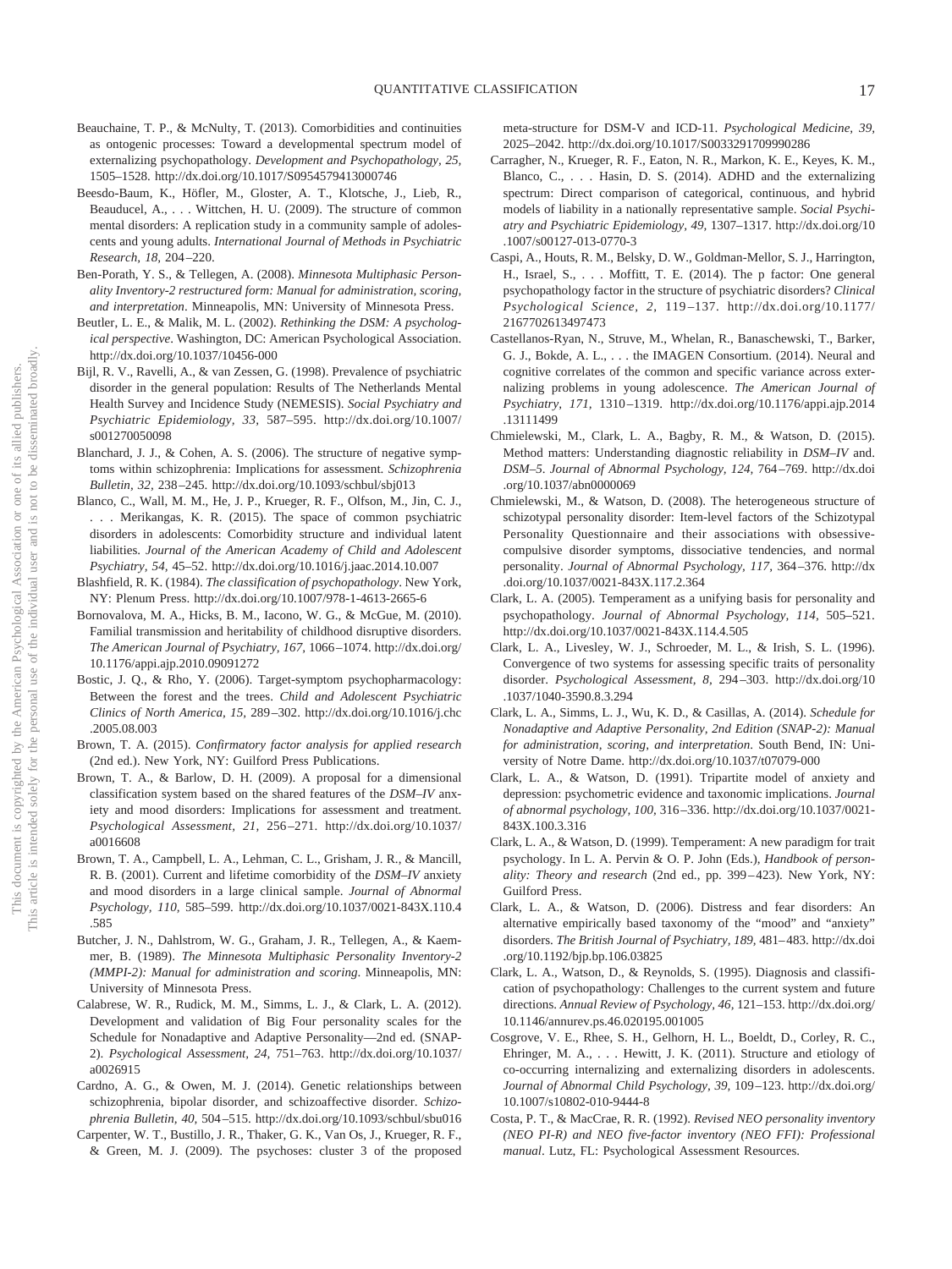Beauchaine, T. P., & McNulty, T. (2013). Comorbidities and continuities as ontogenic processes: Toward a developmental spectrum model of externalizing psychopathology. *Development and Psychopathology, 25,* 1505–1528. http://dx.doi.org/10.1017/S0954579413000746

Beesdo-Baum, K., Höfler, M., Gloster, A. T., Klotsche, J., Lieb, R., Beauducel, A., . . . Wittchen, H. U. (2009). The structure of common mental disorders: A replication study in a community sample of adolescents and young adults. *International Journal of Methods in Psychiatric Research, 18,* 204–220.

Ben-Porath, Y. S., & Tellegen, A. (2008). *Minnesota Multiphasic Personality Inventory-2 restructured form: Manual for administration, scoring, and interpretation*. Minneapolis, MN: University of Minnesota Press.

Beutler, L. E., & Malik, M. L. (2002). *Rethinking the DSM: A psychological perspective*. Washington, DC: American Psychological Association. http://dx.doi.org/10.1037/10456-000

Bijl, R. V., Ravelli, A., & van Zessen, G. (1998). Prevalence of psychiatric disorder in the general population: Results of The Netherlands Mental Health Survey and Incidence Study (NEMESIS). *Social Psychiatry and Psychiatric Epidemiology, 33,* 587–595. http://dx.doi.org/10.1007/s001270050098

Blanchard, J. J., & Cohen, A. S. (2006). The structure of negative symptoms within schizophrenia: Implications for assessment. *Schizophrenia Bulletin, 32,* 238–245. http://dx.doi.org/10.1093/schbul/sbj013

Blanco, C., Wall, M. M., He, J. P., Krueger, R. F., Olfson, M., Jin, C. J., . . . Merikangas, K. R. (2015). The space of common psychiatric disorders in adolescents: Comorbidity structure and individual latent liabilities. *Journal of the American Academy of Child and Adolescent Psychiatry, 54,* 45–52. http://dx.doi.org/10.1016/j.jaac.2014.10.007

Blashfield, R. K. (1984). *The classification of psychopathology*. New York, NY: Plenum Press. http://dx.doi.org/10.1007/978-1-4613-2665-6

Bornovalova, M. A., Hicks, B. M., Iacono, W. G., & McGue, M. (2010). Familial transmission and heritability of childhood disruptive disorders. *The American Journal of Psychiatry, 167,* 1066–1074. http://dx.doi.org/10.1176/appi.ajp.2010.09091272

Bostic, J. Q., & Rho, Y. (2006). Target-symptom psychopharmacology: Between the forest and the trees. *Child and Adolescent Psychiatric Clinics of North America, 15,* 289–302. http://dx.doi.org/10.1016/j.chc.2005.08.003

Brown, T. A. (2015). *Confirmatory factor analysis for applied research* (2nd ed.). New York, NY: Guilford Press Publications.

Brown, T. A., & Barlow, D. H. (2009). A proposal for a dimensional classification system based on the shared features of the *DSM–IV* anxiety and mood disorders: Implications for assessment and treatment. *Psychological Assessment, 21,* 256–271. http://dx.doi.org/10.1037/a0016608

Brown, T. A., Campbell, L. A., Lehman, C. L., Grisham, J. R., & Mancill, R. B. (2001). Current and lifetime comorbidity of the *DSM–IV* anxiety and mood disorders in a large clinical sample. *Journal of Abnormal Psychology, 110,* 585–599. http://dx.doi.org/10.1037/0021-843X.110.4.585

Butcher, J. N., Dahlstrom, W. G., Graham, J. R., Tellegen, A., & Kaemmer, B. (1989). *The Minnesota Multiphasic Personality Inventory-2 (MMPI-2): Manual for administration and scoring*. Minneapolis, MN: University of Minnesota Press.

Calabrese, W. R., Rudick, M. M., Simms, L. J., & Clark, L. A. (2012). Development and validation of Big Four personality scales for the Schedule for Nonadaptive and Adaptive Personality—2nd ed. (SNAP-2). *Psychological Assessment, 24,* 751–763. http://dx.doi.org/10.1037/a0026915

Cardno, A. G., & Owen, M. J. (2014). Genetic relationships between schizophrenia, bipolar disorder, and schizoaffective disorder. *Schizophrenia Bulletin, 40,* 504–515. http://dx.doi.org/10.1093/schbul/sbu016

Carpenter, W. T., Bustillo, J. R., Thaker, G. K., Van Os, J., Krueger, R. F., & Green, M. J. (2009). The psychoses: cluster 3 of the proposed meta-structure for DSM-V and ICD-11. *Psychological Medicine, 39,* 2025–2042. http://dx.doi.org/10.1017/S0033291709990286

Carragher, N., Krueger, R. F., Eaton, N. R., Markon, K. E., Keyes, K. M., Blanco, C., . . . Hasin, D. S. (2014). ADHD and the externalizing spectrum: Direct comparison of categorical, continuous, and hybrid models of liability in a nationally representative sample. *Social Psychiatry and Psychiatric Epidemiology, 49,* 1307–1317. http://dx.doi.org/10.1007/s00127-013-0770-3

Caspi, A., Houts, R. M., Belsky, D. W., Goldman-Mellor, S. J., Harrington, H., Israel, S., . . . Moffitt, T. E. (2014). The p factor: One general psychopathology factor in the structure of psychiatric disorders? *Clinical Psychological Science, 2,* 119–137. http://dx.doi.org/10.1177/2167702613497473

Castellanos-Ryan, N., Struve, M., Whelan, R., Banaschewski, T., Barker, G. J., Bokde, A. L., . . . the IMAGEN Consortium. (2014). Neural and cognitive correlates of the common and specific variance across externalizing problems in young adolescence. *The American Journal of Psychiatry, 171,* 1310–1319. http://dx.doi.org/10.1176/appi.ajp.2014.13111499

Chmielewski, M., Clark, L. A., Bagby, R. M., & Watson, D. (2015). Method matters: Understanding diagnostic reliability in *DSM–IV* and. *DSM–5*. *Journal of Abnormal Psychology, 124,* 764–769. http://dx.doi.org/10.1037/abn0000069

Chmielewski, M., & Watson, D. (2008). The heterogeneous structure of schizotypal personality disorder: Item-level factors of the Schizotypal Personality Questionnaire and their associations with obsessive-compulsive disorder symptoms, dissociative tendencies, and normal personality. *Journal of Abnormal Psychology, 117,* 364–376. http://dx.doi.org/10.1037/0021-843X.117.2.364

Clark, L. A. (2005). Temperament as a unifying basis for personality and psychopathology. *Journal of Abnormal Psychology, 114,* 505–521. http://dx.doi.org/10.1037/0021-843X.114.4.505

Clark, L. A., Livesley, W. J., Schroeder, M. L., & Irish, S. L. (1996). Convergence of two systems for assessing specific traits of personality disorder. *Psychological Assessment, 8,* 294–303. http://dx.doi.org/10.1037/1040-3590.8.3.294

Clark, L. A., Simms, L. J., Wu, K. D., & Casillas, A. (2014). *Schedule for Nonadaptive and Adaptive Personality, 2nd Edition (SNAP-2): Manual for administration, scoring, and interpretation*. South Bend, IN: University of Notre Dame. http://dx.doi.org/10.1037/t07079-000

Clark, L. A., & Watson, D. (1991). Tripartite model of anxiety and depression: psychometric evidence and taxonomic implications. *Journal of abnormal psychology, 100,* 316–336. http://dx.doi.org/10.1037/0021-843X.100.3.316

Clark, L. A., & Watson, D. (1999). Temperament: A new paradigm for trait psychology. In L. A. Pervin & O. P. John (Eds.), *Handbook of personality: Theory and research* (2nd ed., pp. 399–423). New York, NY: Guilford Press.

Clark, L. A., & Watson, D. (2006). Distress and fear disorders: An alternative empirically based taxonomy of the "mood" and "anxiety" disorders. *The British Journal of Psychiatry, 189,* 481–483. http://dx.doi.org/10.1192/bjp.bp.106.03825

Clark, L. A., Watson, D., & Reynolds, S. (1995). Diagnosis and classification of psychopathology: Challenges to the current system and future directions. *Annual Review of Psychology, 46,* 121–153. http://dx.doi.org/10.1146/annurev.ps.46.020195.001005

Cosgrove, V. E., Rhee, S. H., Gelhorn, H. L., Boeldt, D., Corley, R. C., Ehringer, M. A., . . . Hewitt, J. K. (2011). Structure and etiology of co-occurring internalizing and externalizing disorders in adolescents. *Journal of Abnormal Child Psychology, 39,* 109–123. http://dx.doi.org/10.1007/s10802-010-9444-8

Costa, P. T., & MacCrae, R. R. (1992). *Revised NEO personality inventory (NEO PI-R) and NEO five-factor inventory (NEO FFI): Professional manual*. Lutz, FL: Psychological Assessment Resources.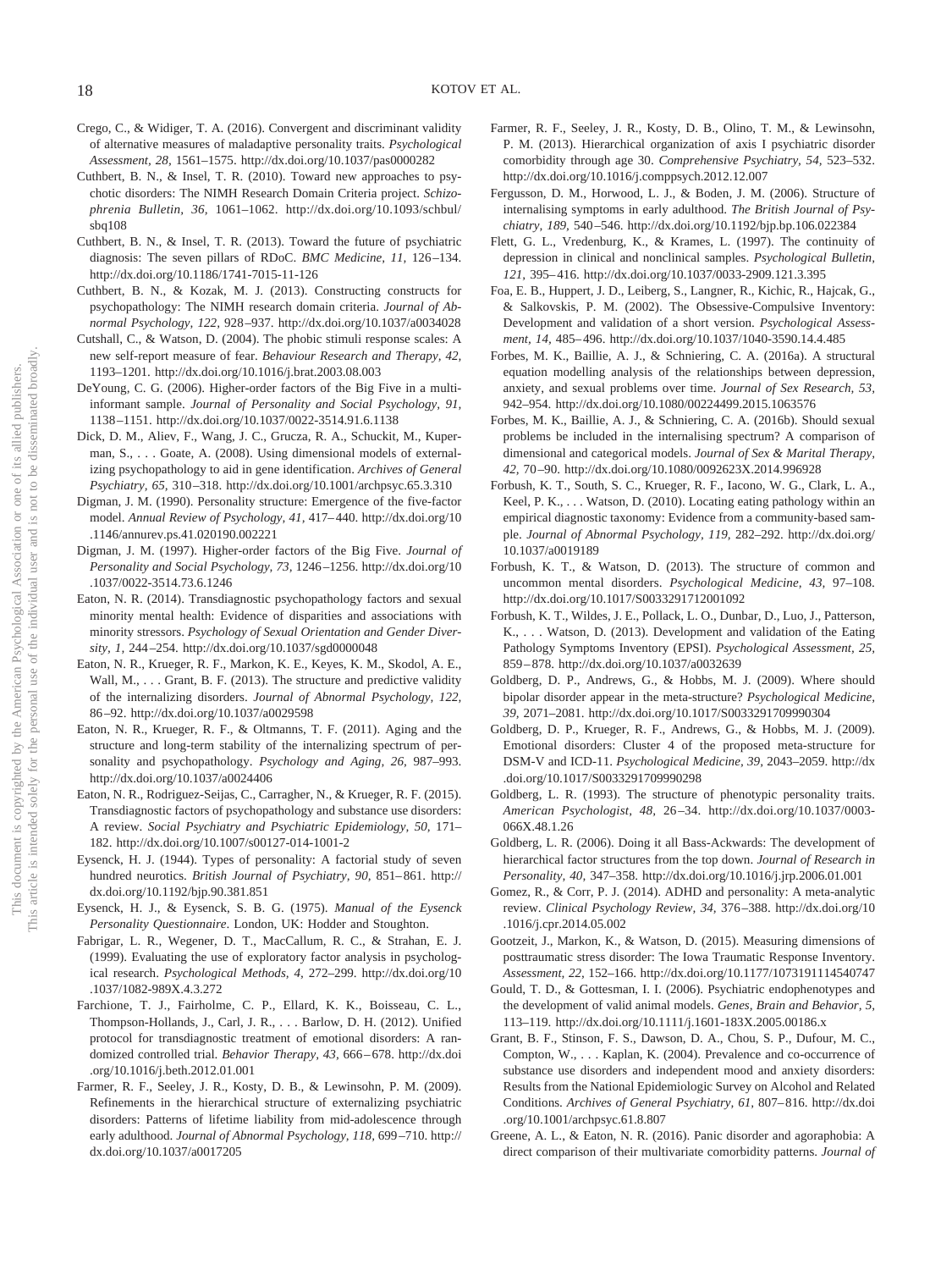Crego, C., & Widiger, T. A. (2016). Convergent and discriminant validity of alternative measures of maladaptive personality traits. *Psychological Assessment, 28,* 1561–1575. http://dx.doi.org/10.1037/pas0000282

Cuthbert, B. N., & Insel, T. R. (2010). Toward new approaches to psychotic disorders: The NIMH Research Domain Criteria project. *Schizophrenia Bulletin, 36,* 1061–1062. http://dx.doi.org/10.1093/schbul/sbq108

Cuthbert, B. N., & Insel, T. R. (2013). Toward the future of psychiatric diagnosis: The seven pillars of RDoC. *BMC Medicine, 11,* 126–134. http://dx.doi.org/10.1186/1741-7015-11-126

Cuthbert, B. N., & Kozak, M. J. (2013). Constructing constructs for psychopathology: The NIMH research domain criteria. *Journal of Abnormal Psychology, 122,* 928–937. http://dx.doi.org/10.1037/a0034028

Cutshall, C., & Watson, D. (2004). The phobic stimuli response scales: A new self-report measure of fear. *Behaviour Research and Therapy, 42,* 1193–1201. http://dx.doi.org/10.1016/j.brat.2003.08.003

DeYoung, C. G. (2006). Higher-order factors of the Big Five in a multi-informant sample. *Journal of Personality and Social Psychology, 91,* 1138–1151. http://dx.doi.org/10.1037/0022-3514.91.6.1138

Dick, D. M., Aliev, F., Wang, J. C., Grucza, R. A., Schuckit, M., Kuperman, S., . . . Goate, A. (2008). Using dimensional models of externalizing psychopathology to aid in gene identification. *Archives of General Psychiatry, 65,* 310–318. http://dx.doi.org/10.1001/archpsyc.65.3.310

Digman, J. M. (1990). Personality structure: Emergence of the five-factor model. *Annual Review of Psychology, 41,* 417–440. http://dx.doi.org/10.1146/annurev.ps.41.020190.002221

Digman, J. M. (1997). Higher-order factors of the Big Five. *Journal of Personality and Social Psychology, 73,* 1246–1256. http://dx.doi.org/10.1037/0022-3514.73.6.1246

Eaton, N. R. (2014). Transdiagnostic psychopathology factors and sexual minority mental health: Evidence of disparities and associations with minority stressors. *Psychology of Sexual Orientation and Gender Diversity, 1,* 244–254. http://dx.doi.org/10.1037/sgd0000048

Eaton, N. R., Krueger, R. F., Markon, K. E., Keyes, K. M., Skodol, A. E., Wall, M., . . . Grant, B. F. (2013). The structure and predictive validity of the internalizing disorders. *Journal of Abnormal Psychology, 122,* 86–92. http://dx.doi.org/10.1037/a0029598

Eaton, N. R., Krueger, R. F., & Oltmanns, T. F. (2011). Aging and the structure and long-term stability of the internalizing spectrum of personality and psychopathology. *Psychology and Aging, 26,* 987–993. http://dx.doi.org/10.1037/a0024406

Eaton, N. R., Rodriguez-Seijas, C., Carragher, N., & Krueger, R. F. (2015). Transdiagnostic factors of psychopathology and substance use disorders: A review. *Social Psychiatry and Psychiatric Epidemiology, 50,* 171–182. http://dx.doi.org/10.1007/s00127-014-1001-2

Eysenck, H. J. (1944). Types of personality: A factorial study of seven hundred neurotics. *British Journal of Psychiatry, 90,* 851–861. http://dx.doi.org/10.1192/bjp.90.381.851

Eysenck, H. J., & Eysenck, S. B. G. (1975). *Manual of the Eysenck Personality Questionnaire*. London, UK: Hodder and Stoughton.

Fabrigar, L. R., Wegener, D. T., MacCallum, R. C., & Strahan, E. J. (1999). Evaluating the use of exploratory factor analysis in psychological research. *Psychological Methods, 4,* 272–299. http://dx.doi.org/10.1037/1082-989X.4.3.272

Farchione, T. J., Fairholme, C. P., Ellard, K. K., Boisseau, C. L., Thompson-Hollands, J., Carl, J. R., . . . Barlow, D. H. (2012). Unified protocol for transdiagnostic treatment of emotional disorders: A randomized controlled trial. *Behavior Therapy, 43,* 666–678. http://dx.doi.org/10.1016/j.beth.2012.01.001

Farmer, R. F., Seeley, J. R., Kosty, D. B., & Lewinsohn, P. M. (2009). Refinements in the hierarchical structure of externalizing psychiatric disorders: Patterns of lifetime liability from mid-adolescence through early adulthood. *Journal of Abnormal Psychology, 118,* 699–710. http://dx.doi.org/10.1037/a0017205

Farmer, R. F., Seeley, J. R., Kosty, D. B., Olino, T. M., & Lewinsohn, P. M. (2013). Hierarchical organization of axis I psychiatric disorder comorbidity through age 30. *Comprehensive Psychiatry, 54,* 523–532. http://dx.doi.org/10.1016/j.comppsych.2012.12.007

Fergusson, D. M., Horwood, L. J., & Boden, J. M. (2006). Structure of internalising symptoms in early adulthood. *The British Journal of Psychiatry, 189,* 540–546. http://dx.doi.org/10.1192/bjp.bp.106.022384

Flett, G. L., Vredenburg, K., & Krames, L. (1997). The continuity of depression in clinical and nonclinical samples. *Psychological Bulletin, 121,* 395–416. http://dx.doi.org/10.1037/0033-2909.121.3.395

Foa, E. B., Huppert, J. D., Leiberg, S., Langner, R., Kichic, R., Hajcak, G., & Salkovskis, P. M. (2002). The Obsessive-Compulsive Inventory: Development and validation of a short version. *Psychological Assessment, 14,* 485–496. http://dx.doi.org/10.1037/1040-3590.14.4.485

Forbes, M. K., Baillie, A. J., & Schniering, C. A. (2016a). A structural equation modelling analysis of the relationships between depression, anxiety, and sexual problems over time. *Journal of Sex Research, 53,* 942–954. http://dx.doi.org/10.1080/00224499.2015.1063576

Forbes, M. K., Baillie, A. J., & Schniering, C. A. (2016b). Should sexual problems be included in the internalising spectrum? A comparison of dimensional and categorical models. *Journal of Sex & Marital Therapy, 42,* 70–90. http://dx.doi.org/10.1080/0092623X.2014.996928

Forbush, K. T., South, S. C., Krueger, R. F., Iacono, W. G., Clark, L. A., Keel, P. K., . . . Watson, D. (2010). Locating eating pathology within an empirical diagnostic taxonomy: Evidence from a community-based sample. *Journal of Abnormal Psychology, 119,* 282–292. http://dx.doi.org/10.1037/a0019189

Forbush, K. T., & Watson, D. (2013). The structure of common and uncommon mental disorders. *Psychological Medicine, 43,* 97–108. http://dx.doi.org/10.1017/S0033291712001092

Forbush, K. T., Wildes, J. E., Pollack, L. O., Dunbar, D., Luo, J., Patterson, K., . . . Watson, D. (2013). Development and validation of the Eating Pathology Symptoms Inventory (EPSI). *Psychological Assessment, 25,* 859–878. http://dx.doi.org/10.1037/a0032639

Goldberg, D. P., Andrews, G., & Hobbs, M. J. (2009). Where should bipolar disorder appear in the meta-structure? *Psychological Medicine, 39,* 2071–2081. http://dx.doi.org/10.1017/S0033291709990304

Goldberg, D. P., Krueger, R. F., Andrews, G., & Hobbs, M. J. (2009). Emotional disorders: Cluster 4 of the proposed meta-structure for DSM-V and ICD-11. *Psychological Medicine, 39,* 2043–2059. http://dx.doi.org/10.1017/S0033291709990298

Goldberg, L. R. (1993). The structure of phenotypic personality traits. *American Psychologist, 48,* 26–34. http://dx.doi.org/10.1037/0003-066X.48.1.26

Goldberg, L. R. (2006). Doing it all Bass-Ackwards: The development of hierarchical factor structures from the top down. *Journal of Research in Personality, 40,* 347–358. http://dx.doi.org/10.1016/j.jrp.2006.01.001

Gomez, R., & Corr, P. J. (2014). ADHD and personality: A meta-analytic review. *Clinical Psychology Review, 34,* 376–388. http://dx.doi.org/10.1016/j.cpr.2014.05.002

Gootzeit, J., Markon, K., & Watson, D. (2015). Measuring dimensions of posttraumatic stress disorder: The Iowa Traumatic Response Inventory. *Assessment, 22,* 152–166. http://dx.doi.org/10.1177/1073191114540747

Gould, T. D., & Gottesman, I. I. (2006). Psychiatric endophenotypes and the development of valid animal models. *Genes, Brain and Behavior, 5,* 113–119. http://dx.doi.org/10.1111/j.1601-183X.2005.00186.x

Grant, B. F., Stinson, F. S., Dawson, D. A., Chou, S. P., Dufour, M. C., Compton, W., . . . Kaplan, K. (2004). Prevalence and co-occurrence of substance use disorders and independent mood and anxiety disorders: Results from the National Epidemiologic Survey on Alcohol and Related Conditions. *Archives of General Psychiatry, 61,* 807–816. http://dx.doi.org/10.1001/archpsyc.61.8.807

Greene, A. L., & Eaton, N. R. (2016). Panic disorder and agoraphobia: A direct comparison of their multivariate comorbidity patterns. *Journal of*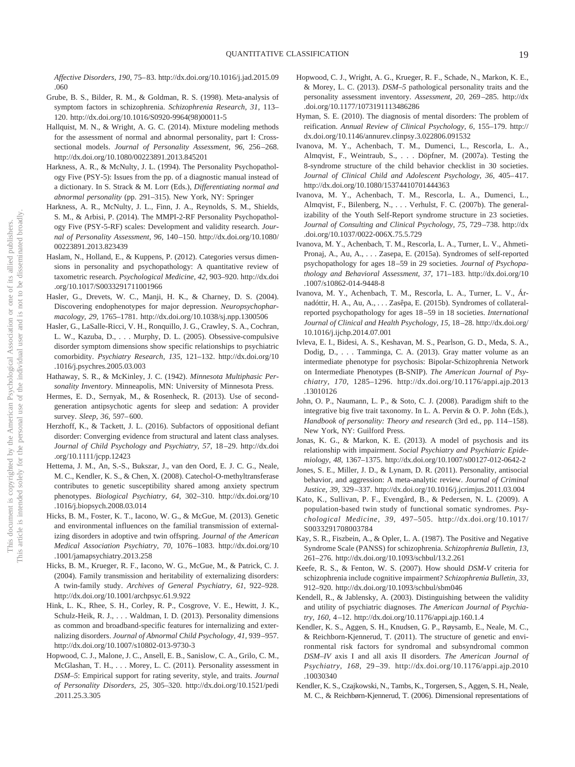*Affective Disorders, 190,* 75–83. http://dx.doi.org/10.1016/j.jad.2015.09.060

Grube, B. S., Bilder, R. M., & Goldman, R. S. (1998). Meta-analysis of symptom factors in schizophrenia. *Schizophrenia Research, 31,* 113–120. http://dx.doi.org/10.1016/S0920-9964(98)00011-5

Hallquist, M. N., & Wright, A. G. C. (2014). Mixture modeling methods for the assessment of normal and abnormal personality, part I: Cross-sectional models. *Journal of Personality Assessment, 96,* 256–268. http://dx.doi.org/10.1080/00223891.2013.845201

Harkness, A. R., & McNulty, J. L. (1994). The Personality Psychopathology Five (PSY-5): Issues from the pp. of a diagnostic manual instead of a dictionary. In S. Strack & M. Lorr (Eds.), *Differentiating normal and abnormal personality* (pp. 291–315). New York, NY: Springer

Harkness, A. R., McNulty, J. L., Finn, J. A., Reynolds, S. M., Shields, S. M., & Arbisi, P. (2014). The MMPI-2-RF Personality Psychopathology Five (PSY-5-RF) scales: Development and validity research. *Journal of Personality Assessment, 96,* 140–150. http://dx.doi.org/10.1080/00223891.2013.823439

Haslam, N., Holland, E., & Kuppens, P. (2012). Categories versus dimensions in personality and psychopathology: A quantitative review of taxometric research. *Psychological Medicine, 42,* 903–920. http://dx.doi.org/10.1017/S0033291711001966

Hasler, G., Drevets, W. C., Manji, H. K., & Charney, D. S. (2004). Discovering endophenotypes for major depression. *Neuropsychopharmacology, 29,* 1765–1781. http://dx.doi.org/10.1038/sj.npp.1300506

Hasler, G., LaSalle-Ricci, V. H., Ronquillo, J. G., Crawley, S. A., Cochran, L. W., Kazuba, D., . . . Murphy, D. L. (2005). Obsessive-compulsive disorder symptom dimensions show specific relationships to psychiatric comorbidity. *Psychiatry Research, 135,* 121–132. http://dx.doi.org/10.1016/j.psychres.2005.03.003

Hathaway, S. R., & McKinley, J. C. (1942). *Minnesota Multiphasic Personality Inventory*. Minneapolis, MN: University of Minnesota Press.

Hermes, E. D., Sernyak, M., & Rosenheck, R. (2013). Use of second-generation antipsychotic agents for sleep and sedation: A provider survey. *Sleep, 36,* 597–600.

Herzhoff, K., & Tackett, J. L. (2016). Subfactors of oppositional defiant disorder: Converging evidence from structural and latent class analyses. *Journal of Child Psychology and Psychiatry, 57,* 18–29. http://dx.doi.org/10.1111/jcpp.12423

Hettema, J. M., An, S.-S., Bukszar, J., van den Oord, E. J. C. G., Neale, M. C., Kendler, K. S., & Chen, X. (2008). Catechol-O-methyltransferase contributes to genetic susceptibility shared among anxiety spectrum phenotypes. *Biological Psychiatry, 64,* 302–310. http://dx.doi.org/10.1016/j.biopsych.2008.03.014

Hicks, B. M., Foster, K. T., Iacono, W. G., & McGue, M. (2013). Genetic and environmental influences on the familial transmission of externalizing disorders in adoptive and twin offspring. *Journal of the American Medical Association Psychiatry, 70,* 1076–1083. http://dx.doi.org/10.1001/jamapsychiatry.2013.258

Hicks, B. M., Krueger, R. F., Iacono, W. G., McGue, M., & Patrick, C. J. (2004). Family transmission and heritability of externalizing disorders: A twin-family study. *Archives of General Psychiatry, 61,* 922–928. http://dx.doi.org/10.1001/archpsyc.61.9.922

Hink, L. K., Rhee, S. H., Corley, R. P., Cosgrove, V. E., Hewitt, J. K., Schulz-Heik, R. J., . . . Waldman, I. D. (2013). Personality dimensions as common and broadband-specific features for internalizing and externalizing disorders. *Journal of Abnormal Child Psychology, 41,* 939–957. http://dx.doi.org/10.1007/s10802-013-9730-3

Hopwood, C. J., Malone, J. C., Ansell, E. B., Sanislow, C. A., Grilo, C. M., McGlashan, T. H., . . . Morey, L. C. (2011). Personality assessment in *DSM–5*: Empirical support for rating severity, style, and traits. *Journal of Personality Disorders, 25,* 305–320. http://dx.doi.org/10.1521/pedi.2011.25.3.305

Hopwood, C. J., Wright, A. G., Krueger, R. F., Schade, N., Markon, K. E., & Morey, L. C. (2013). *DSM–5* pathological personality traits and the personality assessment inventory. *Assessment, 20,* 269–285. http://dx.doi.org/10.1177/1073191113486286

Hyman, S. E. (2010). The diagnosis of mental disorders: The problem of reification. *Annual Review of Clinical Psychology, 6,* 155–179. http://dx.doi.org/10.1146/annurev.clinpsy.3.022806.091532

Ivanova, M. Y., Achenbach, T. M., Dumenci, L., Rescorla, L. A., Almqvist, F., Weintraub, S., . . . Döpfner, M. (2007a). Testing the 8-syndrome structure of the child behavior checklist in 30 societies. *Journal of Clinical Child and Adolescent Psychology, 36,* 405–417. http://dx.doi.org/10.1080/15374410701444363

Ivanova, M. Y., Achenbach, T. M., Rescorla, L. A., Dumenci, L., Almqvist, F., Bilenberg, N., . . . Verhulst, F. C. (2007b). The generalizability of the Youth Self-Report syndrome structure in 23 societies. *Journal of Consulting and Clinical Psychology, 75,* 729–738. http://dx.doi.org/10.1037/0022-006X.75.5.729

Ivanova, M. Y., Achenbach, T. M., Rescorla, L. A., Turner, L. V., Ahmeti-Pronaj, A., Au, A., . . . Zasepa, E. (2015a). Syndromes of self-reported psychopathology for ages 18–59 in 29 societies. *Journal of Psychopathology and Behavioral Assessment, 37,* 171–183. http://dx.doi.org/10.1007/s10862-014-9448-8

Ivanova, M. Y., Achenbach, T. M., Rescorla, L. A., Turner, L. V., Árnadóttir, H. A., Au, A., . . . Zasêpa, E. (2015b). Syndromes of collateral-reported psychopathology for ages 18–59 in 18 societies. *International Journal of Clinical and Health Psychology, 15,* 18–28. http://dx.doi.org/10.1016/j.ijchp.2014.07.001

Ivleva, E. I., Bidesi, A. S., Keshavan, M. S., Pearlson, G. D., Meda, S. A., Dodig, D., . . . Tamminga, C. A. (2013). Gray matter volume as an intermediate phenotype for psychosis: Bipolar-Schizophrenia Network on Intermediate Phenotypes (B-SNIP). *The American Journal of Psychiatry, 170,* 1285–1296. http://dx.doi.org/10.1176/appi.ajp.2013.13010126

John, O. P., Naumann, L. P., & Soto, C. J. (2008). Paradigm shift to the integrative big five trait taxonomy. In L. A. Pervin & O. P. John (Eds.), *Handbook of personality: Theory and research* (3rd ed., pp. 114–158). New York, NY: Guilford Press.

Jonas, K. G., & Markon, K. E. (2013). A model of psychosis and its relationship with impairment. *Social Psychiatry and Psychiatric Epidemiology, 48,* 1367–1375. http://dx.doi.org/10.1007/s00127-012-0642-2

Jones, S. E., Miller, J. D., & Lynam, D. R. (2011). Personality, antisocial behavior, and aggression: A meta-analytic review. *Journal of Criminal Justice, 39,* 329–337. http://dx.doi.org/10.1016/j.jcrimjus.2011.03.004

Kato, K., Sullivan, P. F., Evengård, B., & Pedersen, N. L. (2009). A population-based twin study of functional somatic syndromes. *Psychological Medicine, 39,* 497–505. http://dx.doi.org/10.1017/S0033291708003784

Kay, S. R., Fiszbein, A., & Opler, L. A. (1987). The Positive and Negative Syndrome Scale (PANSS) for schizophrenia. *Schizophrenia Bulletin, 13,* 261–276. http://dx.doi.org/10.1093/schbul/13.2.261

Keefe, R. S., & Fenton, W. S. (2007). How should *DSM-V* criteria for schizophrenia include cognitive impairment? *Schizophrenia Bulletin, 33,* 912–920. http://dx.doi.org/10.1093/schbul/sbm046

Kendell, R., & Jablensky, A. (2003). Distinguishing between the validity and utility of psychiatric diagnoses. *The American Journal of Psychiatry, 160,* 4–12. http://dx.doi.org/10.1176/appi.ajp.160.1.4

Kendler, K. S., Aggen, S. H., Knudsen, G. P., Røysamb, E., Neale, M. C., & Reichborn-Kjennerud, T. (2011). The structure of genetic and environmental risk factors for syndromal and subsyndromal common *DSM–IV* axis I and all axis II disorders. *The American Journal of Psychiatry, 168,* 29–39. http://dx.doi.org/10.1176/appi.ajp.2010.10030340

Kendler, K. S., Czajkowski, N., Tambs, K., Torgersen, S., Aggen, S. H., Neale, M. C., & Reichbørn-Kjennerud, T. (2006). Dimensional representations of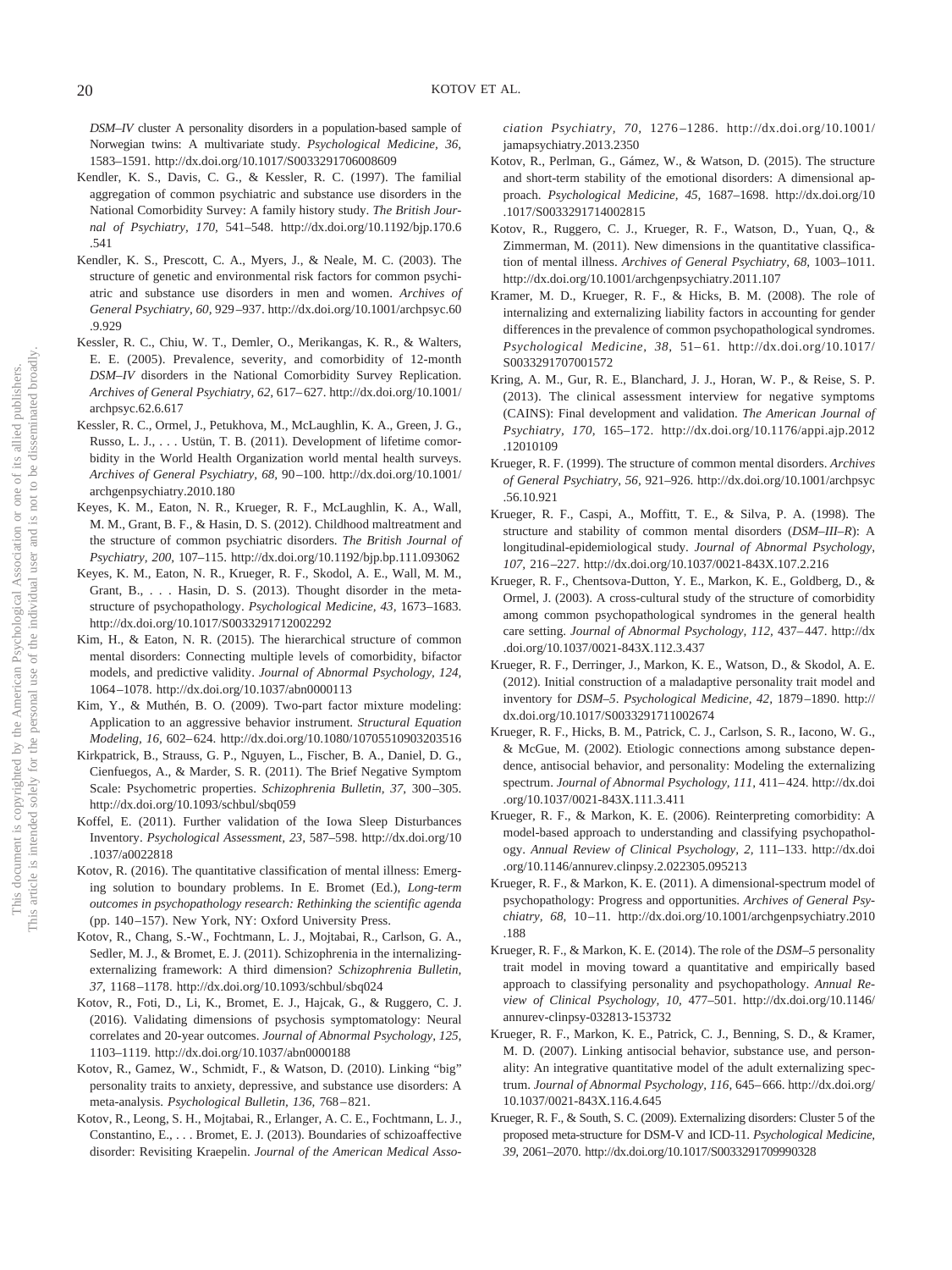*DSM–IV* cluster A personality disorders in a population-based sample of Norwegian twins: A multivariate study. *Psychological Medicine, 36,* 1583–1591. http://dx.doi.org/10.1017/S0033291706008609

Kendler, K. S., Davis, C. G., & Kessler, R. C. (1997). The familial aggregation of common psychiatric and substance use disorders in the National Comorbidity Survey: A family history study. *The British Journal of Psychiatry, 170,* 541–548. http://dx.doi.org/10.1192/bjp.170.6.541

Kendler, K. S., Prescott, C. A., Myers, J., & Neale, M. C. (2003). The structure of genetic and environmental risk factors for common psychiatric and substance use disorders in men and women. *Archives of General Psychiatry, 60,* 929–937. http://dx.doi.org/10.1001/archpsyc.60.9.929

Kessler, R. C., Chiu, W. T., Demler, O., Merikangas, K. R., & Walters, E. E. (2005). Prevalence, severity, and comorbidity of 12-month *DSM–IV* disorders in the National Comorbidity Survey Replication. *Archives of General Psychiatry, 62,* 617–627. http://dx.doi.org/10.1001/archpsyc.62.6.617

Kessler, R. C., Ormel, J., Petukhova, M., McLaughlin, K. A., Green, J. G., Russo, L. J., . . . Ustün, T. B. (2011). Development of lifetime comorbidity in the World Health Organization world mental health surveys. *Archives of General Psychiatry, 68,* 90–100. http://dx.doi.org/10.1001/archgenpsychiatry.2010.180

Keyes, K. M., Eaton, N. R., Krueger, R. F., McLaughlin, K. A., Wall, M. M., Grant, B. F., & Hasin, D. S. (2012). Childhood maltreatment and the structure of common psychiatric disorders. *The British Journal of Psychiatry, 200,* 107–115. http://dx.doi.org/10.1192/bjp.bp.111.093062

Keyes, K. M., Eaton, N. R., Krueger, R. F., Skodol, A. E., Wall, M. M., Grant, B., . . . Hasin, D. S. (2013). Thought disorder in the meta-structure of psychopathology. *Psychological Medicine, 43,* 1673–1683. http://dx.doi.org/10.1017/S0033291712002292

Kim, H., & Eaton, N. R. (2015). The hierarchical structure of common mental disorders: Connecting multiple levels of comorbidity, bifactor models, and predictive validity. *Journal of Abnormal Psychology, 124,* 1064–1078. http://dx.doi.org/10.1037/abn0000113

Kim, Y., & Muthén, B. O. (2009). Two-part factor mixture modeling: Application to an aggressive behavior instrument. *Structural Equation Modeling, 16,* 602–624. http://dx.doi.org/10.1080/10705510903203516

Kirkpatrick, B., Strauss, G. P., Nguyen, L., Fischer, B. A., Daniel, D. G., Cienfuegos, A., & Marder, S. R. (2011). The Brief Negative Symptom Scale: Psychometric properties. *Schizophrenia Bulletin, 37,* 300–305. http://dx.doi.org/10.1093/schbul/sbq059

Koffel, E. (2011). Further validation of the Iowa Sleep Disturbances Inventory. *Psychological Assessment, 23,* 587–598. http://dx.doi.org/10.1037/a0022818

Kotov, R. (2016). The quantitative classification of mental illness: Emerging solution to boundary problems. In E. Bromet (Ed.), *Long-term outcomes in psychopathology research: Rethinking the scientific agenda* (pp. 140–157). New York, NY: Oxford University Press.

Kotov, R., Chang, S.-W., Fochtmann, L. J., Mojtabai, R., Carlson, G. A., Sedler, M. J., & Bromet, E. J. (2011). Schizophrenia in the internalizing-externalizing framework: A third dimension? *Schizophrenia Bulletin, 37,* 1168–1178. http://dx.doi.org/10.1093/schbul/sbq024

Kotov, R., Foti, D., Li, K., Bromet, E. J., Hajcak, G., & Ruggero, C. J. (2016). Validating dimensions of psychosis symptomatology: Neural correlates and 20-year outcomes. *Journal of Abnormal Psychology, 125,* 1103–1119. http://dx.doi.org/10.1037/abn0000188

Kotov, R., Gamez, W., Schmidt, F., & Watson, D. (2010). Linking "big" personality traits to anxiety, depressive, and substance use disorders: A meta-analysis. *Psychological Bulletin, 136,* 768–821.

Kotov, R., Leong, S. H., Mojtabai, R., Erlanger, A. C. E., Fochtmann, L. J., Constantino, E., . . . Bromet, E. J. (2013). Boundaries of schizoaffective disorder: Revisiting Kraepelin. *Journal of the American Medical Association Psychiatry, 70,* 1276–1286. http://dx.doi.org/10.1001/jamapsychiatry.2013.2350

Kotov, R., Perlman, G., Gámez, W., & Watson, D. (2015). The structure and short-term stability of the emotional disorders: A dimensional approach. *Psychological Medicine, 45,* 1687–1698. http://dx.doi.org/10.1017/S0033291714002815

Kotov, R., Ruggero, C. J., Krueger, R. F., Watson, D., Yuan, Q., & Zimmerman, M. (2011). New dimensions in the quantitative classification of mental illness. *Archives of General Psychiatry, 68,* 1003–1011. http://dx.doi.org/10.1001/archgenpsychiatry.2011.107

Kramer, M. D., Krueger, R. F., & Hicks, B. M. (2008). The role of internalizing and externalizing liability factors in accounting for gender differences in the prevalence of common psychopathological syndromes. *Psychological Medicine, 38,* 51–61. http://dx.doi.org/10.1017/S0033291707001572

Kring, A. M., Gur, R. E., Blanchard, J. J., Horan, W. P., & Reise, S. P. (2013). The clinical assessment interview for negative symptoms (CAINS): Final development and validation. *The American Journal of Psychiatry, 170,* 165–172. http://dx.doi.org/10.1176/appi.ajp.2012.12010109

Krueger, R. F. (1999). The structure of common mental disorders. *Archives of General Psychiatry, 56,* 921–926. http://dx.doi.org/10.1001/archpsyc.56.10.921

Krueger, R. F., Caspi, A., Moffitt, T. E., & Silva, P. A. (1998). The structure and stability of common mental disorders (*DSM–III–R*): A longitudinal-epidemiological study. *Journal of Abnormal Psychology, 107,* 216–227. http://dx.doi.org/10.1037/0021-843X.107.2.216

Krueger, R. F., Chentsova-Dutton, Y. E., Markon, K. E., Goldberg, D., & Ormel, J. (2003). A cross-cultural study of the structure of comorbidity among common psychopathological syndromes in the general health care setting. *Journal of Abnormal Psychology, 112,* 437–447. http://dx.doi.org/10.1037/0021-843X.112.3.437

Krueger, R. F., Derringer, J., Markon, K. E., Watson, D., & Skodol, A. E. (2012). Initial construction of a maladaptive personality trait model and inventory for *DSM–5*. *Psychological Medicine, 42,* 1879–1890. http://dx.doi.org/10.1017/S0033291711002674

Krueger, R. F., Hicks, B. M., Patrick, C. J., Carlson, S. R., Iacono, W. G., & McGue, M. (2002). Etiologic connections among substance dependence, antisocial behavior, and personality: Modeling the externalizing spectrum. *Journal of Abnormal Psychology, 111,* 411–424. http://dx.doi.org/10.1037/0021-843X.111.3.411

Krueger, R. F., & Markon, K. E. (2006). Reinterpreting comorbidity: A model-based approach to understanding and classifying psychopathology. *Annual Review of Clinical Psychology, 2,* 111–133. http://dx.doi.org/10.1146/annurev.clinpsy.2.022305.095213

Krueger, R. F., & Markon, K. E. (2011). A dimensional-spectrum model of psychopathology: Progress and opportunities. *Archives of General Psychiatry, 68,* 10–11. http://dx.doi.org/10.1001/archgenpsychiatry.2010.188

Krueger, R. F., & Markon, K. E. (2014). The role of the *DSM–5* personality trait model in moving toward a quantitative and empirically based approach to classifying personality and psychopathology. *Annual Review of Clinical Psychology, 10,* 477–501. http://dx.doi.org/10.1146/annurev-clinpsy-032813-153732

Krueger, R. F., Markon, K. E., Patrick, C. J., Benning, S. D., & Kramer, M. D. (2007). Linking antisocial behavior, substance use, and personality: An integrative quantitative model of the adult externalizing spectrum. *Journal of Abnormal Psychology, 116,* 645–666. http://dx.doi.org/10.1037/0021-843X.116.4.645

Krueger, R. F., & South, S. C. (2009). Externalizing disorders: Cluster 5 of the proposed meta-structure for DSM-V and ICD-11. *Psychological Medicine, 39,* 2061–2070. http://dx.doi.org/10.1017/S0033291709990328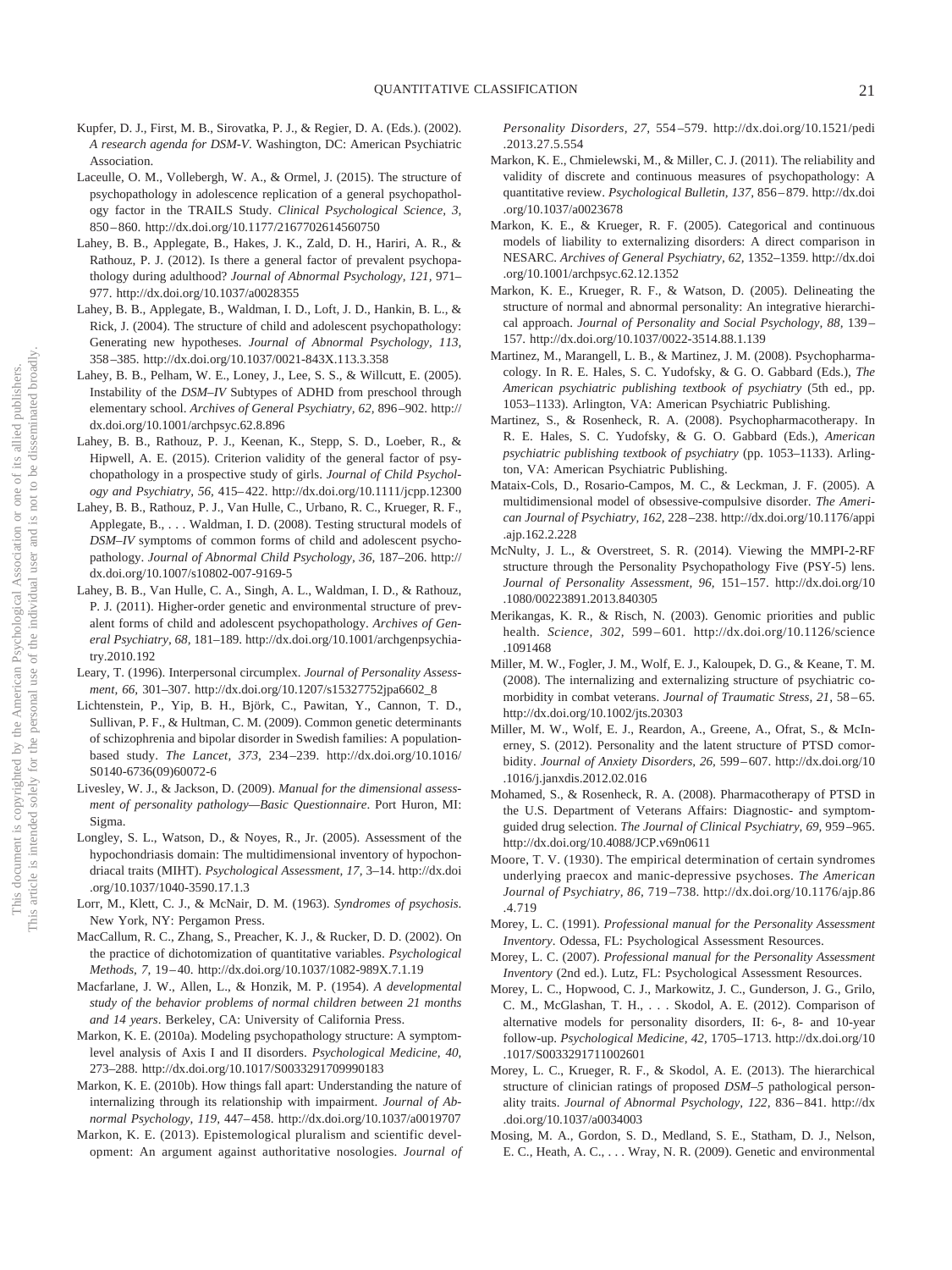Kupfer, D. J., First, M. B., Sirovatka, P. J., & Regier, D. A. (Eds.). (2002). *A research agenda for DSM-V*. Washington, DC: American Psychiatric Association.

Laceulle, O. M., Vollebergh, W. A., & Ormel, J. (2015). The structure of psychopathology in adolescence replication of a general psychopathology factor in the TRAILS Study. *Clinical Psychological Science, 3,* 850–860. http://dx.doi.org/10.1177/2167702614560750

Lahey, B. B., Applegate, B., Hakes, J. K., Zald, D. H., Hariri, A. R., & Rathouz, P. J. (2012). Is there a general factor of prevalent psychopathology during adulthood? *Journal of Abnormal Psychology, 121,* 971–977. http://dx.doi.org/10.1037/a0028355

Lahey, B. B., Applegate, B., Waldman, I. D., Loft, J. D., Hankin, B. L., & Rick, J. (2004). The structure of child and adolescent psychopathology: Generating new hypotheses. *Journal of Abnormal Psychology, 113,* 358–385. http://dx.doi.org/10.1037/0021-843X.113.3.358

Lahey, B. B., Pelham, W. E., Loney, J., Lee, S. S., & Willcutt, E. (2005). Instability of the *DSM–IV* Subtypes of ADHD from preschool through elementary school. *Archives of General Psychiatry, 62,* 896–902. http://dx.doi.org/10.1001/archpsyc.62.8.896

Lahey, B. B., Rathouz, P. J., Keenan, K., Stepp, S. D., Loeber, R., & Hipwell, A. E. (2015). Criterion validity of the general factor of psychopathology in a prospective study of girls. *Journal of Child Psychology and Psychiatry, 56,* 415–422. http://dx.doi.org/10.1111/jcpp.12300

Lahey, B. B., Rathouz, P. J., Van Hulle, C., Urbano, R. C., Krueger, R. F., Applegate, B., . . . Waldman, I. D. (2008). Testing structural models of *DSM–IV* symptoms of common forms of child and adolescent psychopathology. *Journal of Abnormal Child Psychology, 36,* 187–206. http://dx.doi.org/10.1007/s10802-007-9169-5

Lahey, B. B., Van Hulle, C. A., Singh, A. L., Waldman, I. D., & Rathouz, P. J. (2011). Higher-order genetic and environmental structure of prevalent forms of child and adolescent psychopathology. *Archives of General Psychiatry, 68,* 181–189. http://dx.doi.org/10.1001/archgenpsychiatry.2010.192

Leary, T. (1996). Interpersonal circumplex. *Journal of Personality Assessment, 66,* 301–307. http://dx.doi.org/10.1207/s15327752jpa6602_8

Lichtenstein, P., Yip, B. H., Björk, C., Pawitan, Y., Cannon, T. D., Sullivan, P. F., & Hultman, C. M. (2009). Common genetic determinants of schizophrenia and bipolar disorder in Swedish families: A population-based study. *The Lancet, 373,* 234–239. http://dx.doi.org/10.1016/S0140-6736(09)60072-6

Livesley, W. J., & Jackson, D. (2009). *Manual for the dimensional assessment of personality pathology—Basic Questionnaire*. Port Huron, MI: Sigma.

Longley, S. L., Watson, D., & Noyes, R., Jr. (2005). Assessment of the hypochondriasis domain: The multidimensional inventory of hypochondriacal traits (MIHT). *Psychological Assessment, 17,* 3–14. http://dx.doi.org/10.1037/1040-3590.17.1.3

Lorr, M., Klett, C. J., & McNair, D. M. (1963). *Syndromes of psychosis*. New York, NY: Pergamon Press.

MacCallum, R. C., Zhang, S., Preacher, K. J., & Rucker, D. D. (2002). On the practice of dichotomization of quantitative variables. *Psychological Methods, 7,* 19–40. http://dx.doi.org/10.1037/1082-989X.7.1.19

Macfarlane, J. W., Allen, L., & Honzik, M. P. (1954). *A developmental study of the behavior problems of normal children between 21 months and 14 years*. Berkeley, CA: University of California Press.

Markon, K. E. (2010a). Modeling psychopathology structure: A symptom-level analysis of Axis I and II disorders. *Psychological Medicine, 40,* 273–288. http://dx.doi.org/10.1017/S0033291709990183

Markon, K. E. (2010b). How things fall apart: Understanding the nature of internalizing through its relationship with impairment. *Journal of Abnormal Psychology, 119,* 447–458. http://dx.doi.org/10.1037/a0019707

Markon, K. E. (2013). Epistemological pluralism and scientific development: An argument against authoritative nosologies. *Journal of Personality Disorders, 27,* 554–579. http://dx.doi.org/10.1521/pedi.2013.27.5.554

Markon, K. E., Chmielewski, M., & Miller, C. J. (2011). The reliability and validity of discrete and continuous measures of psychopathology: A quantitative review. *Psychological Bulletin, 137,* 856–879. http://dx.doi.org/10.1037/a0023678

Markon, K. E., & Krueger, R. F. (2005). Categorical and continuous models of liability to externalizing disorders: A direct comparison in NESARC. *Archives of General Psychiatry, 62,* 1352–1359. http://dx.doi.org/10.1001/archpsyc.62.12.1352

Markon, K. E., Krueger, R. F., & Watson, D. (2005). Delineating the structure of normal and abnormal personality: An integrative hierarchical approach. *Journal of Personality and Social Psychology, 88,* 139–157. http://dx.doi.org/10.1037/0022-3514.88.1.139

Martinez, M., Marangell, L. B., & Martinez, J. M. (2008). Psychopharmacology. In R. E. Hales, S. C. Yudofsky, & G. O. Gabbard (Eds.), *The American psychiatric publishing textbook of psychiatry* (5th ed., pp. 1053–1133). Arlington, VA: American Psychiatric Publishing.

Martinez, S., & Rosenheck, R. A. (2008). Psychopharmacotherapy. In R. E. Hales, S. C. Yudofsky, & G. O. Gabbard (Eds.), *American psychiatric publishing textbook of psychiatry* (pp. 1053–1133). Arlington, VA: American Psychiatric Publishing.

Mataix-Cols, D., Rosario-Campos, M. C., & Leckman, J. F. (2005). A multidimensional model of obsessive-compulsive disorder. *The American Journal of Psychiatry, 162,* 228–238. http://dx.doi.org/10.1176/appi.ajp.162.2.228

McNulty, J. L., & Overstreet, S. R. (2014). Viewing the MMPI-2-RF structure through the Personality Psychopathology Five (PSY-5) lens. *Journal of Personality Assessment, 96,* 151–157. http://dx.doi.org/10.1080/00223891.2013.840305

Merikangas, K. R., & Risch, N. (2003). Genomic priorities and public health. *Science, 302,* 599–601. http://dx.doi.org/10.1126/science.1091468

Miller, M. W., Fogler, J. M., Wolf, E. J., Kaloupek, D. G., & Keane, T. M. (2008). The internalizing and externalizing structure of psychiatric comorbidity in combat veterans. *Journal of Traumatic Stress, 21,* 58–65. http://dx.doi.org/10.1002/jts.20303

Miller, M. W., Wolf, E. J., Reardon, A., Greene, A., Ofrat, S., & McInerney, S. (2012). Personality and the latent structure of PTSD comorbidity. *Journal of Anxiety Disorders, 26,* 599–607. http://dx.doi.org/10.1016/j.janxdis.2012.02.016

Mohamed, S., & Rosenheck, R. A. (2008). Pharmacotherapy of PTSD in the U.S. Department of Veterans Affairs: Diagnostic- and symptom-guided drug selection. *The Journal of Clinical Psychiatry, 69,* 959–965. http://dx.doi.org/10.4088/JCP.v69n0611

Moore, T. V. (1930). The empirical determination of certain syndromes underlying praecox and manic-depressive psychoses. *The American Journal of Psychiatry, 86,* 719–738. http://dx.doi.org/10.1176/ajp.86.4.719

Morey, L. C. (1991). *Professional manual for the Personality Assessment Inventory*. Odessa, FL: Psychological Assessment Resources.

Morey, L. C. (2007). *Professional manual for the Personality Assessment Inventory* (2nd ed.). Lutz, FL: Psychological Assessment Resources.

Morey, L. C., Hopwood, C. J., Markowitz, J. C., Gunderson, J. G., Grilo, C. M., McGlashan, T. H., . . . Skodol, A. E. (2012). Comparison of alternative models for personality disorders, II: 6-, 8- and 10-year follow-up. *Psychological Medicine, 42,* 1705–1713. http://dx.doi.org/10.1017/S0033291711002601

Morey, L. C., Krueger, R. F., & Skodol, A. E. (2013). The hierarchical structure of clinician ratings of proposed *DSM–5* pathological personality traits. *Journal of Abnormal Psychology, 122,* 836–841. http://dx.doi.org/10.1037/a0034003

Mosing, M. A., Gordon, S. D., Medland, S. E., Statham, D. J., Nelson, E. C., Heath, A. C., . . . Wray, N. R. (2009). Genetic and environmental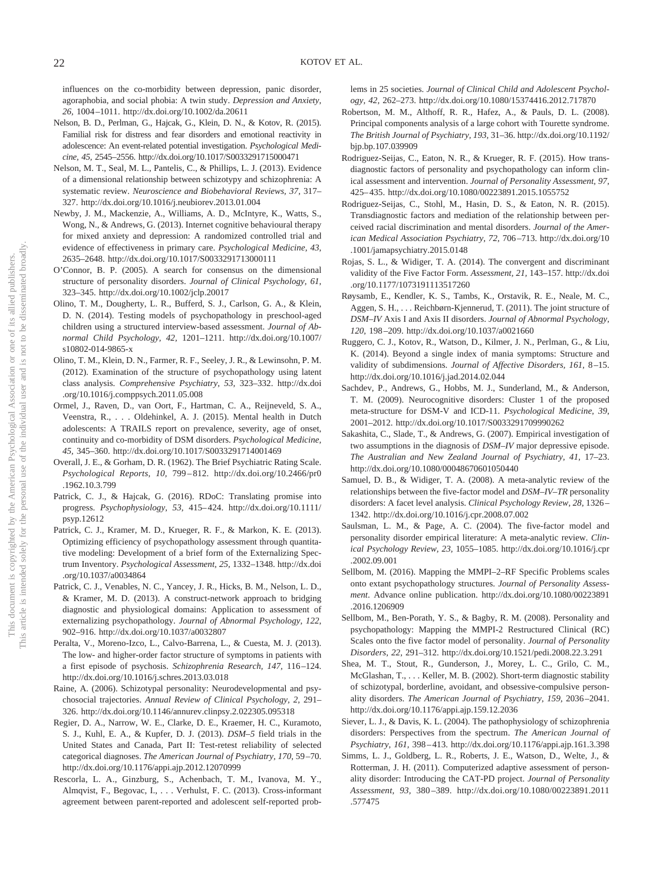influences on the co-morbidity between depression, panic disorder, agoraphobia, and social phobia: A twin study. *Depression and Anxiety, 26,* 1004–1011. http://dx.doi.org/10.1002/da.20611

Nelson, B. D., Perlman, G., Hajcak, G., Klein, D. N., & Kotov, R. (2015). Familial risk for distress and fear disorders and emotional reactivity in adolescence: An event-related potential investigation. *Psychological Medicine, 45,* 2545–2556. http://dx.doi.org/10.1017/S0033291715000471

Nelson, M. T., Seal, M. L., Pantelis, C., & Phillips, L. J. (2013). Evidence of a dimensional relationship between schizotypy and schizophrenia: A systematic review. *Neuroscience and Biobehavioral Reviews, 37,* 317–327. http://dx.doi.org/10.1016/j.neubiorev.2013.01.004

Newby, J. M., Mackenzie, A., Williams, A. D., McIntyre, K., Watts, S., Wong, N., & Andrews, G. (2013). Internet cognitive behavioural therapy for mixed anxiety and depression: A randomized controlled trial and evidence of effectiveness in primary care. *Psychological Medicine, 43,* 2635–2648. http://dx.doi.org/10.1017/S0033291713000111

O'Connor, B. P. (2005). A search for consensus on the dimensional structure of personality disorders. *Journal of Clinical Psychology, 61,* 323–345. http://dx.doi.org/10.1002/jclp.20017

Olino, T. M., Dougherty, L. R., Bufferd, S. J., Carlson, G. A., & Klein, D. N. (2014). Testing models of psychopathology in preschool-aged children using a structured interview-based assessment. *Journal of Abnormal Child Psychology, 42,* 1201–1211. http://dx.doi.org/10.1007/s10802-014-9865-x

Olino, T. M., Klein, D. N., Farmer, R. F., Seeley, J. R., & Lewinsohn, P. M. (2012). Examination of the structure of psychopathology using latent class analysis. *Comprehensive Psychiatry, 53,* 323–332. http://dx.doi.org/10.1016/j.comppsych.2011.05.008

Ormel, J., Raven, D., van Oort, F., Hartman, C. A., Reijneveld, S. A., Veenstra, R., . . . Oldehinkel, A. J. (2015). Mental health in Dutch adolescents: A TRAILS report on prevalence, severity, age of onset, continuity and co-morbidity of DSM disorders. *Psychological Medicine, 45,* 345–360. http://dx.doi.org/10.1017/S0033291714001469

Overall, J. E., & Gorham, D. R. (1962). The Brief Psychiatric Rating Scale. *Psychological Reports, 10,* 799–812. http://dx.doi.org/10.2466/pr0.1962.10.3.799

Patrick, C. J., & Hajcak, G. (2016). RDoC: Translating promise into progress. *Psychophysiology, 53,* 415–424. http://dx.doi.org/10.1111/psyp.12612

Patrick, C. J., Kramer, M. D., Krueger, R. F., & Markon, K. E. (2013). Optimizing efficiency of psychopathology assessment through quantitative modeling: Development of a brief form of the Externalizing Spectrum Inventory. *Psychological Assessment, 25,* 1332–1348. http://dx.doi.org/10.1037/a0034864

Patrick, C. J., Venables, N. C., Yancey, J. R., Hicks, B. M., Nelson, L. D., & Kramer, M. D. (2013). A construct-network approach to bridging diagnostic and physiological domains: Application to assessment of externalizing psychopathology. *Journal of Abnormal Psychology, 122,* 902–916. http://dx.doi.org/10.1037/a0032807

Peralta, V., Moreno-Izco, L., Calvo-Barrena, L., & Cuesta, M. J. (2013). The low- and higher-order factor structure of symptoms in patients with a first episode of psychosis. *Schizophrenia Research, 147,* 116–124. http://dx.doi.org/10.1016/j.schres.2013.03.018

Raine, A. (2006). Schizotypal personality: Neurodevelopmental and psychosocial trajectories. *Annual Review of Clinical Psychology, 2,* 291–326. http://dx.doi.org/10.1146/annurev.clinpsy.2.022305.095318

Regier, D. A., Narrow, W. E., Clarke, D. E., Kraemer, H. C., Kuramoto, S. J., Kuhl, E. A., & Kupfer, D. J. (2013). *DSM–5* field trials in the United States and Canada, Part II: Test-retest reliability of selected categorical diagnoses. *The American Journal of Psychiatry, 170,* 59–70. http://dx.doi.org/10.1176/appi.ajp.2012.12070999

Rescorla, L. A., Ginzburg, S., Achenbach, T. M., Ivanova, M. Y., Almqvist, F., Begovac, I., . . . Verhulst, F. C. (2013). Cross-informant agreement between parent-reported and adolescent self-reported problems in 25 societies. *Journal of Clinical Child and Adolescent Psychology, 42,* 262–273. http://dx.doi.org/10.1080/15374416.2012.717870

Robertson, M. M., Althoff, R. R., Hafez, A., & Pauls, D. L. (2008). Principal components analysis of a large cohort with Tourette syndrome. *The British Journal of Psychiatry, 193,* 31–36. http://dx.doi.org/10.1192/bjp.bp.107.039909

Rodriguez-Seijas, C., Eaton, N. R., & Krueger, R. F. (2015). How transdiagnostic factors of personality and psychopathology can inform clinical assessment and intervention. *Journal of Personality Assessment, 97,* 425–435. http://dx.doi.org/10.1080/00223891.2015.1055752

Rodriguez-Seijas, C., Stohl, M., Hasin, D. S., & Eaton, N. R. (2015). Transdiagnostic factors and mediation of the relationship between perceived racial discrimination and mental disorders. *Journal of the American Medical Association Psychiatry, 72,* 706–713. http://dx.doi.org/10.1001/jamapsychiatry.2015.0148

Rojas, S. L., & Widiger, T. A. (2014). The convergent and discriminant validity of the Five Factor Form. *Assessment, 21,* 143–157. http://dx.doi.org/10.1177/1073191113517260

Røysamb, E., Kendler, K. S., Tambs, K., Orstavik, R. E., Neale, M. C., Aggen, S. H., . . . Reichbørn-Kjennerud, T. (2011). The joint structure of *DSM–IV* Axis I and Axis II disorders. *Journal of Abnormal Psychology, 120,* 198–209. http://dx.doi.org/10.1037/a0021660

Ruggero, C. J., Kotov, R., Watson, D., Kilmer, J. N., Perlman, G., & Liu, K. (2014). Beyond a single index of mania symptoms: Structure and validity of subdimensions. *Journal of Affective Disorders, 161,* 8–15. http://dx.doi.org/10.1016/j.jad.2014.02.044

Sachdev, P., Andrews, G., Hobbs, M. J., Sunderland, M., & Anderson, T. M. (2009). Neurocognitive disorders: Cluster 1 of the proposed meta-structure for DSM-V and ICD-11. *Psychological Medicine, 39,* 2001–2012. http://dx.doi.org/10.1017/S0033291709990262

Sakashita, C., Slade, T., & Andrews, G. (2007). Empirical investigation of two assumptions in the diagnosis of *DSM–IV* major depressive episode. *The Australian and New Zealand Journal of Psychiatry, 41,* 17–23. http://dx.doi.org/10.1080/00048670601050440

Samuel, D. B., & Widiger, T. A. (2008). A meta-analytic review of the relationships between the five-factor model and *DSM–IV–TR* personality disorders: A facet level analysis. *Clinical Psychology Review, 28,* 1326–1342. http://dx.doi.org/10.1016/j.cpr.2008.07.002

Saulsman, L. M., & Page, A. C. (2004). The five-factor model and personality disorder empirical literature: A meta-analytic review. *Clinical Psychology Review, 23,* 1055–1085. http://dx.doi.org/10.1016/j.cpr.2002.09.001

Sellbom, M. (2016). Mapping the MMPI–2–RF Specific Problems scales onto extant psychopathology structures. *Journal of Personality Assessment*. Advance online publication. http://dx.doi.org/10.1080/00223891.2016.1206909

Sellbom, M., Ben-Porath, Y. S., & Bagby, R. M. (2008). Personality and psychopathology: Mapping the MMPI-2 Restructured Clinical (RC) Scales onto the five factor model of personality. *Journal of Personality Disorders, 22,* 291–312. http://dx.doi.org/10.1521/pedi.2008.22.3.291

Shea, M. T., Stout, R., Gunderson, J., Morey, L. C., Grilo, C. M., McGlashan, T., . . . Keller, M. B. (2002). Short-term diagnostic stability of schizotypal, borderline, avoidant, and obsessive-compulsive personality disorders. *The American Journal of Psychiatry, 159,* 2036–2041. http://dx.doi.org/10.1176/appi.ajp.159.12.2036

Siever, L. J., & Davis, K. L. (2004). The pathophysiology of schizophrenia disorders: Perspectives from the spectrum. *The American Journal of Psychiatry, 161,* 398–413. http://dx.doi.org/10.1176/appi.ajp.161.3.398

Simms, L. J., Goldberg, L. R., Roberts, J. E., Watson, D., Welte, J., & Rotterman, J. H. (2011). Computerized adaptive assessment of personality disorder: Introducing the CAT-PD project. *Journal of Personality Assessment, 93,* 380–389. http://dx.doi.org/10.1080/00223891.2011.577475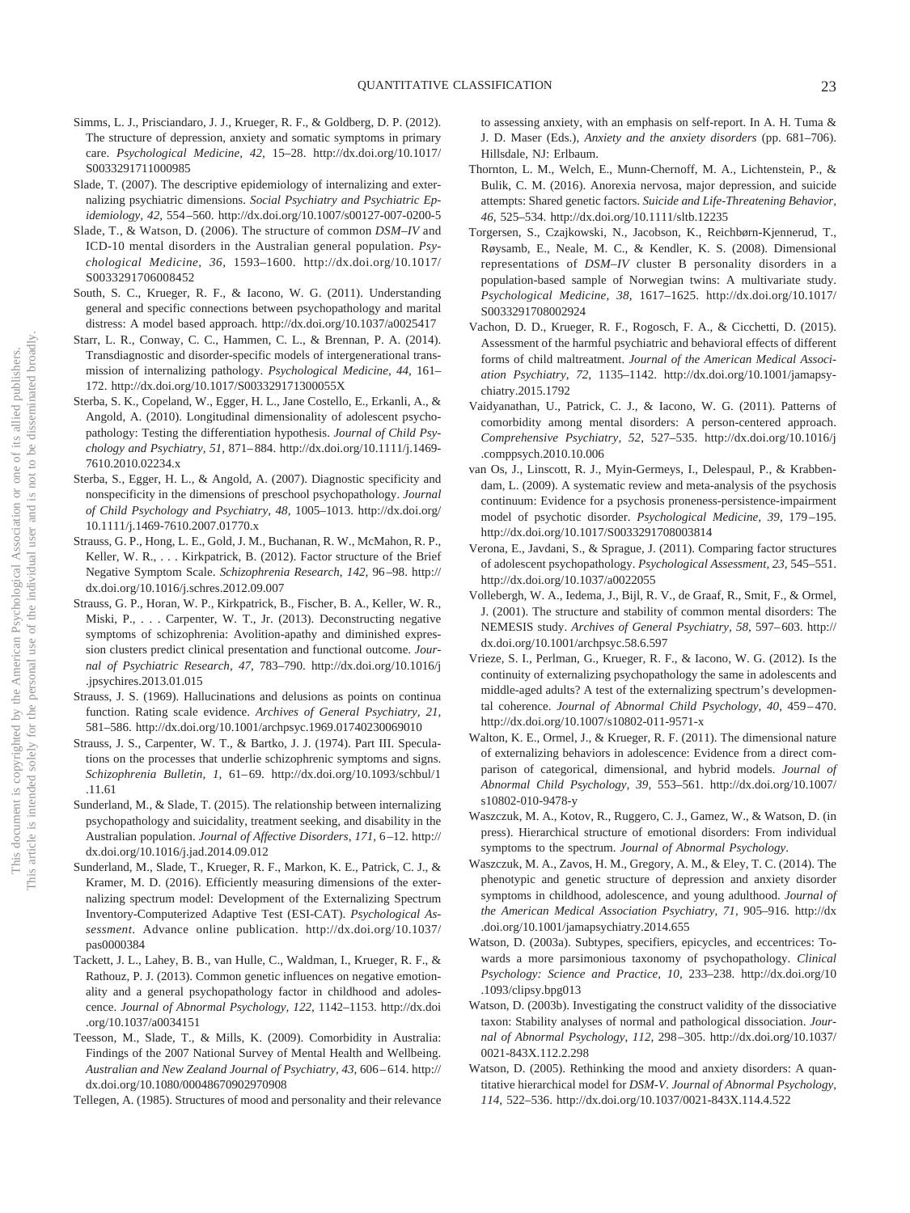Simms, L. J., Prisciandaro, J. J., Krueger, R. F., & Goldberg, D. P. (2012). The structure of depression, anxiety and somatic symptoms in primary care. *Psychological Medicine, 42,* 15–28. http://dx.doi.org/10.1017/S0033291711000985

Slade, T. (2007). The descriptive epidemiology of internalizing and externalizing psychiatric dimensions. *Social Psychiatry and Psychiatric Epidemiology, 42,* 554–560. http://dx.doi.org/10.1007/s00127-007-0200-5

Slade, T., & Watson, D. (2006). The structure of common *DSM–IV* and ICD-10 mental disorders in the Australian general population. *Psychological Medicine, 36,* 1593–1600. http://dx.doi.org/10.1017/S0033291706008452

South, S. C., Krueger, R. F., & Iacono, W. G. (2011). Understanding general and specific connections between psychopathology and marital distress: A model based approach. http://dx.doi.org/10.1037/a0025417

Starr, L. R., Conway, C. C., Hammen, C. L., & Brennan, P. A. (2014). Transdiagnostic and disorder-specific models of intergenerational transmission of internalizing pathology. *Psychological Medicine, 44,* 161–172. http://dx.doi.org/10.1017/S003329171300055X

Sterba, S. K., Copeland, W., Egger, H. L., Jane Costello, E., Erkanli, A., & Angold, A. (2010). Longitudinal dimensionality of adolescent psychopathology: Testing the differentiation hypothesis. *Journal of Child Psychology and Psychiatry, 51,* 871–884. http://dx.doi.org/10.1111/j.1469-7610.2010.02234.x

Sterba, S., Egger, H. L., & Angold, A. (2007). Diagnostic specificity and nonspecificity in the dimensions of preschool psychopathology. *Journal of Child Psychology and Psychiatry, 48,* 1005–1013. http://dx.doi.org/10.1111/j.1469-7610.2007.01770.x

Strauss, G. P., Hong, L. E., Gold, J. M., Buchanan, R. W., McMahon, R. P., Keller, W. R., . . . Kirkpatrick, B. (2012). Factor structure of the Brief Negative Symptom Scale. *Schizophrenia Research, 142,* 96–98. http://dx.doi.org/10.1016/j.schres.2012.09.007

Strauss, G. P., Horan, W. P., Kirkpatrick, B., Fischer, B. A., Keller, W. R., Miski, P., . . . Carpenter, W. T., Jr. (2013). Deconstructing negative symptoms of schizophrenia: Avolition-apathy and diminished expression clusters predict clinical presentation and functional outcome. *Journal of Psychiatric Research, 47,* 783–790. http://dx.doi.org/10.1016/j.jpsychires.2013.01.015

Strauss, J. S. (1969). Hallucinations and delusions as points on continua function. Rating scale evidence. *Archives of General Psychiatry, 21,* 581–586. http://dx.doi.org/10.1001/archpsyc.1969.01740230069010

Strauss, J. S., Carpenter, W. T., & Bartko, J. J. (1974). Part III. Speculations on the processes that underlie schizophrenic symptoms and signs. *Schizophrenia Bulletin, 1,* 61–69. http://dx.doi.org/10.1093/schbul/1.11.61

Sunderland, M., & Slade, T. (2015). The relationship between internalizing psychopathology and suicidality, treatment seeking, and disability in the Australian population. *Journal of Affective Disorders, 171,* 6–12. http://dx.doi.org/10.1016/j.jad.2014.09.012

Sunderland, M., Slade, T., Krueger, R. F., Markon, K. E., Patrick, C. J., & Kramer, M. D. (2016). Efficiently measuring dimensions of the externalizing spectrum model: Development of the Externalizing Spectrum Inventory-Computerized Adaptive Test (ESI-CAT). *Psychological Assessment*. Advance online publication. http://dx.doi.org/10.1037/pas0000384

Tackett, J. L., Lahey, B. B., van Hulle, C., Waldman, I., Krueger, R. F., & Rathouz, P. J. (2013). Common genetic influences on negative emotionality and a general psychopathology factor in childhood and adolescence. *Journal of Abnormal Psychology, 122,* 1142–1153. http://dx.doi.org/10.1037/a0034151

Teesson, M., Slade, T., & Mills, K. (2009). Comorbidity in Australia: Findings of the 2007 National Survey of Mental Health and Wellbeing. *Australian and New Zealand Journal of Psychiatry, 43,* 606–614. http://dx.doi.org/10.1080/00048670902970908

Tellegen, A. (1985). Structures of mood and personality and their relevance to assessing anxiety, with an emphasis on self-report. In A. H. Tuma & J. D. Maser (Eds.), *Anxiety and the anxiety disorders* (pp. 681–706). Hillsdale, NJ: Erlbaum.

Thornton, L. M., Welch, E., Munn-Chernoff, M. A., Lichtenstein, P., & Bulik, C. M. (2016). Anorexia nervosa, major depression, and suicide attempts: Shared genetic factors. *Suicide and Life-Threatening Behavior, 46,* 525–534. http://dx.doi.org/10.1111/sltb.12235

Torgersen, S., Czajkowski, N., Jacobson, K., Reichborn-Kjennerud, T., Røysamb, E., Neale, M. C., & Kendler, K. S. (2008). Dimensional representations of *DSM–IV* cluster B personality disorders in a population-based sample of Norwegian twins: A multivariate study. *Psychological Medicine, 38,* 1617–1625. http://dx.doi.org/10.1017/S0033291708002924

Vachon, D. D., Krueger, R. F., Rogosch, F. A., & Cicchetti, D. (2015). Assessment of the harmful psychiatric and behavioral effects of different forms of child maltreatment. *Journal of the American Medical Association Psychiatry, 72,* 1135–1142. http://dx.doi.org/10.1001/jamapsychiatry.2015.1792

Vaidyanathan, U., Patrick, C. J., & Iacono, W. G. (2011). Patterns of comorbidity among mental disorders: A person-centered approach. *Comprehensive Psychiatry, 52,* 527–535. http://dx.doi.org/10.1016/j.comppsych.2010.10.006

van Os, J., Linscott, R. J., Myin-Germeys, I., Delespaul, P., & Krabbendam, L. (2009). A systematic review and meta-analysis of the psychosis continuum: Evidence for a psychosis proneness-persistence-impairment model of psychotic disorder. *Psychological Medicine, 39,* 179–195. http://dx.doi.org/10.1017/S0033291708003814

Verona, E., Javdani, S., & Sprague, J. (2011). Comparing factor structures of adolescent psychopathology. *Psychological Assessment, 23,* 545–551. http://dx.doi.org/10.1037/a0022055

Vollebergh, W. A., Iedema, J., Bijl, R. V., de Graaf, R., Smit, F., & Ormel, J. (2001). The structure and stability of common mental disorders: The NEMESIS study. *Archives of General Psychiatry, 58,* 597–603. http://dx.doi.org/10.1001/archpsyc.58.6.597

Vrieze, S. I., Perlman, G., Krueger, R. F., & Iacono, W. G. (2012). Is the continuity of externalizing psychopathology the same in adolescents and middle-aged adults? A test of the externalizing spectrum's developmental coherence. *Journal of Abnormal Child Psychology, 40,* 459–470. http://dx.doi.org/10.1007/s10802-011-9571-x

Walton, K. E., Ormel, J., & Krueger, R. F. (2011). The dimensional nature of externalizing behaviors in adolescence: Evidence from a direct comparison of categorical, dimensional, and hybrid models. *Journal of Abnormal Child Psychology, 39,* 553–561. http://dx.doi.org/10.1007/s10802-010-9478-y

Waszczuk, M. A., Kotov, R., Ruggero, C. J., Gamez, W., & Watson, D. (in press). Hierarchical structure of emotional disorders: From individual symptoms to the spectrum. *Journal of Abnormal Psychology*.

Waszczuk, M. A., Zavos, H. M., Gregory, A. M., & Eley, T. C. (2014). The phenotypic and genetic structure of depression and anxiety disorder symptoms in childhood, adolescence, and young adulthood. *Journal of the American Medical Association Psychiatry, 71,* 905–916. http://dx.doi.org/10.1001/jamapsychiatry.2014.655

Watson, D. (2003a). Subtypes, specifiers, epicycles, and eccentrices: Towards a more parsimonious taxonomy of psychopathology. *Clinical Psychology: Science and Practice, 10,* 233–238. http://dx.doi.org/10.1093/clipsy.bpg013

Watson, D. (2003b). Investigating the construct validity of the dissociative taxon: Stability analyses of normal and pathological dissociation. *Journal of Abnormal Psychology, 112,* 298–305. http://dx.doi.org/10.1037/0021-843X.112.2.298

Watson, D. (2005). Rethinking the mood and anxiety disorders: A quantitative hierarchical model for *DSM-V*. *Journal of Abnormal Psychology, 114,* 522–536. http://dx.doi.org/10.1037/0021-843X.114.4.522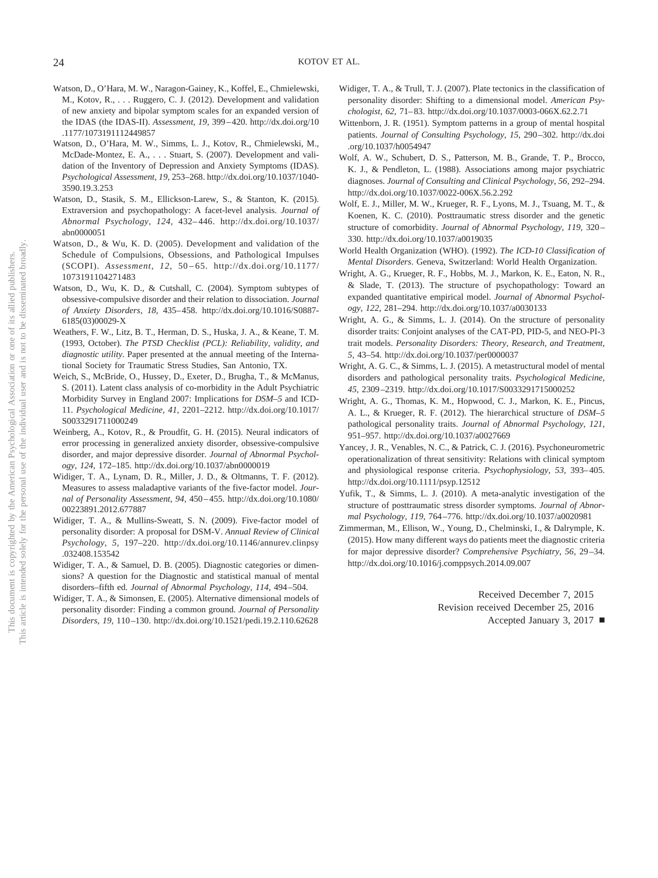Watson, D., O'Hara, M. W., Naragon-Gainey, K., Koffel, E., Chmielewski, M., Kotov, R., . . . Ruggero, C. J. (2012). Development and validation of new anxiety and bipolar symptom scales for an expanded version of the IDAS (the IDAS-II). *Assessment, 19,* 399–420. http://dx.doi.org/10.1177/1073191112449857

Watson, D., O'Hara, M. W., Simms, L. J., Kotov, R., Chmielewski, M., McDade-Montez, E. A., . . . Stuart, S. (2007). Development and validation of the Inventory of Depression and Anxiety Symptoms (IDAS). *Psychological Assessment, 19,* 253–268. http://dx.doi.org/10.1037/1040-3590.19.3.253

Watson, D., Stasik, S. M., Ellickson-Larew, S., & Stanton, K. (2015). Extraversion and psychopathology: A facet-level analysis. *Journal of Abnormal Psychology, 124,* 432–446. http://dx.doi.org/10.1037/abn0000051

Watson, D., & Wu, K. D. (2005). Development and validation of the Schedule of Compulsions, Obsessions, and Pathological Impulses (SCOPI). *Assessment, 12,* 50–65. http://dx.doi.org/10.1177/1073191104271483

Watson, D., Wu, K. D., & Cutshall, C. (2004). Symptom subtypes of obsessive-compulsive disorder and their relation to dissociation. *Journal of Anxiety Disorders, 18,* 435–458. http://dx.doi.org/10.1016/S0887-6185(03)00029-X

Weathers, F. W., Litz, B. T., Herman, D. S., Huska, J. A., & Keane, T. M. (1993, October). *The PTSD Checklist (PCL): Reliability, validity, and diagnostic utility*. Paper presented at the annual meeting of the International Society for Traumatic Stress Studies, San Antonio, TX.

Weich, S., McBride, O., Hussey, D., Exeter, D., Brugha, T., & McManus, S. (2011). Latent class analysis of co-morbidity in the Adult Psychiatric Morbidity Survey in England 2007: Implications for *DSM–5* and ICD-11. *Psychological Medicine, 41,* 2201–2212. http://dx.doi.org/10.1017/S0033291711000249

Weinberg, A., Kotov, R., & Proudfit, G. H. (2015). Neural indicators of error processing in generalized anxiety disorder, obsessive-compulsive disorder, and major depressive disorder. *Journal of Abnormal Psychology, 124,* 172–185. http://dx.doi.org/10.1037/abn0000019

Widiger, T. A., Lynam, D. R., Miller, J. D., & Oltmanns, T. F. (2012). Measures to assess maladaptive variants of the five-factor model. *Journal of Personality Assessment, 94,* 450–455. http://dx.doi.org/10.1080/00223891.2012.677887

Widiger, T. A., & Mullins-Sweatt, S. N. (2009). Five-factor model of personality disorder: A proposal for DSM-V. *Annual Review of Clinical Psychology, 5,* 197–220. http://dx.doi.org/10.1146/annurev.clinpsy.032408.153542

Widiger, T. A., & Samuel, D. B. (2005). Diagnostic categories or dimensions? A question for the Diagnostic and statistical manual of mental disorders–fifth ed. *Journal of Abnormal Psychology, 114,* 494–504.

Widiger, T. A., & Simonsen, E. (2005). Alternative dimensional models of personality disorder: Finding a common ground. *Journal of Personality Disorders, 19,* 110–130. http://dx.doi.org/10.1521/pedi.19.2.110.62628

Widiger, T. A., & Trull, T. J. (2007). Plate tectonics in the classification of personality disorder: Shifting to a dimensional model. *American Psychologist, 62,* 71–83. http://dx.doi.org/10.1037/0003-066X.62.2.71

Wittenborn, J. R. (1951). Symptom patterns in a group of mental hospital patients. *Journal of Consulting Psychology, 15,* 290–302. http://dx.doi.org/10.1037/h0054947

Wolf, A. W., Schubert, D. S., Patterson, M. B., Grande, T. P., Brocco, K. J., & Pendleton, L. (1988). Associations among major psychiatric diagnoses. *Journal of Consulting and Clinical Psychology, 56,* 292–294. http://dx.doi.org/10.1037/0022-006X.56.2.292

Wolf, E. J., Miller, M. W., Krueger, R. F., Lyons, M. J., Tsuang, M. T., & Koenen, K. C. (2010). Posttraumatic stress disorder and the genetic structure of comorbidity. *Journal of Abnormal Psychology, 119,* 320–330. http://dx.doi.org/10.1037/a0019035

World Health Organization (WHO). (1992). *The ICD-10 Classification of Mental Disorders*. Geneva, Switzerland: World Health Organization.

Wright, A. G., Krueger, R. F., Hobbs, M. J., Markon, K. E., Eaton, N. R., & Slade, T. (2013). The structure of psychopathology: Toward an expanded quantitative empirical model. *Journal of Abnormal Psychology, 122,* 281–294. http://dx.doi.org/10.1037/a0030133

Wright, A. G., & Simms, L. J. (2014). On the structure of personality disorder traits: Conjoint analyses of the CAT-PD, PID-5, and NEO-PI-3 trait models. *Personality Disorders: Theory, Research, and Treatment, 5,* 43–54. http://dx.doi.org/10.1037/per0000037

Wright, A. G. C., & Simms, L. J. (2015). A metastructural model of mental disorders and pathological personality traits. *Psychological Medicine, 45,* 2309–2319. http://dx.doi.org/10.1017/S0033291715000252

Wright, A. G., Thomas, K. M., Hopwood, C. J., Markon, K. E., Pincus, A. L., & Krueger, R. F. (2012). The hierarchical structure of *DSM–5* pathological personality traits. *Journal of Abnormal Psychology, 121,* 951–957. http://dx.doi.org/10.1037/a0027669

Yancey, J. R., Venables, N. C., & Patrick, C. J. (2016). Psychoneurometric operationalization of threat sensitivity: Relations with clinical symptom and physiological response criteria. *Psychophysiology, 53,* 393–405. http://dx.doi.org/10.1111/psyp.12512

Yufik, T., & Simms, L. J. (2010). A meta-analytic investigation of the structure of posttraumatic stress disorder symptoms. *Journal of Abnormal Psychology, 119,* 764–776. http://dx.doi.org/10.1037/a0020981

Zimmerman, M., Ellison, W., Young, D., Chelminski, I., & Dalrymple, K. (2015). How many different ways do patients meet the diagnostic criteria for major depressive disorder? *Comprehensive Psychiatry, 56,* 29–34. http://dx.doi.org/10.1016/j.comppsych.2014.09.007

Received December 7, 2015
Revision received December 25, 2016
Accepted January 3, 2017 ■